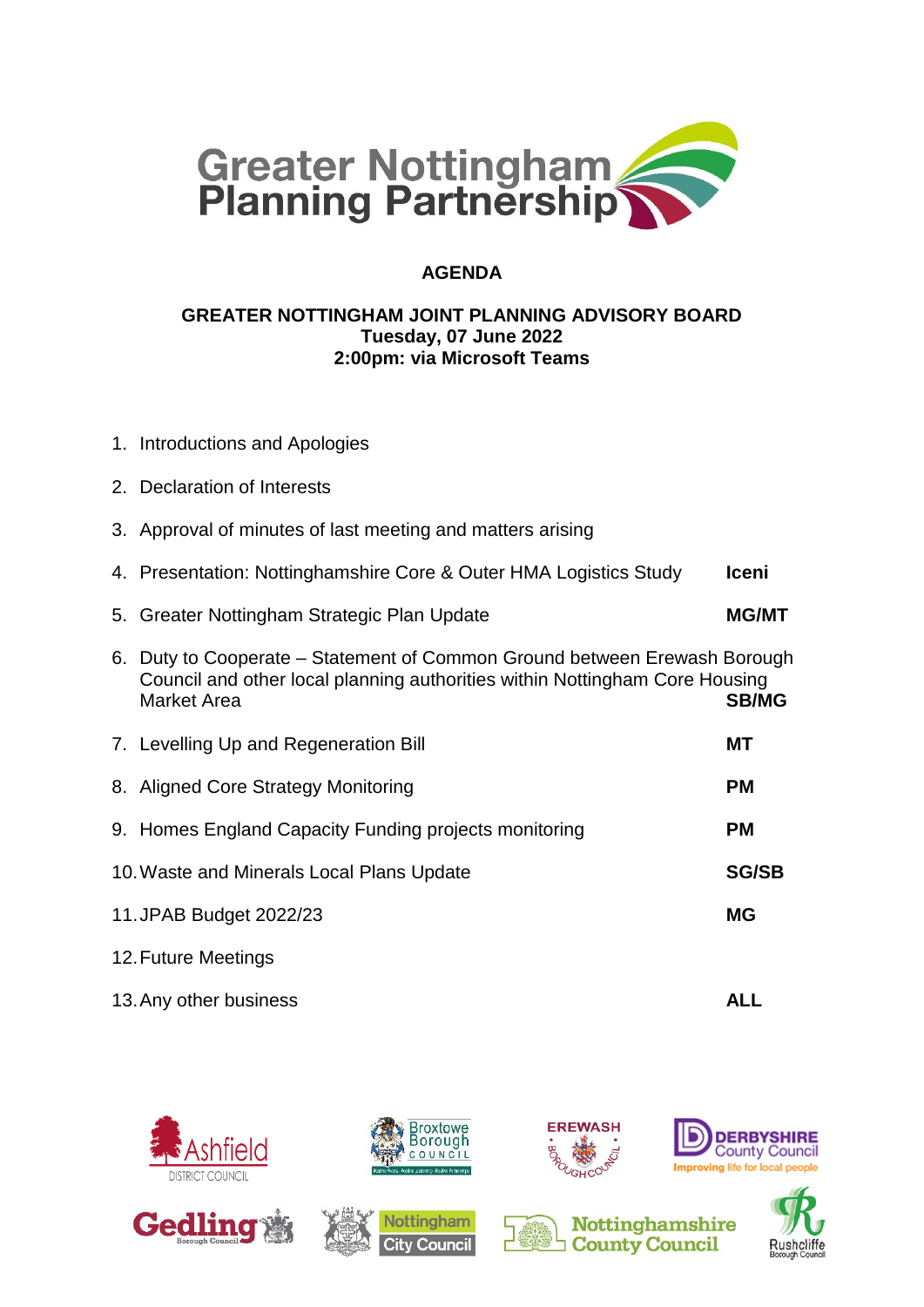Greater Nottingham Planning Partnership

# AGENDA

## GREATER NOTTINGHAM JOINT PLANNING ADVISORY BOARD
**Tuesday, 07 June 2022**
**2:00pm: via Microsoft Teams**

| | | |
|---|---|---|
| 1. | Introductions and Apologies | |
| 2. | Declaration of Interests | |
| 3. | Approval of minutes of last meeting and matters arising | |
| 4. | Presentation: Nottinghamshire Core & Outer HMA Logistics Study | **Iceni** |
| 5. | Greater Nottingham Strategic Plan Update | **MG/MT** |
| 6. | Duty to Cooperate – Statement of Common Ground between Erewash Borough Council and other local planning authorities within Nottingham Core Housing Market Area | **SB/MG** |
| 7. | Levelling Up and Regeneration Bill | **MT** |
| 8. | Aligned Core Strategy Monitoring | **PM** |
| 9. | Homes England Capacity Funding projects monitoring | **PM** |
| 10. | Waste and Minerals Local Plans Update | **SG/SB** |
| 11. | JPAB Budget 2022/23 | **MG** |
| 12. | Future Meetings | |
| 13. | Any other business | **ALL** |

Ashfield District Council · Broxtowe Borough Council · Erewash Borough Council · Derbyshire County Council · Gedling Borough Council · Nottingham City Council · Nottinghamshire County Council · Rushcliffe Borough Council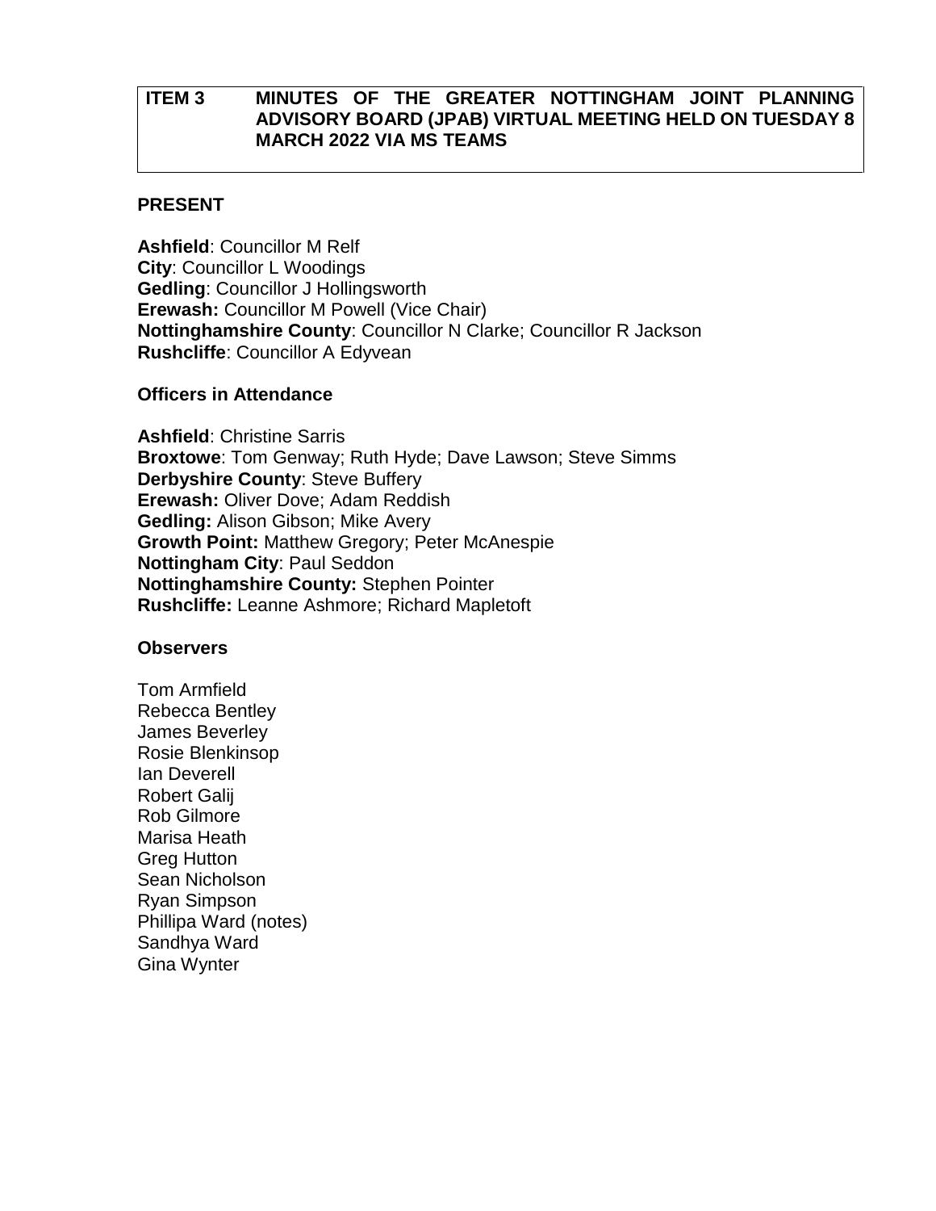**ITEM 3 MINUTES OF THE GREATER NOTTINGHAM JOINT PLANNING ADVISORY BOARD (JPAB) VIRTUAL MEETING HELD ON TUESDAY 8 MARCH 2022 VIA MS TEAMS**

## PRESENT

**Ashfield**: Councillor M Relf
**City**: Councillor L Woodings
**Gedling**: Councillor J Hollingsworth
**Erewash:** Councillor M Powell (Vice Chair)
**Nottinghamshire County**: Councillor N Clarke; Councillor R Jackson
**Rushcliffe**: Councillor A Edyvean

### Officers in Attendance

**Ashfield**: Christine Sarris
**Broxtowe**: Tom Genway; Ruth Hyde; Dave Lawson; Steve Simms
**Derbyshire County**: Steve Buffery
**Erewash:** Oliver Dove; Adam Reddish
**Gedling:** Alison Gibson; Mike Avery
**Growth Point:** Matthew Gregory; Peter McAnespie
**Nottingham City**: Paul Seddon
**Nottinghamshire County:** Stephen Pointer
**Rushcliffe:** Leanne Ashmore; Richard Mapletoft

### Observers

Tom Armfield
Rebecca Bentley
James Beverley
Rosie Blenkinsop
Ian Deverell
Robert Galij
Rob Gilmore
Marisa Heath
Greg Hutton
Sean Nicholson
Ryan Simpson
Phillipa Ward (notes)
Sandhya Ward
Gina Wynter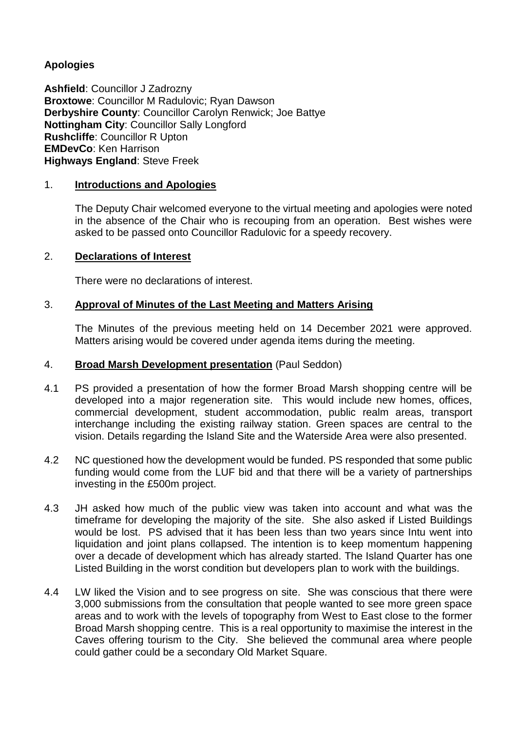**Apologies**

**Ashfield**: Councillor J Zadrozny
**Broxtowe**: Councillor M Radulovic; Ryan Dawson
**Derbyshire County**: Councillor Carolyn Renwick; Joe Battye
**Nottingham City**: Councillor Sally Longford
**Rushcliffe**: Councillor R Upton
**EMDevCo**: Ken Harrison
**Highways England**: Steve Freek

1. **Introductions and Apologies**

   The Deputy Chair welcomed everyone to the virtual meeting and apologies were noted in the absence of the Chair who is recouping from an operation. Best wishes were asked to be passed onto Councillor Radulovic for a speedy recovery.

2. **Declarations of Interest**

   There were no declarations of interest.

3. **Approval of Minutes of the Last Meeting and Matters Arising**

   The Minutes of the previous meeting held on 14 December 2021 were approved. Matters arising would be covered under agenda items during the meeting.

4. **Broad Marsh Development presentation** (Paul Seddon)

4.1 PS provided a presentation of how the former Broad Marsh shopping centre will be developed into a major regeneration site. This would include new homes, offices, commercial development, student accommodation, public realm areas, transport interchange including the existing railway station. Green spaces are central to the vision. Details regarding the Island Site and the Waterside Area were also presented.

4.2 NC questioned how the development would be funded. PS responded that some public funding would come from the LUF bid and that there will be a variety of partnerships investing in the £500m project.

4.3 JH asked how much of the public view was taken into account and what was the timeframe for developing the majority of the site. She also asked if Listed Buildings would be lost. PS advised that it has been less than two years since Intu went into liquidation and joint plans collapsed. The intention is to keep momentum happening over a decade of development which has already started. The Island Quarter has one Listed Building in the worst condition but developers plan to work with the buildings.

4.4 LW liked the Vision and to see progress on site. She was conscious that there were 3,000 submissions from the consultation that people wanted to see more green space areas and to work with the levels of topography from West to East close to the former Broad Marsh shopping centre. This is a real opportunity to maximise the interest in the Caves offering tourism to the City. She believed the communal area where people could gather could be a secondary Old Market Square.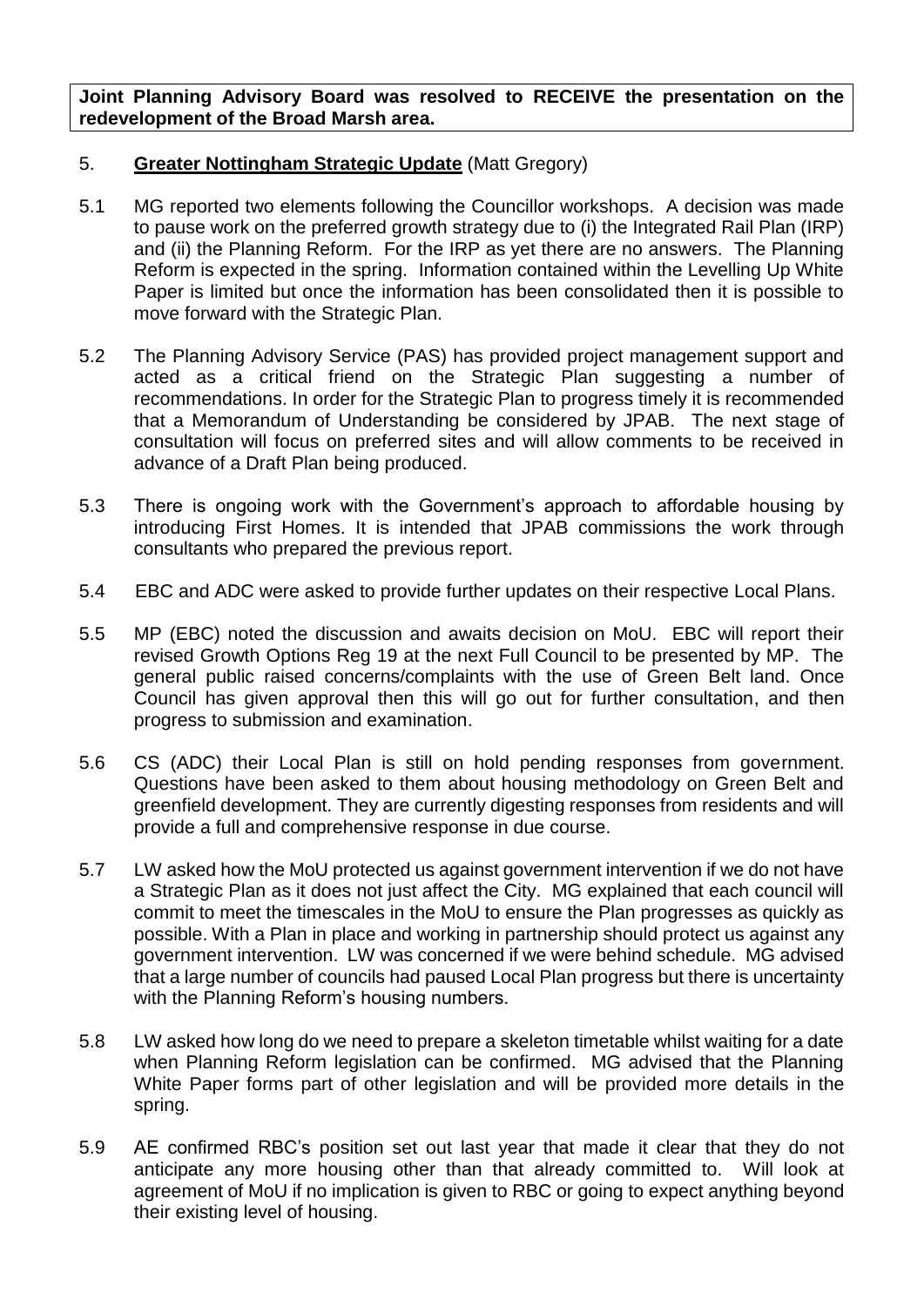**Joint Planning Advisory Board was resolved to RECEIVE the presentation on the redevelopment of the Broad Marsh area.**

5. **Greater Nottingham Strategic Update** (Matt Gregory)

5.1 MG reported two elements following the Councillor workshops. A decision was made to pause work on the preferred growth strategy due to (i) the Integrated Rail Plan (IRP) and (ii) the Planning Reform. For the IRP as yet there are no answers. The Planning Reform is expected in the spring. Information contained within the Levelling Up White Paper is limited but once the information has been consolidated then it is possible to move forward with the Strategic Plan.

5.2 The Planning Advisory Service (PAS) has provided project management support and acted as a critical friend on the Strategic Plan suggesting a number of recommendations. In order for the Strategic Plan to progress timely it is recommended that a Memorandum of Understanding be considered by JPAB. The next stage of consultation will focus on preferred sites and will allow comments to be received in advance of a Draft Plan being produced.

5.3 There is ongoing work with the Government's approach to affordable housing by introducing First Homes. It is intended that JPAB commissions the work through consultants who prepared the previous report.

5.4 EBC and ADC were asked to provide further updates on their respective Local Plans.

5.5 MP (EBC) noted the discussion and awaits decision on MoU. EBC will report their revised Growth Options Reg 19 at the next Full Council to be presented by MP. The general public raised concerns/complaints with the use of Green Belt land. Once Council has given approval then this will go out for further consultation, and then progress to submission and examination.

5.6 CS (ADC) their Local Plan is still on hold pending responses from government. Questions have been asked to them about housing methodology on Green Belt and greenfield development. They are currently digesting responses from residents and will provide a full and comprehensive response in due course.

5.7 LW asked how the MoU protected us against government intervention if we do not have a Strategic Plan as it does not just affect the City. MG explained that each council will commit to meet the timescales in the MoU to ensure the Plan progresses as quickly as possible. With a Plan in place and working in partnership should protect us against any government intervention. LW was concerned if we were behind schedule. MG advised that a large number of councils had paused Local Plan progress but there is uncertainty with the Planning Reform's housing numbers.

5.8 LW asked how long do we need to prepare a skeleton timetable whilst waiting for a date when Planning Reform legislation can be confirmed. MG advised that the Planning White Paper forms part of other legislation and will be provided more details in the spring.

5.9 AE confirmed RBC's position set out last year that made it clear that they do not anticipate any more housing other than that already committed to. Will look at agreement of MoU if no implication is given to RBC or going to expect anything beyond their existing level of housing.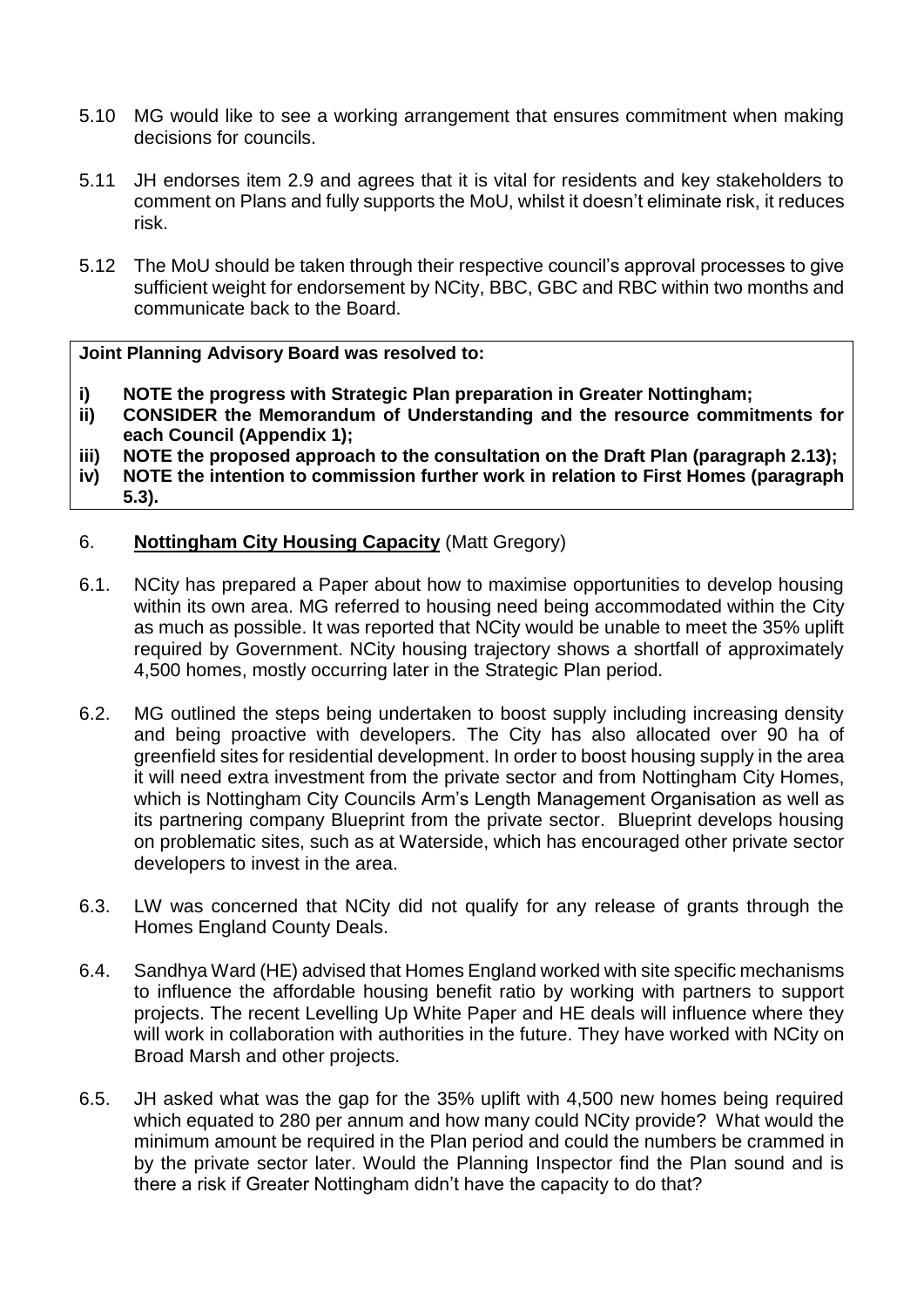5.10 MG would like to see a working arrangement that ensures commitment when making decisions for councils.

5.11 JH endorses item 2.9 and agrees that it is vital for residents and key stakeholders to comment on Plans and fully supports the MoU, whilst it doesn't eliminate risk, it reduces risk.

5.12 The MoU should be taken through their respective council's approval processes to give sufficient weight for endorsement by NCity, BBC, GBC and RBC within two months and communicate back to the Board.

**Joint Planning Advisory Board was resolved to:**

**i) NOTE the progress with Strategic Plan preparation in Greater Nottingham;**
**ii) CONSIDER the Memorandum of Understanding and the resource commitments for each Council (Appendix 1);**
**iii) NOTE the proposed approach to the consultation on the Draft Plan (paragraph 2.13);**
**iv) NOTE the intention to commission further work in relation to First Homes (paragraph 5.3).**

## 6. **Nottingham City Housing Capacity** (Matt Gregory)

6.1. NCity has prepared a Paper about how to maximise opportunities to develop housing within its own area. MG referred to housing need being accommodated within the City as much as possible. It was reported that NCity would be unable to meet the 35% uplift required by Government. NCity housing trajectory shows a shortfall of approximately 4,500 homes, mostly occurring later in the Strategic Plan period.

6.2. MG outlined the steps being undertaken to boost supply including increasing density and being proactive with developers. The City has also allocated over 90 ha of greenfield sites for residential development. In order to boost housing supply in the area it will need extra investment from the private sector and from Nottingham City Homes, which is Nottingham City Councils Arm's Length Management Organisation as well as its partnering company Blueprint from the private sector. Blueprint develops housing on problematic sites, such as at Waterside, which has encouraged other private sector developers to invest in the area.

6.3. LW was concerned that NCity did not qualify for any release of grants through the Homes England County Deals.

6.4. Sandhya Ward (HE) advised that Homes England worked with site specific mechanisms to influence the affordable housing benefit ratio by working with partners to support projects. The recent Levelling Up White Paper and HE deals will influence where they will work in collaboration with authorities in the future. They have worked with NCity on Broad Marsh and other projects.

6.5. JH asked what was the gap for the 35% uplift with 4,500 new homes being required which equated to 280 per annum and how many could NCity provide? What would the minimum amount be required in the Plan period and could the numbers be crammed in by the private sector later. Would the Planning Inspector find the Plan sound and is there a risk if Greater Nottingham didn't have the capacity to do that?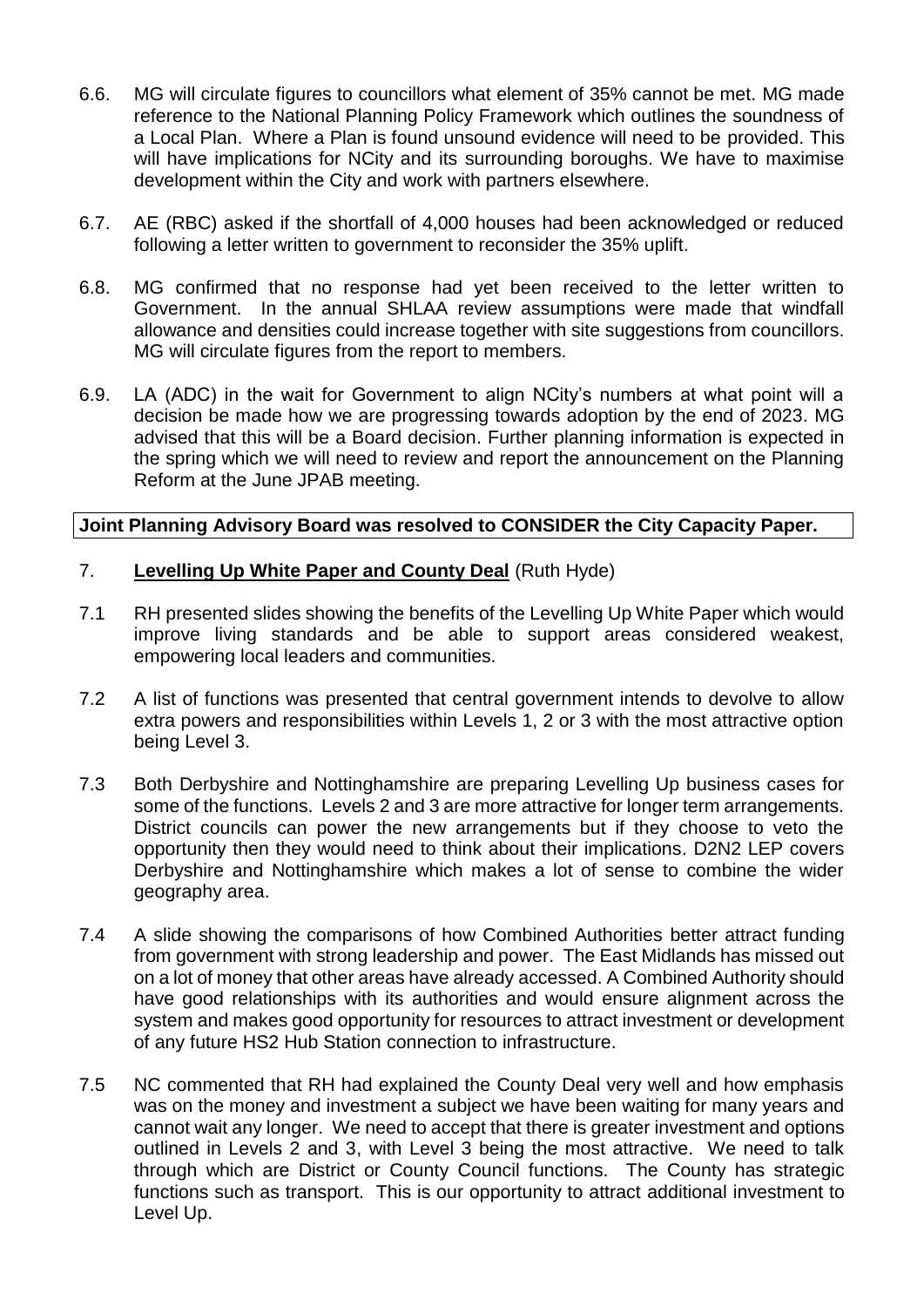6.6. MG will circulate figures to councillors what element of 35% cannot be met. MG made reference to the National Planning Policy Framework which outlines the soundness of a Local Plan. Where a Plan is found unsound evidence will need to be provided. This will have implications for NCity and its surrounding boroughs. We have to maximise development within the City and work with partners elsewhere.

6.7. AE (RBC) asked if the shortfall of 4,000 houses had been acknowledged or reduced following a letter written to government to reconsider the 35% uplift.

6.8. MG confirmed that no response had yet been received to the letter written to Government. In the annual SHLAA review assumptions were made that windfall allowance and densities could increase together with site suggestions from councillors. MG will circulate figures from the report to members.

6.9. LA (ADC) in the wait for Government to align NCity's numbers at what point will a decision be made how we are progressing towards adoption by the end of 2023. MG advised that this will be a Board decision. Further planning information is expected in the spring which we will need to review and report the announcement on the Planning Reform at the June JPAB meeting.

**Joint Planning Advisory Board was resolved to CONSIDER the City Capacity Paper.**

7. **Levelling Up White Paper and County Deal** (Ruth Hyde)

7.1 RH presented slides showing the benefits of the Levelling Up White Paper which would improve living standards and be able to support areas considered weakest, empowering local leaders and communities.

7.2 A list of functions was presented that central government intends to devolve to allow extra powers and responsibilities within Levels 1, 2 or 3 with the most attractive option being Level 3.

7.3 Both Derbyshire and Nottinghamshire are preparing Levelling Up business cases for some of the functions. Levels 2 and 3 are more attractive for longer term arrangements. District councils can power the new arrangements but if they choose to veto the opportunity then they would need to think about their implications. D2N2 LEP covers Derbyshire and Nottinghamshire which makes a lot of sense to combine the wider geography area.

7.4 A slide showing the comparisons of how Combined Authorities better attract funding from government with strong leadership and power. The East Midlands has missed out on a lot of money that other areas have already accessed. A Combined Authority should have good relationships with its authorities and would ensure alignment across the system and makes good opportunity for resources to attract investment or development of any future HS2 Hub Station connection to infrastructure.

7.5 NC commented that RH had explained the County Deal very well and how emphasis was on the money and investment a subject we have been waiting for many years and cannot wait any longer. We need to accept that there is greater investment and options outlined in Levels 2 and 3, with Level 3 being the most attractive. We need to talk through which are District or County Council functions. The County has strategic functions such as transport. This is our opportunity to attract additional investment to Level Up.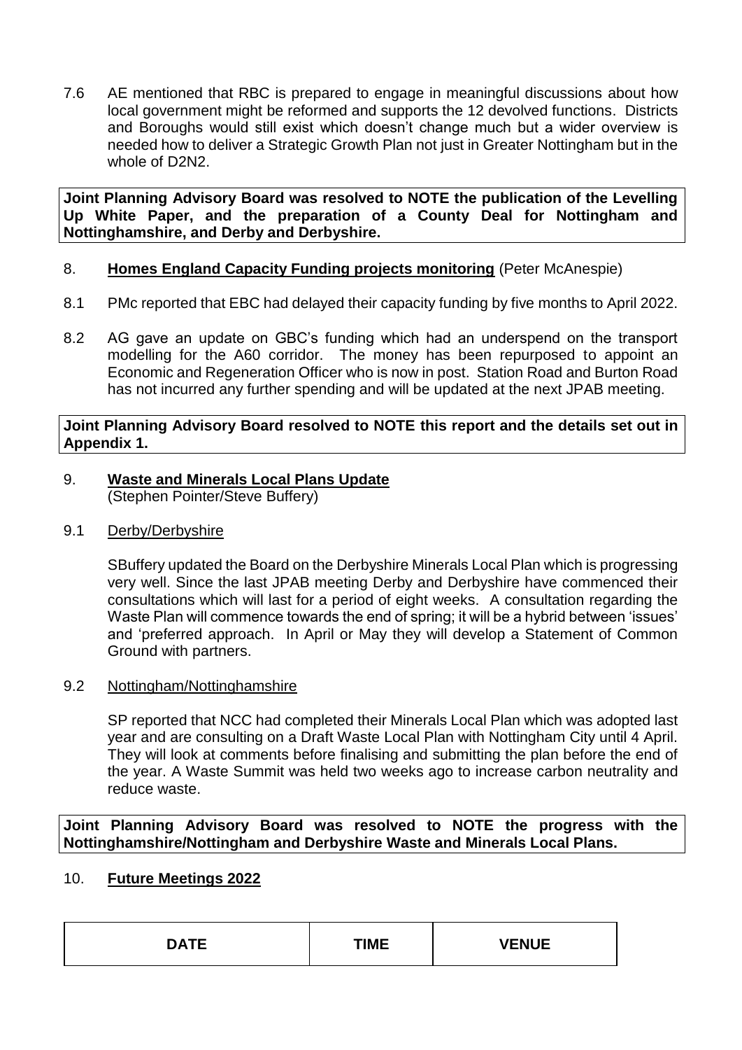7.6 AE mentioned that RBC is prepared to engage in meaningful discussions about how local government might be reformed and supports the 12 devolved functions. Districts and Boroughs would still exist which doesn't change much but a wider overview is needed how to deliver a Strategic Growth Plan not just in Greater Nottingham but in the whole of D2N2.

**Joint Planning Advisory Board was resolved to NOTE the publication of the Levelling Up White Paper, and the preparation of a County Deal for Nottingham and Nottinghamshire, and Derby and Derbyshire.**

8. **Homes England Capacity Funding projects monitoring** (Peter McAnespie)

8.1 PMc reported that EBC had delayed their capacity funding by five months to April 2022.

8.2 AG gave an update on GBC's funding which had an underspend on the transport modelling for the A60 corridor. The money has been repurposed to appoint an Economic and Regeneration Officer who is now in post. Station Road and Burton Road has not incurred any further spending and will be updated at the next JPAB meeting.

**Joint Planning Advisory Board resolved to NOTE this report and the details set out in Appendix 1.**

9. **Waste and Minerals Local Plans Update**
(Stephen Pointer/Steve Buffery)

9.1 Derby/Derbyshire

SBuffery updated the Board on the Derbyshire Minerals Local Plan which is progressing very well. Since the last JPAB meeting Derby and Derbyshire have commenced their consultations which will last for a period of eight weeks. A consultation regarding the Waste Plan will commence towards the end of spring; it will be a hybrid between 'issues' and 'preferred approach. In April or May they will develop a Statement of Common Ground with partners.

9.2 Nottingham/Nottinghamshire

SP reported that NCC had completed their Minerals Local Plan which was adopted last year and are consulting on a Draft Waste Local Plan with Nottingham City until 4 April. They will look at comments before finalising and submitting the plan before the end of the year. A Waste Summit was held two weeks ago to increase carbon neutrality and reduce waste.

**Joint Planning Advisory Board was resolved to NOTE the progress with the Nottinghamshire/Nottingham and Derbyshire Waste and Minerals Local Plans.**

10. **Future Meetings 2022**

| DATE | TIME | VENUE |
|---|---|---|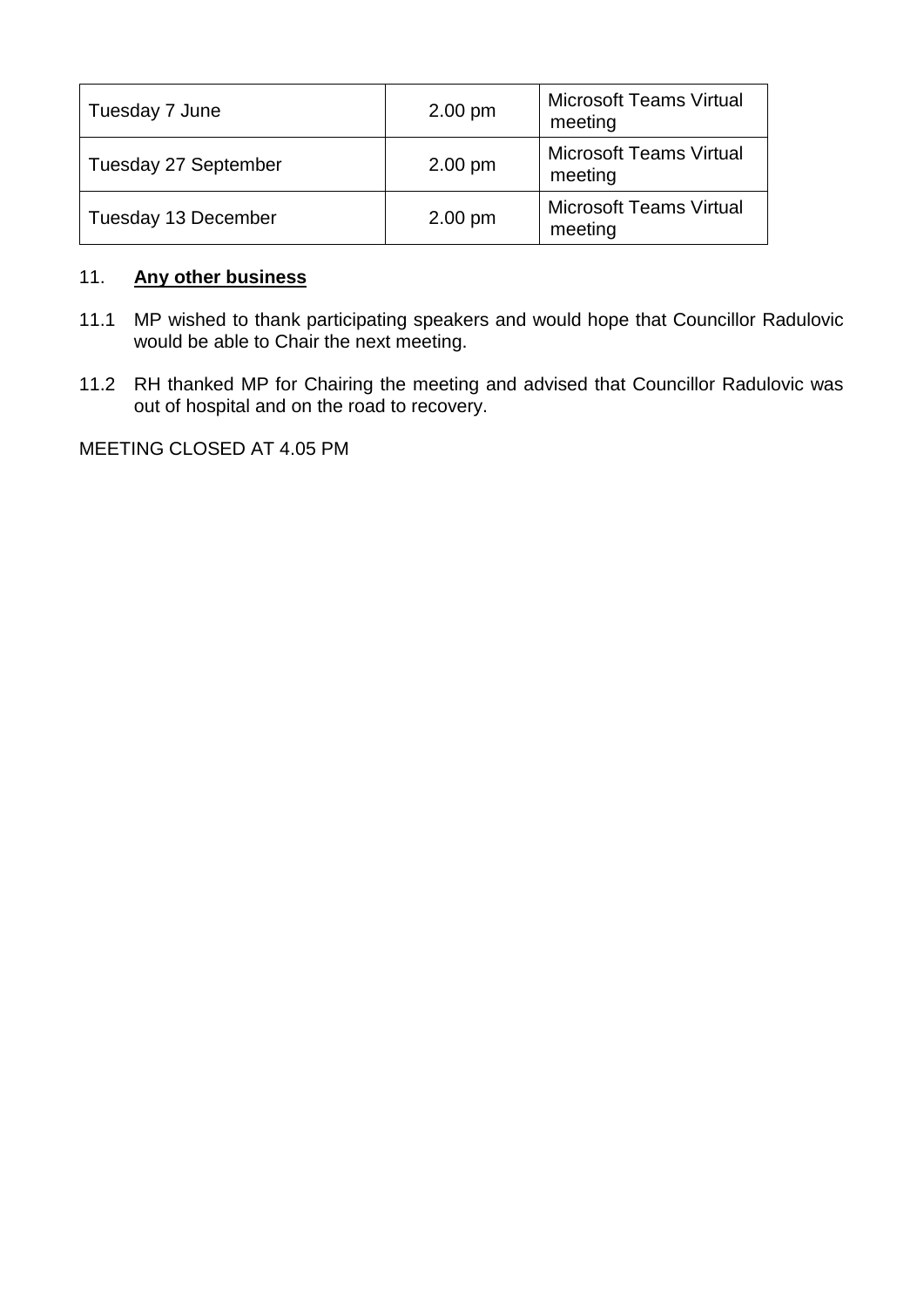| Tuesday 7 June | 2.00 pm | Microsoft Teams Virtual meeting |
|---|---|---|
| Tuesday 27 September | 2.00 pm | Microsoft Teams Virtual meeting |
| Tuesday 13 December | 2.00 pm | Microsoft Teams Virtual meeting |

11. **Any other business**

11.1 MP wished to thank participating speakers and would hope that Councillor Radulovic would be able to Chair the next meeting.

11.2 RH thanked MP for Chairing the meeting and advised that Councillor Radulovic was out of hospital and on the road to recovery.

MEETING CLOSED AT 4.05 PM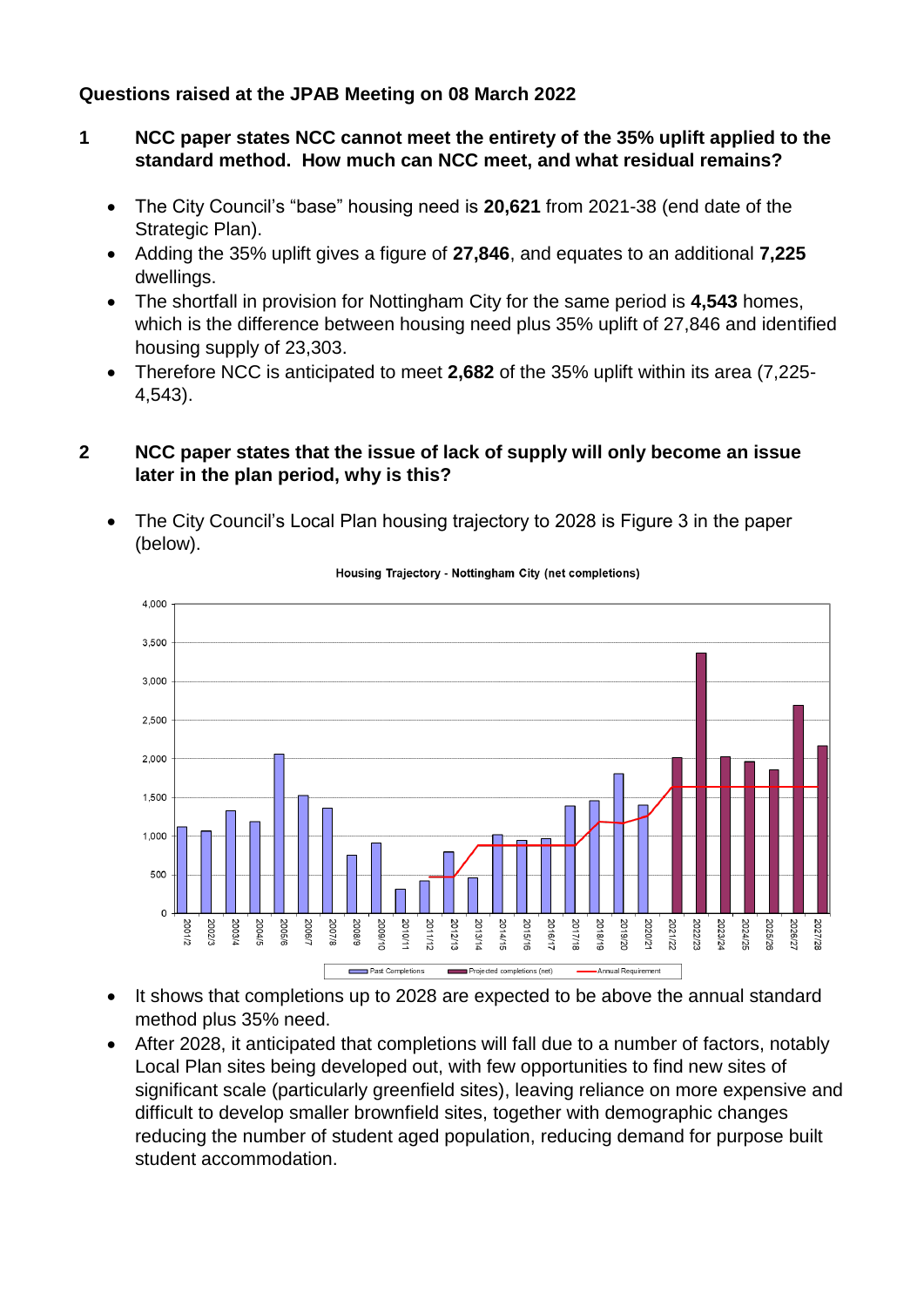**Questions raised at the JPAB Meeting on 08 March 2022**

**1 NCC paper states NCC cannot meet the entirety of the 35% uplift applied to the standard method. How much can NCC meet, and what residual remains?**

- The City Council's "base" housing need is **20,621** from 2021-38 (end date of the Strategic Plan).
- Adding the 35% uplift gives a figure of **27,846**, and equates to an additional **7,225** dwellings.
- The shortfall in provision for Nottingham City for the same period is **4,543** homes, which is the difference between housing need plus 35% uplift of 27,846 and identified housing supply of 23,303.
- Therefore NCC is anticipated to meet **2,682** of the 35% uplift within its area (7,225-4,543).

**2 NCC paper states that the issue of lack of supply will only become an issue later in the plan period, why is this?**

- The City Council's Local Plan housing trajectory to 2028 is Figure 3 in the paper (below).

Housing Trajectory - Nottingham City (net completions)

- It shows that completions up to 2028 are expected to be above the annual standard method plus 35% need.
- After 2028, it anticipated that completions will fall due to a number of factors, notably Local Plan sites being developed out, with few opportunities to find new sites of significant scale (particularly greenfield sites), leaving reliance on more expensive and difficult to develop smaller brownfield sites, together with demographic changes reducing the number of student aged population, reducing demand for purpose built student accommodation.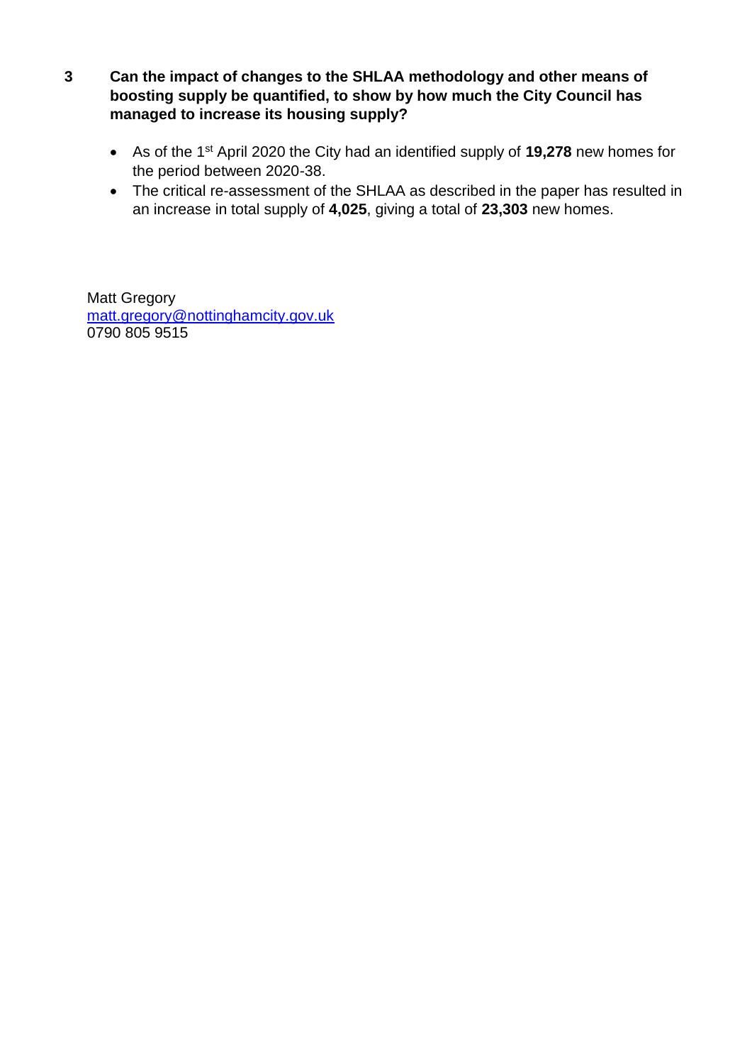**3 Can the impact of changes to the SHLAA methodology and other means of boosting supply be quantified, to show by how much the City Council has managed to increase its housing supply?**

- As of the 1st April 2020 the City had an identified supply of **19,278** new homes for the period between 2020-38.
- The critical re-assessment of the SHLAA as described in the paper has resulted in an increase in total supply of **4,025**, giving a total of **23,303** new homes.

Matt Gregory
matt.gregory@nottinghamcity.gov.uk
0790 805 9515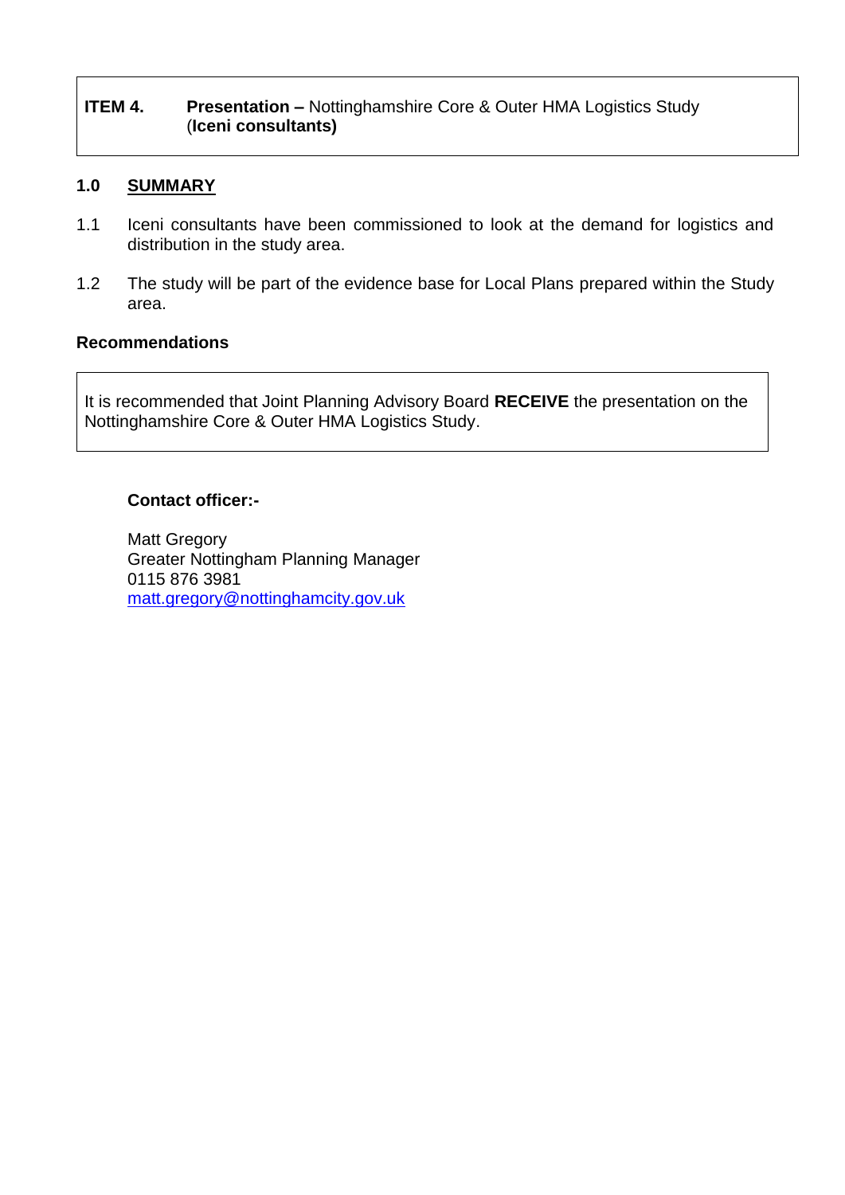**ITEM 4.** **Presentation –** Nottinghamshire Core & Outer HMA Logistics Study (**Iceni consultants)**

## 1.0 SUMMARY

1.1 Iceni consultants have been commissioned to look at the demand for logistics and distribution in the study area.

1.2 The study will be part of the evidence base for Local Plans prepared within the Study area.

### Recommendations

It is recommended that Joint Planning Advisory Board **RECEIVE** the presentation on the Nottinghamshire Core & Outer HMA Logistics Study.

**Contact officer:-**

Matt Gregory
Greater Nottingham Planning Manager
0115 876 3981
matt.gregory@nottinghamcity.gov.uk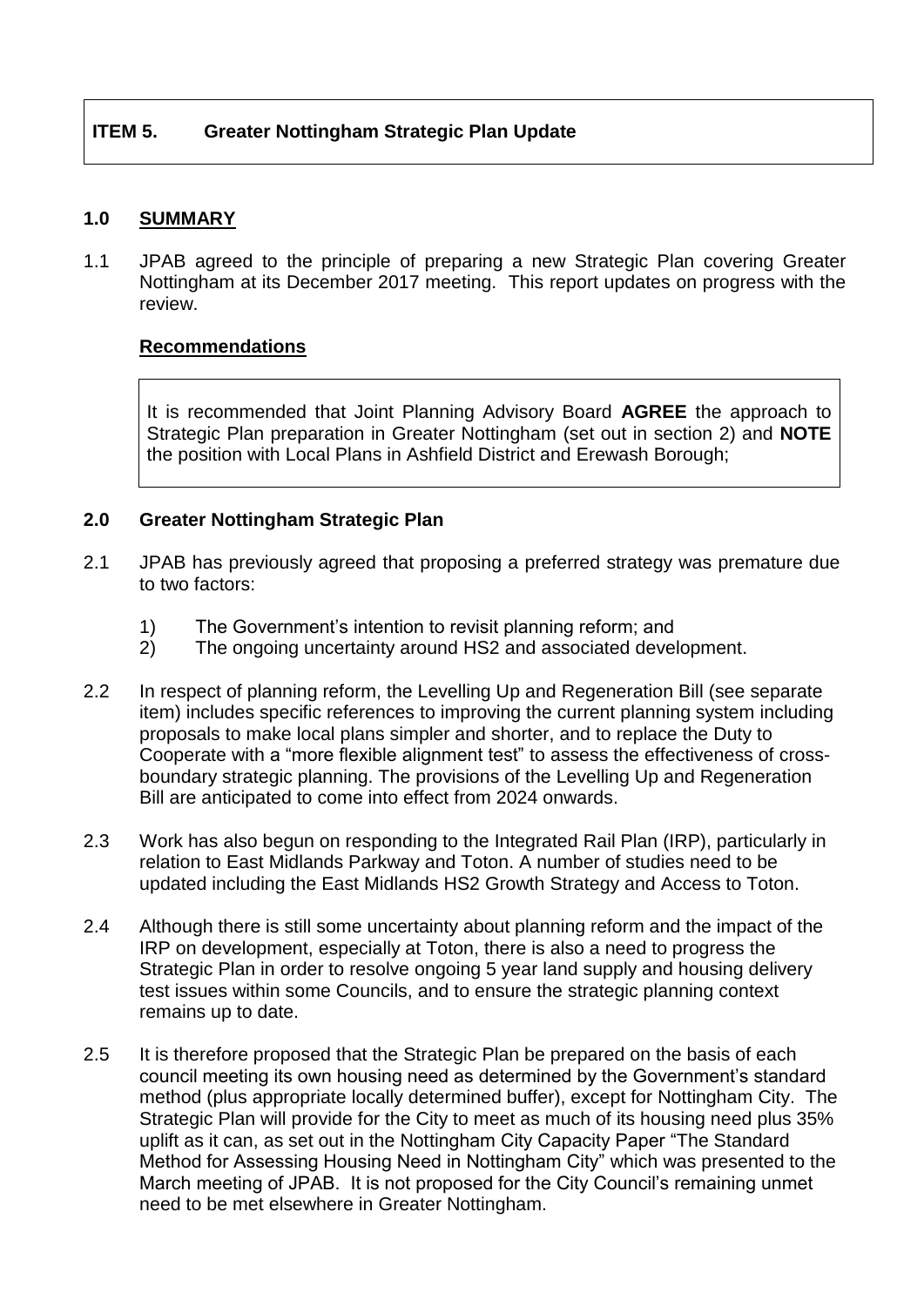**ITEM 5. Greater Nottingham Strategic Plan Update**

## 1.0 SUMMARY

1.1 JPAB agreed to the principle of preparing a new Strategic Plan covering Greater Nottingham at its December 2017 meeting. This report updates on progress with the review.

**Recommendations**

It is recommended that Joint Planning Advisory Board **AGREE** the approach to Strategic Plan preparation in Greater Nottingham (set out in section 2) and **NOTE** the position with Local Plans in Ashfield District and Erewash Borough;

## 2.0 Greater Nottingham Strategic Plan

2.1 JPAB has previously agreed that proposing a preferred strategy was premature due to two factors:

1) The Government's intention to revisit planning reform; and
2) The ongoing uncertainty around HS2 and associated development.

2.2 In respect of planning reform, the Levelling Up and Regeneration Bill (see separate item) includes specific references to improving the current planning system including proposals to make local plans simpler and shorter, and to replace the Duty to Cooperate with a "more flexible alignment test" to assess the effectiveness of cross-boundary strategic planning. The provisions of the Levelling Up and Regeneration Bill are anticipated to come into effect from 2024 onwards.

2.3 Work has also begun on responding to the Integrated Rail Plan (IRP), particularly in relation to East Midlands Parkway and Toton. A number of studies need to be updated including the East Midlands HS2 Growth Strategy and Access to Toton.

2.4 Although there is still some uncertainty about planning reform and the impact of the IRP on development, especially at Toton, there is also a need to progress the Strategic Plan in order to resolve ongoing 5 year land supply and housing delivery test issues within some Councils, and to ensure the strategic planning context remains up to date.

2.5 It is therefore proposed that the Strategic Plan be prepared on the basis of each council meeting its own housing need as determined by the Government's standard method (plus appropriate locally determined buffer), except for Nottingham City. The Strategic Plan will provide for the City to meet as much of its housing need plus 35% uplift as it can, as set out in the Nottingham City Capacity Paper "The Standard Method for Assessing Housing Need in Nottingham City" which was presented to the March meeting of JPAB. It is not proposed for the City Council's remaining unmet need to be met elsewhere in Greater Nottingham.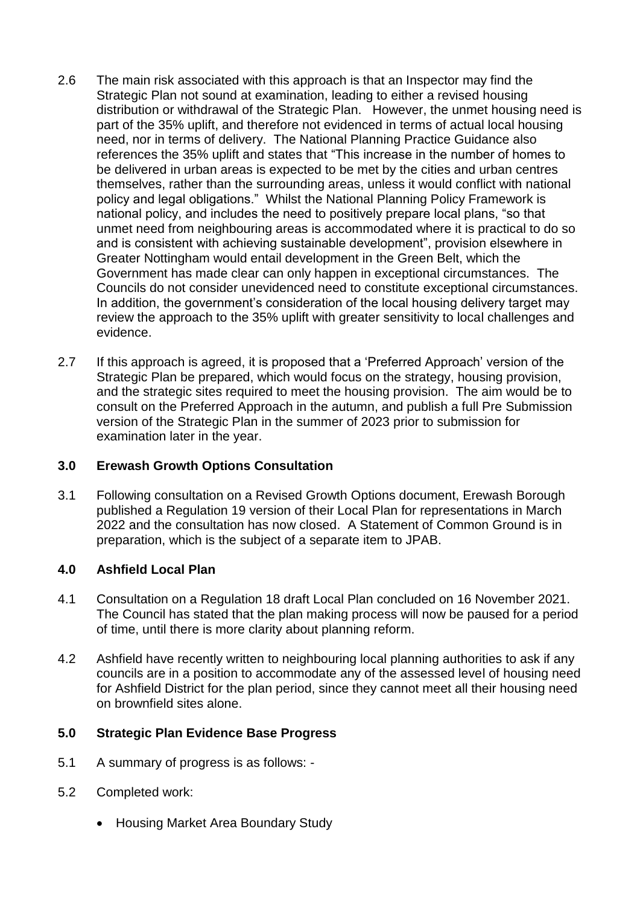2.6 The main risk associated with this approach is that an Inspector may find the Strategic Plan not sound at examination, leading to either a revised housing distribution or withdrawal of the Strategic Plan. However, the unmet housing need is part of the 35% uplift, and therefore not evidenced in terms of actual local housing need, nor in terms of delivery. The National Planning Practice Guidance also references the 35% uplift and states that "This increase in the number of homes to be delivered in urban areas is expected to be met by the cities and urban centres themselves, rather than the surrounding areas, unless it would conflict with national policy and legal obligations." Whilst the National Planning Policy Framework is national policy, and includes the need to positively prepare local plans, "so that unmet need from neighbouring areas is accommodated where it is practical to do so and is consistent with achieving sustainable development", provision elsewhere in Greater Nottingham would entail development in the Green Belt, which the Government has made clear can only happen in exceptional circumstances. The Councils do not consider unevidenced need to constitute exceptional circumstances. In addition, the government's consideration of the local housing delivery target may review the approach to the 35% uplift with greater sensitivity to local challenges and evidence.

2.7 If this approach is agreed, it is proposed that a 'Preferred Approach' version of the Strategic Plan be prepared, which would focus on the strategy, housing provision, and the strategic sites required to meet the housing provision. The aim would be to consult on the Preferred Approach in the autumn, and publish a full Pre Submission version of the Strategic Plan in the summer of 2023 prior to submission for examination later in the year.

## 3.0 Erewash Growth Options Consultation

3.1 Following consultation on a Revised Growth Options document, Erewash Borough published a Regulation 19 version of their Local Plan for representations in March 2022 and the consultation has now closed. A Statement of Common Ground is in preparation, which is the subject of a separate item to JPAB.

## 4.0 Ashfield Local Plan

4.1 Consultation on a Regulation 18 draft Local Plan concluded on 16 November 2021. The Council has stated that the plan making process will now be paused for a period of time, until there is more clarity about planning reform.

4.2 Ashfield have recently written to neighbouring local planning authorities to ask if any councils are in a position to accommodate any of the assessed level of housing need for Ashfield District for the plan period, since they cannot meet all their housing need on brownfield sites alone.

## 5.0 Strategic Plan Evidence Base Progress

5.1 A summary of progress is as follows: -

5.2 Completed work:

- Housing Market Area Boundary Study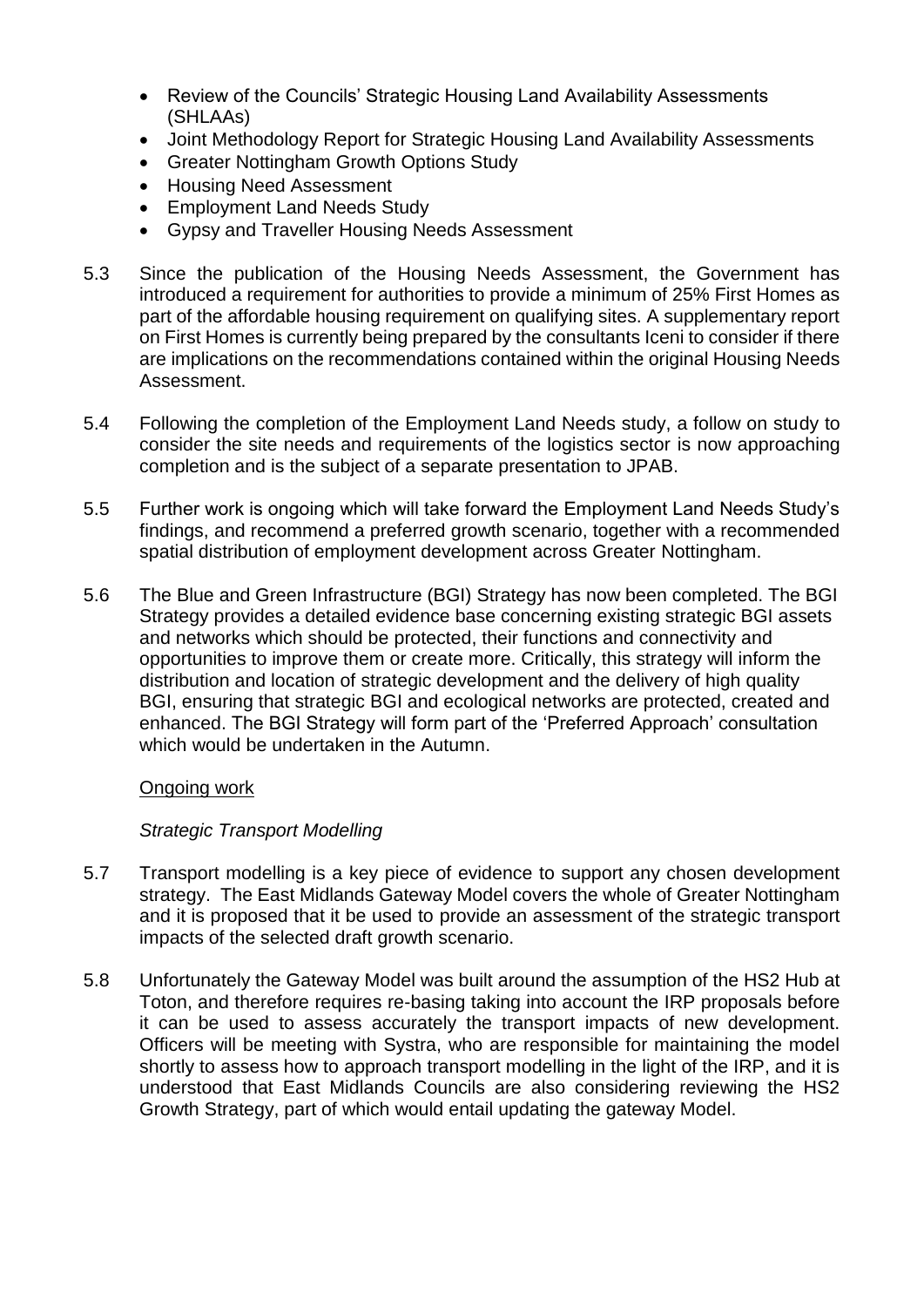- Review of the Councils' Strategic Housing Land Availability Assessments (SHLAAs)
- Joint Methodology Report for Strategic Housing Land Availability Assessments
- Greater Nottingham Growth Options Study
- Housing Need Assessment
- Employment Land Needs Study
- Gypsy and Traveller Housing Needs Assessment

5.3 Since the publication of the Housing Needs Assessment, the Government has introduced a requirement for authorities to provide a minimum of 25% First Homes as part of the affordable housing requirement on qualifying sites. A supplementary report on First Homes is currently being prepared by the consultants Iceni to consider if there are implications on the recommendations contained within the original Housing Needs Assessment.

5.4 Following the completion of the Employment Land Needs study, a follow on study to consider the site needs and requirements of the logistics sector is now approaching completion and is the subject of a separate presentation to JPAB.

5.5 Further work is ongoing which will take forward the Employment Land Needs Study's findings, and recommend a preferred growth scenario, together with a recommended spatial distribution of employment development across Greater Nottingham.

5.6 The Blue and Green Infrastructure (BGI) Strategy has now been completed. The BGI Strategy provides a detailed evidence base concerning existing strategic BGI assets and networks which should be protected, their functions and connectivity and opportunities to improve them or create more. Critically, this strategy will inform the distribution and location of strategic development and the delivery of high quality BGI, ensuring that strategic BGI and ecological networks are protected, created and enhanced. The BGI Strategy will form part of the 'Preferred Approach' consultation which would be undertaken in the Autumn.

Ongoing work

*Strategic Transport Modelling*

5.7 Transport modelling is a key piece of evidence to support any chosen development strategy. The East Midlands Gateway Model covers the whole of Greater Nottingham and it is proposed that it be used to provide an assessment of the strategic transport impacts of the selected draft growth scenario.

5.8 Unfortunately the Gateway Model was built around the assumption of the HS2 Hub at Toton, and therefore requires re-basing taking into account the IRP proposals before it can be used to assess accurately the transport impacts of new development. Officers will be meeting with Systra, who are responsible for maintaining the model shortly to assess how to approach transport modelling in the light of the IRP, and it is understood that East Midlands Councils are also considering reviewing the HS2 Growth Strategy, part of which would entail updating the gateway Model.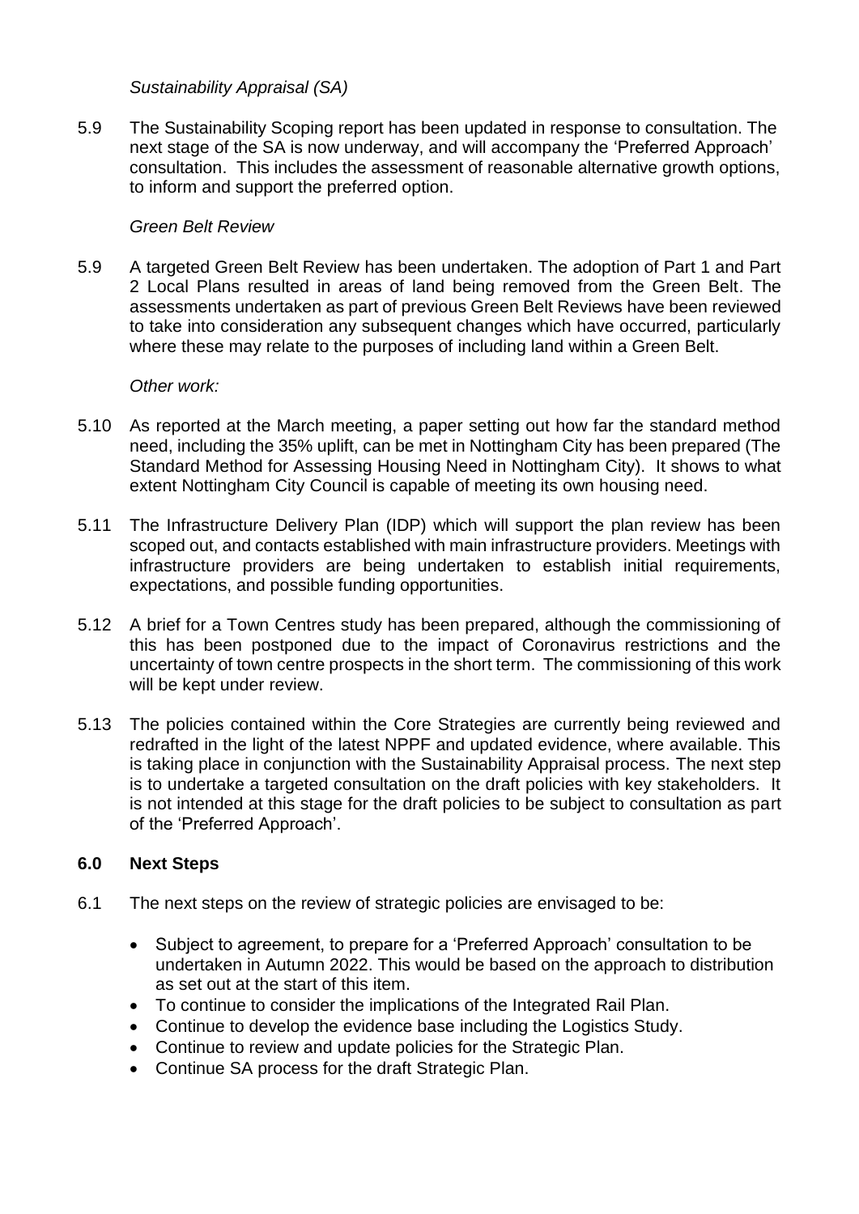*Sustainability Appraisal (SA)*

5.9 The Sustainability Scoping report has been updated in response to consultation. The next stage of the SA is now underway, and will accompany the 'Preferred Approach' consultation. This includes the assessment of reasonable alternative growth options, to inform and support the preferred option.

*Green Belt Review*

5.9 A targeted Green Belt Review has been undertaken. The adoption of Part 1 and Part 2 Local Plans resulted in areas of land being removed from the Green Belt. The assessments undertaken as part of previous Green Belt Reviews have been reviewed to take into consideration any subsequent changes which have occurred, particularly where these may relate to the purposes of including land within a Green Belt.

*Other work:*

5.10 As reported at the March meeting, a paper setting out how far the standard method need, including the 35% uplift, can be met in Nottingham City has been prepared (The Standard Method for Assessing Housing Need in Nottingham City). It shows to what extent Nottingham City Council is capable of meeting its own housing need.

5.11 The Infrastructure Delivery Plan (IDP) which will support the plan review has been scoped out, and contacts established with main infrastructure providers. Meetings with infrastructure providers are being undertaken to establish initial requirements, expectations, and possible funding opportunities.

5.12 A brief for a Town Centres study has been prepared, although the commissioning of this has been postponed due to the impact of Coronavirus restrictions and the uncertainty of town centre prospects in the short term. The commissioning of this work will be kept under review.

5.13 The policies contained within the Core Strategies are currently being reviewed and redrafted in the light of the latest NPPF and updated evidence, where available. This is taking place in conjunction with the Sustainability Appraisal process. The next step is to undertake a targeted consultation on the draft policies with key stakeholders. It is not intended at this stage for the draft policies to be subject to consultation as part of the 'Preferred Approach'.

## 6.0 Next Steps

6.1 The next steps on the review of strategic policies are envisaged to be:

- Subject to agreement, to prepare for a 'Preferred Approach' consultation to be undertaken in Autumn 2022. This would be based on the approach to distribution as set out at the start of this item.
- To continue to consider the implications of the Integrated Rail Plan.
- Continue to develop the evidence base including the Logistics Study.
- Continue to review and update policies for the Strategic Plan.
- Continue SA process for the draft Strategic Plan.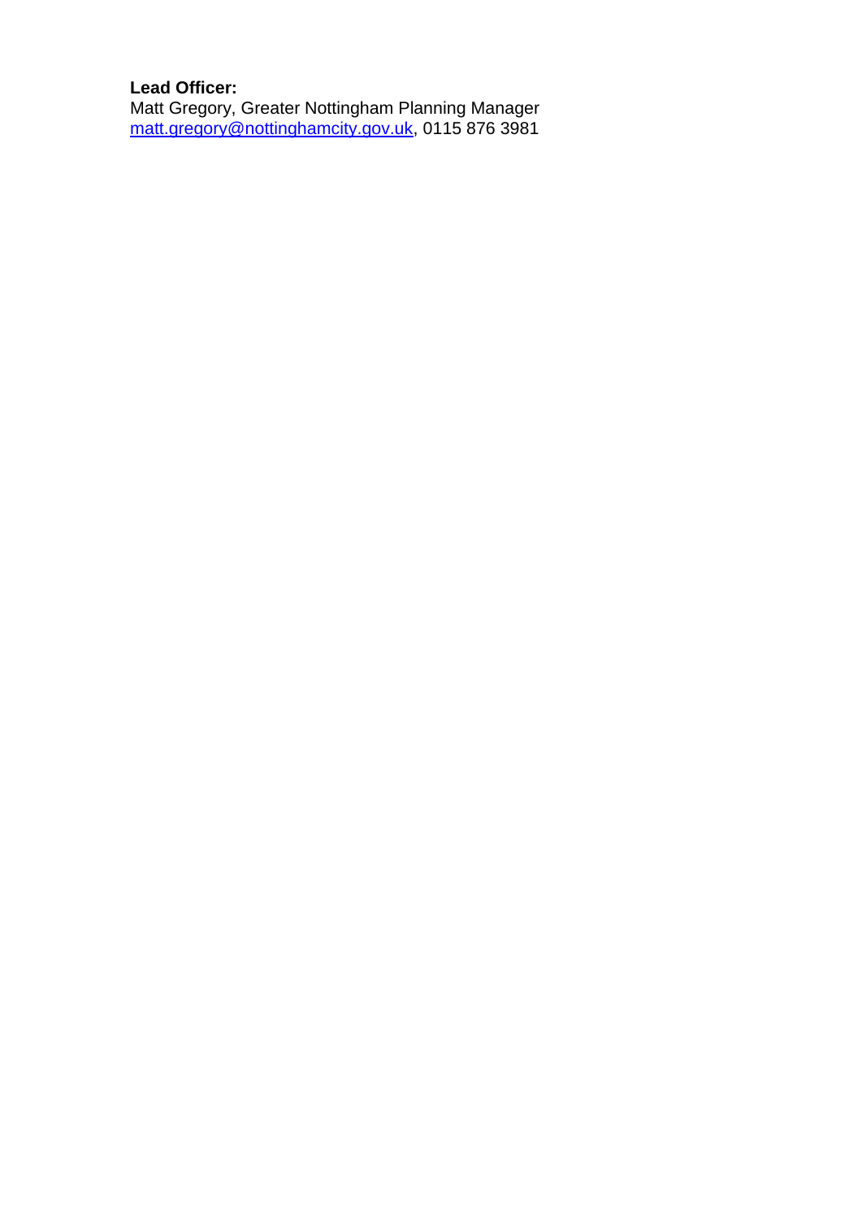**Lead Officer:**
Matt Gregory, Greater Nottingham Planning Manager
[matt.gregory@nottinghamcity.gov.uk](mailto:matt.gregory@nottinghamcity.gov.uk), 0115 876 3981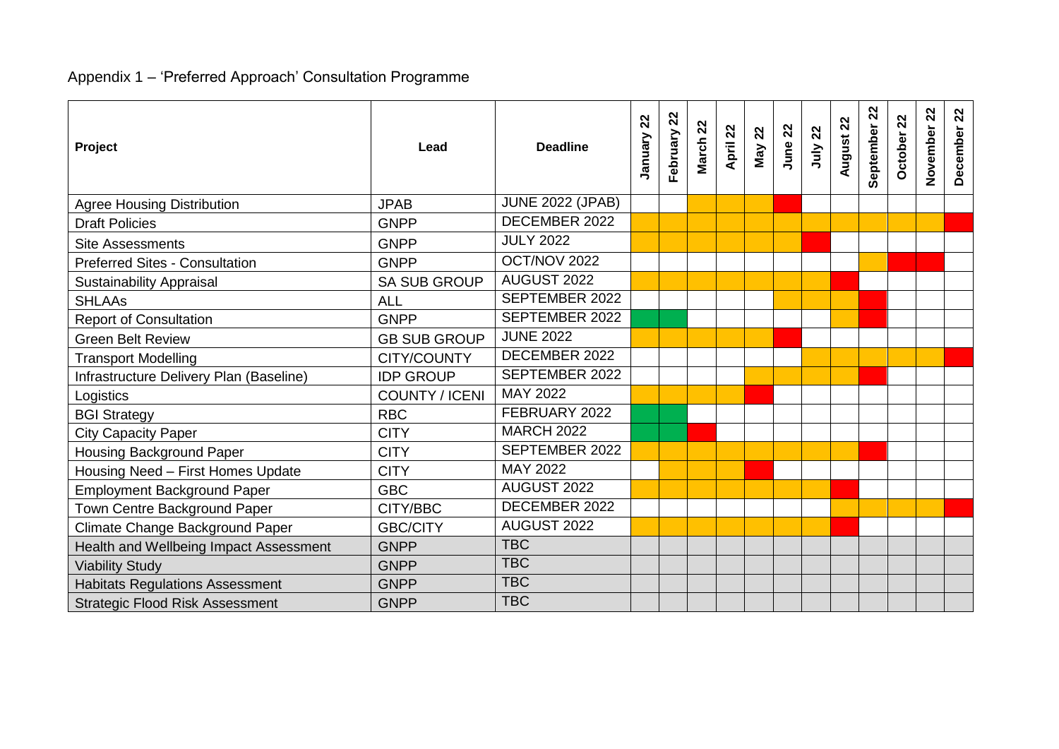Appendix 1 – 'Preferred Approach' Consultation Programme

Cell colours in the month columns: Amber = amber cell, Red = red cell, Green = green cell. Blank month cells are unshaded.

| Project | Lead | Deadline | January 22 | February 22 | March 22 | April 22 | May 22 | June 22 | July 22 | August 22 | September 22 | October 22 | November 22 | December 22 |
|---|---|---|---|---|---|---|---|---|---|---|---|---|---|---|
| Agree Housing Distribution | JPAB | JUNE 2022 (JPAB) | | | Amber | Amber | Amber | Red | | | | | | |
| Draft Policies | GNPP | DECEMBER 2022 | Amber | Amber | Amber | Amber | Amber | Amber | Amber | Amber | Amber | Amber | Amber | Red |
| Site Assessments | GNPP | JULY 2022 | Amber | Amber | Amber | Amber | Amber | Amber | Red | | | | | |
| Preferred Sites - Consultation | GNPP | OCT/NOV 2022 | | | | | | | | | Amber | Red | Red | |
| Sustainability Appraisal | SA SUB GROUP | AUGUST 2022 | Amber | Amber | Amber | Amber | Amber | Amber | Amber | Red | | | | |
| SHLAAs | ALL | SEPTEMBER 2022 | | | | | | Amber | Amber | Amber | Red | | | |
| Report of Consultation | GNPP | SEPTEMBER 2022 | Green | Green | | | | | | Amber | Red | | | |
| Green Belt Review | GB SUB GROUP | JUNE 2022 | Amber | Amber | Amber | Amber | Amber | Red | | | | | | |
| Transport Modelling | CITY/COUNTY | DECEMBER 2022 | | | | | | | Amber | Amber | Amber | Amber | Amber | Red |
| Infrastructure Delivery Plan (Baseline) | IDP GROUP | SEPTEMBER 2022 | | | | | Amber | Amber | Amber | Amber | Red | | | |
| Logistics | COUNTY / ICENI | MAY 2022 | Amber | Amber | Amber | Amber | Red | | | | | | | |
| BGI Strategy | RBC | FEBRUARY 2022 | Green | Green | | | | | | | | | | |
| City Capacity Paper | CITY | MARCH 2022 | Green | Green | Red | | | | | | | | | |
| Housing Background Paper | CITY | SEPTEMBER 2022 | Amber | Amber | Amber | Amber | Amber | Amber | Amber | Amber | Red | | | |
| Housing Need – First Homes Update | CITY | MAY 2022 | | Amber | Amber | Amber | Red | | | | | | | |
| Employment Background Paper | GBC | AUGUST 2022 | Amber | Amber | Amber | Amber | Amber | Amber | Amber | Red | | | | |
| Town Centre Background Paper | CITY/BBC | DECEMBER 2022 | | | | | | | | Amber | Amber | Amber | Amber | Red |
| Climate Change Background Paper | GBC/CITY | AUGUST 2022 | Amber | Amber | Amber | Amber | Amber | Amber | Amber | Red | | | | |
| Health and Wellbeing Impact Assessment | GNPP | TBC | | | | | | | | | | | | |
| Viability Study | GNPP | TBC | | | | | | | | | | | | |
| Habitats Regulations Assessment | GNPP | TBC | | | | | | | | | | | | |
| Strategic Flood Risk Assessment | GNPP | TBC | | | | | | | | | | | | |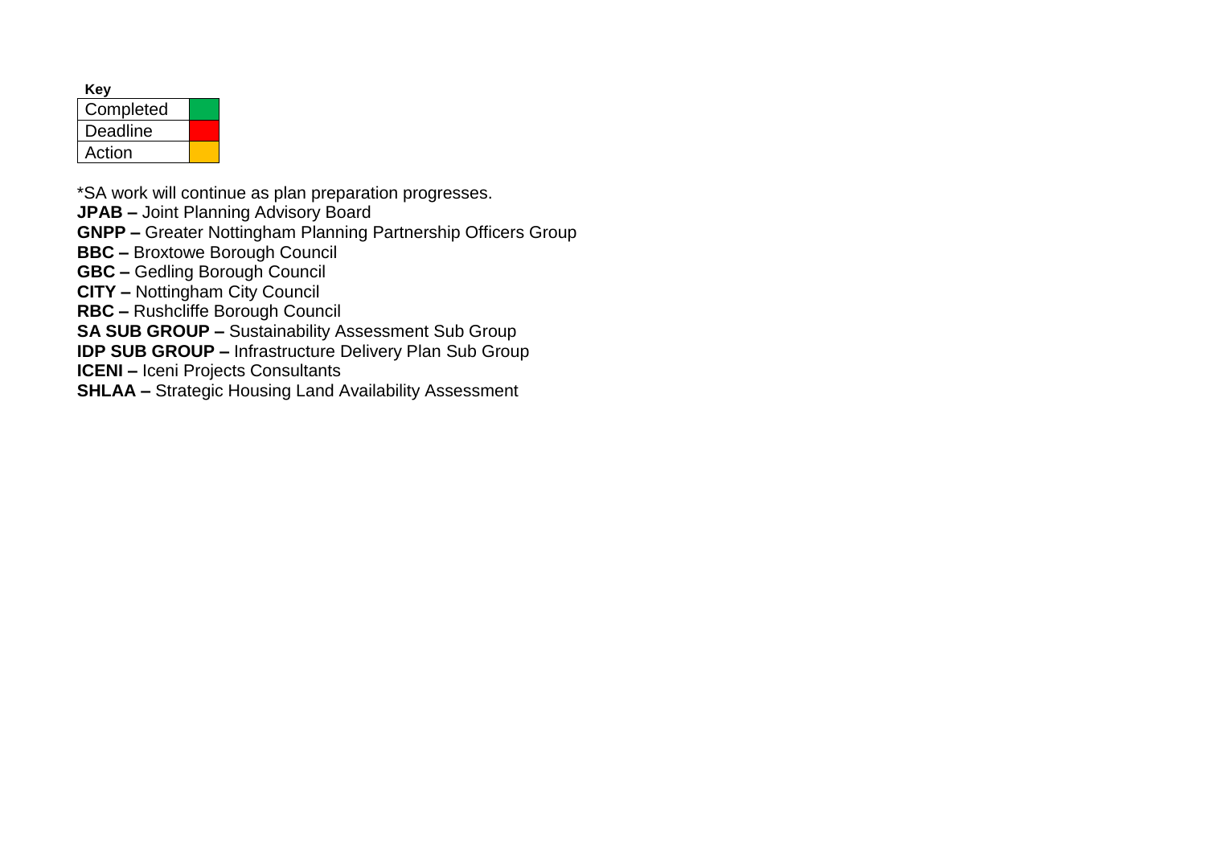**Key**

| Completed | |
|---|---|
| Deadline | |
| Action | |

*SA work will continue as plan preparation progresses.

**JPAB –** Joint Planning Advisory Board
**GNPP –** Greater Nottingham Planning Partnership Officers Group
**BBC –** Broxtowe Borough Council
**GBC –** Gedling Borough Council
**CITY –** Nottingham City Council
**RBC –** Rushcliffe Borough Council
**SA SUB GROUP –** Sustainability Assessment Sub Group
**IDP SUB GROUP –** Infrastructure Delivery Plan Sub Group
**ICENI –** Iceni Projects Consultants
**SHLAA –** Strategic Housing Land Availability Assessment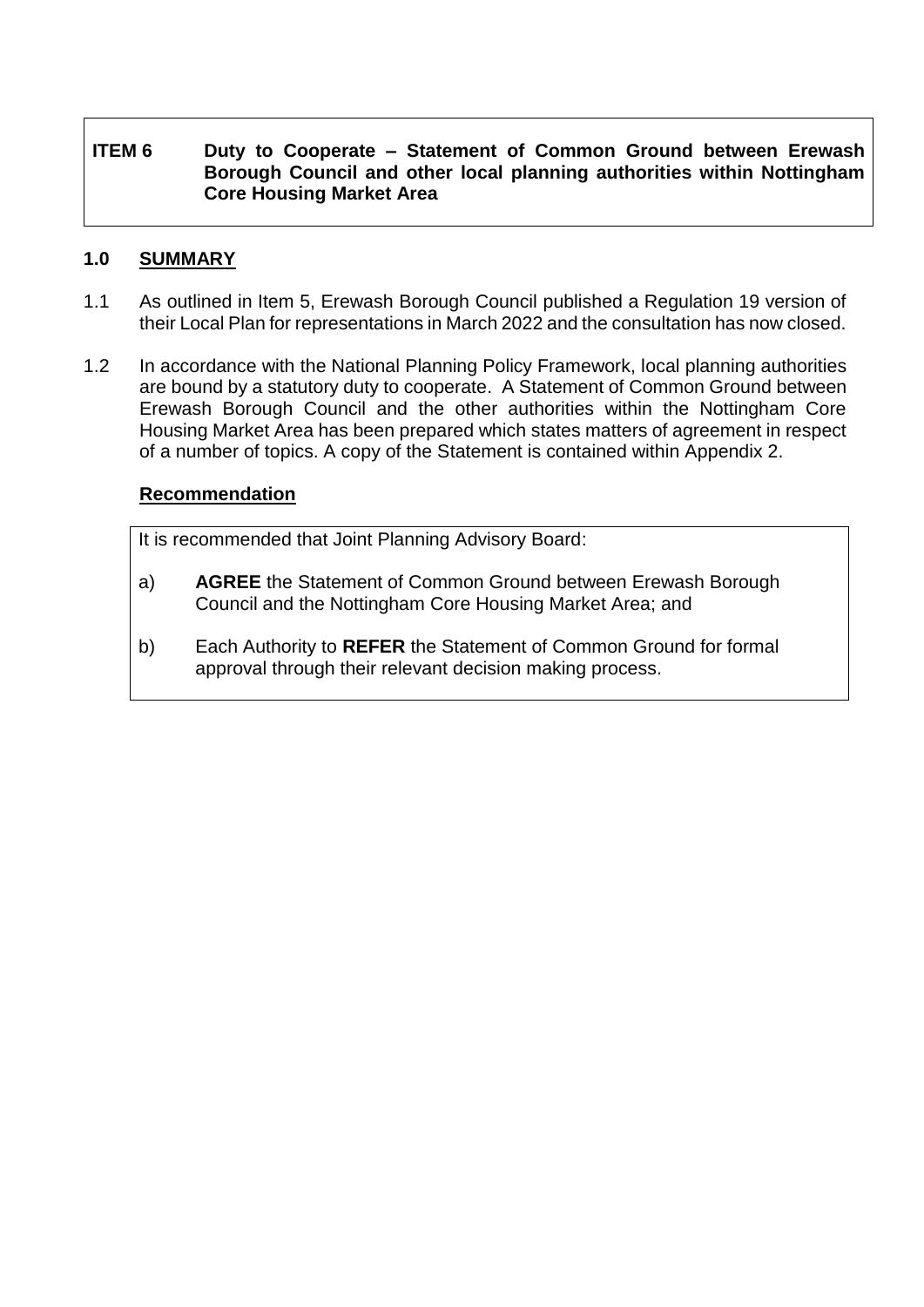**ITEM 6 Duty to Cooperate – Statement of Common Ground between Erewash Borough Council and other local planning authorities within Nottingham Core Housing Market Area**

## 1.0 SUMMARY

1.1 As outlined in Item 5, Erewash Borough Council published a Regulation 19 version of their Local Plan for representations in March 2022 and the consultation has now closed.

1.2 In accordance with the National Planning Policy Framework, local planning authorities are bound by a statutory duty to cooperate. A Statement of Common Ground between Erewash Borough Council and the other authorities within the Nottingham Core Housing Market Area has been prepared which states matters of agreement in respect of a number of topics. A copy of the Statement is contained within Appendix 2.

### Recommendation

It is recommended that Joint Planning Advisory Board:

a) **AGREE** the Statement of Common Ground between Erewash Borough Council and the Nottingham Core Housing Market Area; and

b) Each Authority to **REFER** the Statement of Common Ground for formal approval through their relevant decision making process.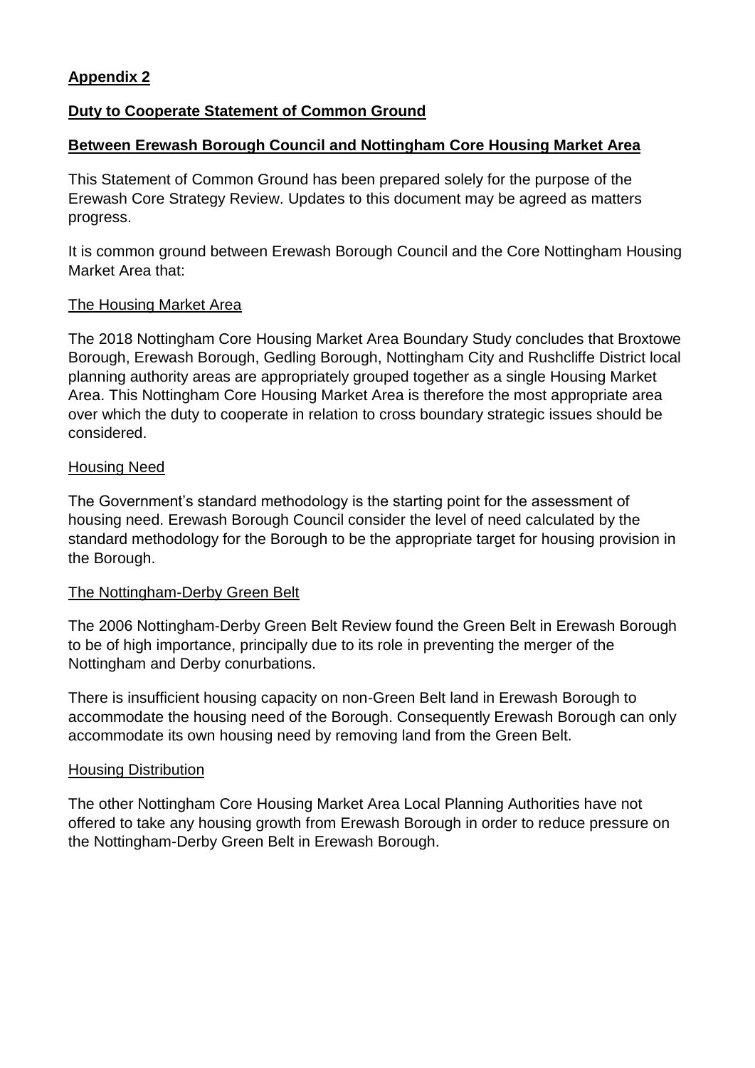**Appendix 2**

**Duty to Cooperate Statement of Common Ground**

**Between Erewash Borough Council and Nottingham Core Housing Market Area**

This Statement of Common Ground has been prepared solely for the purpose of the Erewash Core Strategy Review. Updates to this document may be agreed as matters progress.

It is common ground between Erewash Borough Council and the Core Nottingham Housing Market Area that:

The Housing Market Area

The 2018 Nottingham Core Housing Market Area Boundary Study concludes that Broxtowe Borough, Erewash Borough, Gedling Borough, Nottingham City and Rushcliffe District local planning authority areas are appropriately grouped together as a single Housing Market Area. This Nottingham Core Housing Market Area is therefore the most appropriate area over which the duty to cooperate in relation to cross boundary strategic issues should be considered.

Housing Need

The Government's standard methodology is the starting point for the assessment of housing need. Erewash Borough Council consider the level of need calculated by the standard methodology for the Borough to be the appropriate target for housing provision in the Borough.

The Nottingham-Derby Green Belt

The 2006 Nottingham-Derby Green Belt Review found the Green Belt in Erewash Borough to be of high importance, principally due to its role in preventing the merger of the Nottingham and Derby conurbations.

There is insufficient housing capacity on non-Green Belt land in Erewash Borough to accommodate the housing need of the Borough. Consequently Erewash Borough can only accommodate its own housing need by removing land from the Green Belt.

Housing Distribution

The other Nottingham Core Housing Market Area Local Planning Authorities have not offered to take any housing growth from Erewash Borough in order to reduce pressure on the Nottingham-Derby Green Belt in Erewash Borough.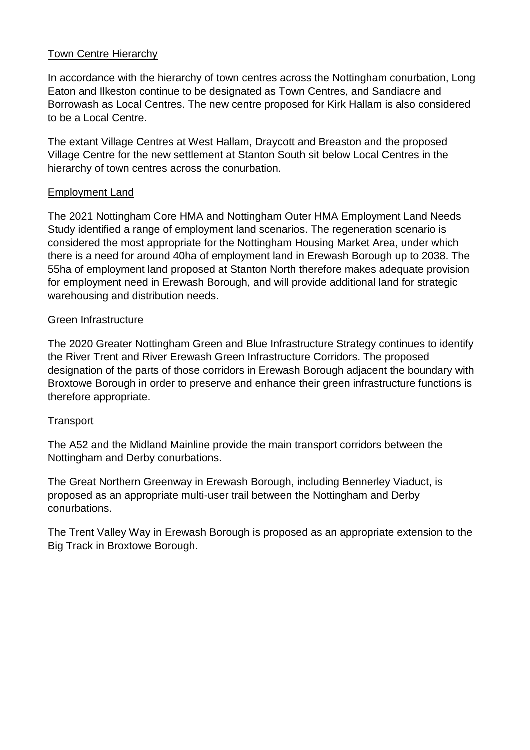Town Centre Hierarchy

In accordance with the hierarchy of town centres across the Nottingham conurbation, Long Eaton and Ilkeston continue to be designated as Town Centres, and Sandiacre and Borrowash as Local Centres. The new centre proposed for Kirk Hallam is also considered to be a Local Centre.

The extant Village Centres at West Hallam, Draycott and Breaston and the proposed Village Centre for the new settlement at Stanton South sit below Local Centres in the hierarchy of town centres across the conurbation.

Employment Land

The 2021 Nottingham Core HMA and Nottingham Outer HMA Employment Land Needs Study identified a range of employment land scenarios. The regeneration scenario is considered the most appropriate for the Nottingham Housing Market Area, under which there is a need for around 40ha of employment land in Erewash Borough up to 2038. The 55ha of employment land proposed at Stanton North therefore makes adequate provision for employment need in Erewash Borough, and will provide additional land for strategic warehousing and distribution needs.

Green Infrastructure

The 2020 Greater Nottingham Green and Blue Infrastructure Strategy continues to identify the River Trent and River Erewash Green Infrastructure Corridors. The proposed designation of the parts of those corridors in Erewash Borough adjacent the boundary with Broxtowe Borough in order to preserve and enhance their green infrastructure functions is therefore appropriate.

Transport

The A52 and the Midland Mainline provide the main transport corridors between the Nottingham and Derby conurbations.

The Great Northern Greenway in Erewash Borough, including Bennerley Viaduct, is proposed as an appropriate multi-user trail between the Nottingham and Derby conurbations.

The Trent Valley Way in Erewash Borough is proposed as an appropriate extension to the Big Track in Broxtowe Borough.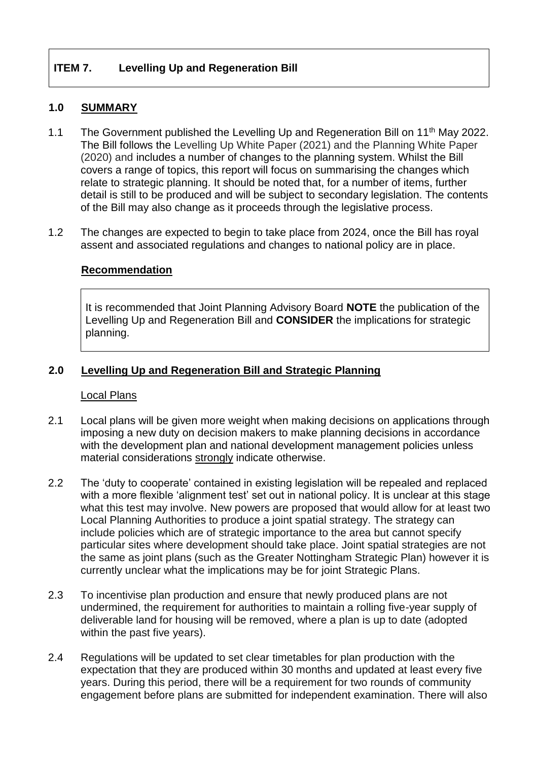## ITEM 7. Levelling Up and Regeneration Bill

### 1.0 SUMMARY

1.1 The Government published the Levelling Up and Regeneration Bill on 11th May 2022. The Bill follows the Levelling Up White Paper (2021) and the Planning White Paper (2020) and includes a number of changes to the planning system. Whilst the Bill covers a range of topics, this report will focus on summarising the changes which relate to strategic planning. It should be noted that, for a number of items, further detail is still to be produced and will be subject to secondary legislation. The contents of the Bill may also change as it proceeds through the legislative process.

1.2 The changes are expected to begin to take place from 2024, once the Bill has royal assent and associated regulations and changes to national policy are in place.

#### Recommendation

It is recommended that Joint Planning Advisory Board **NOTE** the publication of the Levelling Up and Regeneration Bill and **CONSIDER** the implications for strategic planning.

### 2.0 Levelling Up and Regeneration Bill and Strategic Planning

Local Plans

2.1 Local plans will be given more weight when making decisions on applications through imposing a new duty on decision makers to make planning decisions in accordance with the development plan and national development management policies unless material considerations strongly indicate otherwise.

2.2 The 'duty to cooperate' contained in existing legislation will be repealed and replaced with a more flexible 'alignment test' set out in national policy. It is unclear at this stage what this test may involve. New powers are proposed that would allow for at least two Local Planning Authorities to produce a joint spatial strategy. The strategy can include policies which are of strategic importance to the area but cannot specify particular sites where development should take place. Joint spatial strategies are not the same as joint plans (such as the Greater Nottingham Strategic Plan) however it is currently unclear what the implications may be for joint Strategic Plans.

2.3 To incentivise plan production and ensure that newly produced plans are not undermined, the requirement for authorities to maintain a rolling five-year supply of deliverable land for housing will be removed, where a plan is up to date (adopted within the past five years).

2.4 Regulations will be updated to set clear timetables for plan production with the expectation that they are produced within 30 months and updated at least every five years. During this period, there will be a requirement for two rounds of community engagement before plans are submitted for independent examination. There will also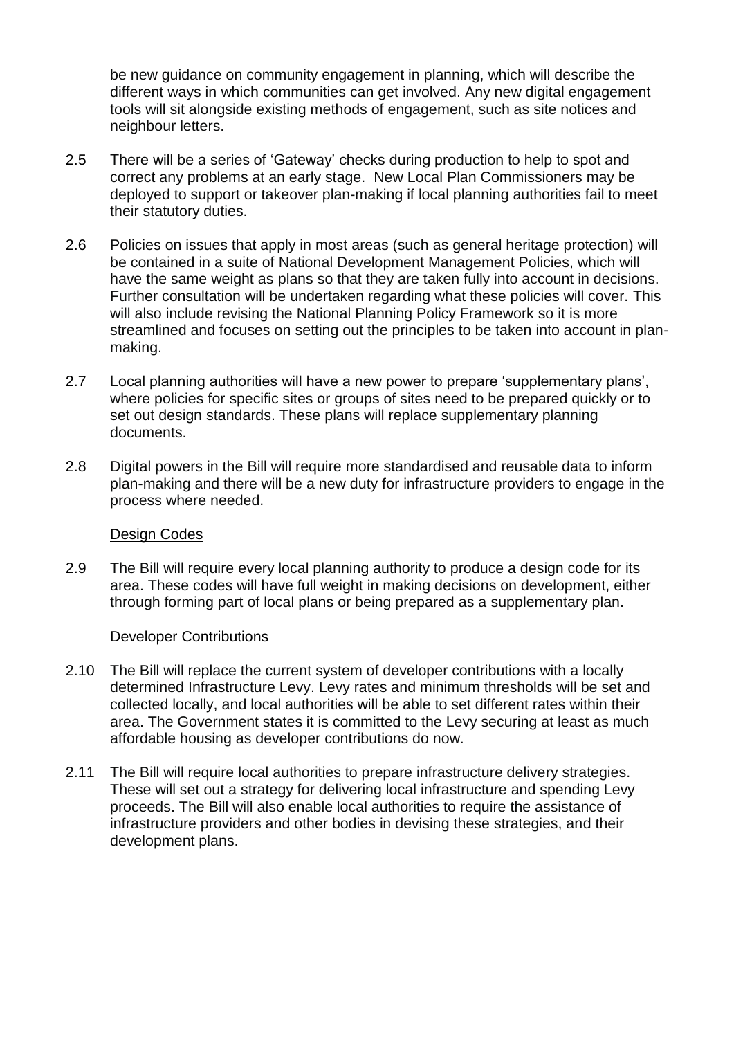be new guidance on community engagement in planning, which will describe the different ways in which communities can get involved. Any new digital engagement tools will sit alongside existing methods of engagement, such as site notices and neighbour letters.

2.5 There will be a series of 'Gateway' checks during production to help to spot and correct any problems at an early stage. New Local Plan Commissioners may be deployed to support or takeover plan-making if local planning authorities fail to meet their statutory duties.

2.6 Policies on issues that apply in most areas (such as general heritage protection) will be contained in a suite of National Development Management Policies, which will have the same weight as plans so that they are taken fully into account in decisions. Further consultation will be undertaken regarding what these policies will cover. This will also include revising the National Planning Policy Framework so it is more streamlined and focuses on setting out the principles to be taken into account in plan-making.

2.7 Local planning authorities will have a new power to prepare 'supplementary plans', where policies for specific sites or groups of sites need to be prepared quickly or to set out design standards. These plans will replace supplementary planning documents.

2.8 Digital powers in the Bill will require more standardised and reusable data to inform plan-making and there will be a new duty for infrastructure providers to engage in the process where needed.

<u>Design Codes</u>

2.9 The Bill will require every local planning authority to produce a design code for its area. These codes will have full weight in making decisions on development, either through forming part of local plans or being prepared as a supplementary plan.

<u>Developer Contributions</u>

2.10 The Bill will replace the current system of developer contributions with a locally determined Infrastructure Levy. Levy rates and minimum thresholds will be set and collected locally, and local authorities will be able to set different rates within their area. The Government states it is committed to the Levy securing at least as much affordable housing as developer contributions do now.

2.11 The Bill will require local authorities to prepare infrastructure delivery strategies. These will set out a strategy for delivering local infrastructure and spending Levy proceeds. The Bill will also enable local authorities to require the assistance of infrastructure providers and other bodies in devising these strategies, and their development plans.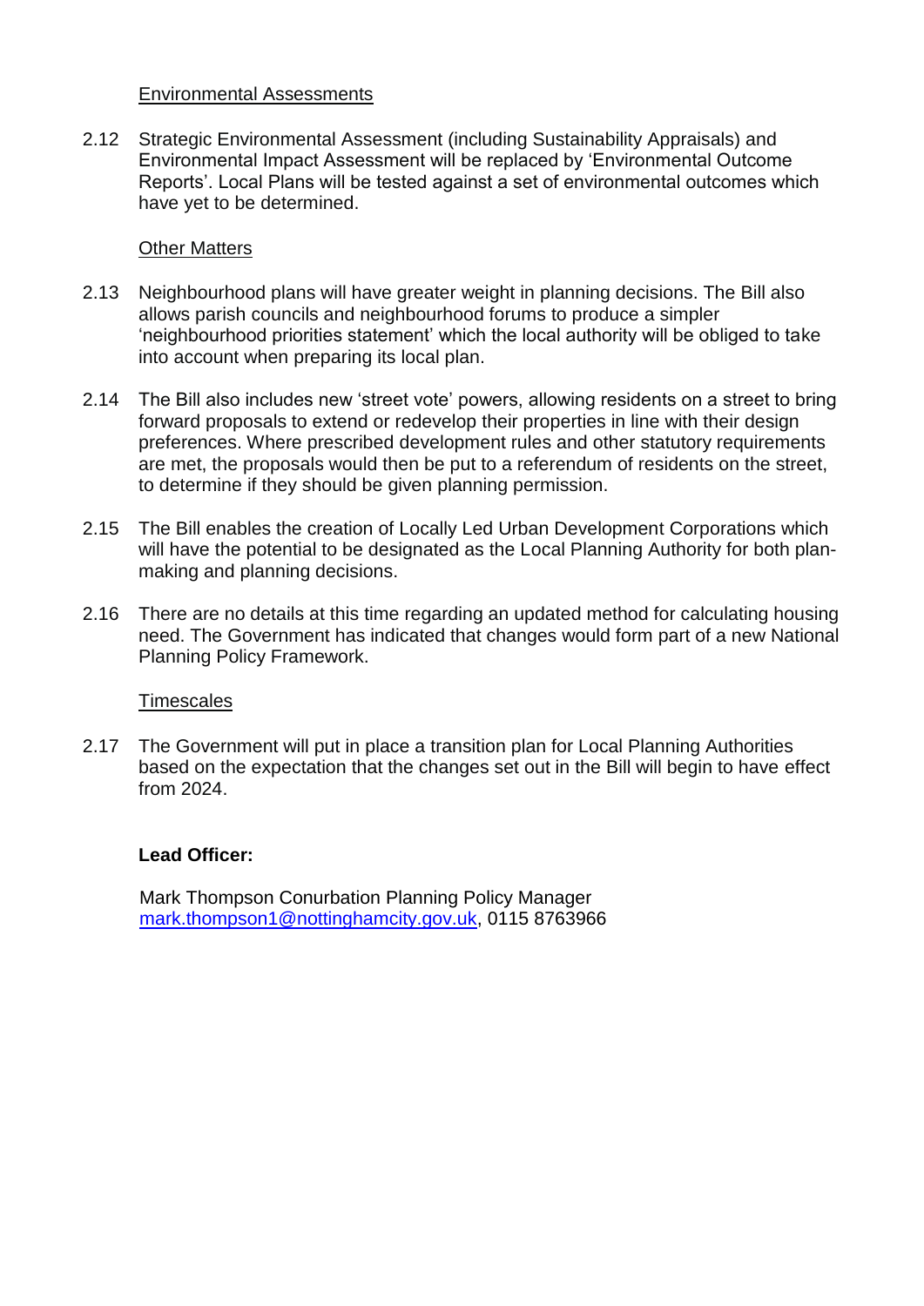Environmental Assessments

2.12 Strategic Environmental Assessment (including Sustainability Appraisals) and Environmental Impact Assessment will be replaced by 'Environmental Outcome Reports'. Local Plans will be tested against a set of environmental outcomes which have yet to be determined.

Other Matters

2.13 Neighbourhood plans will have greater weight in planning decisions. The Bill also allows parish councils and neighbourhood forums to produce a simpler 'neighbourhood priorities statement' which the local authority will be obliged to take into account when preparing its local plan.

2.14 The Bill also includes new 'street vote' powers, allowing residents on a street to bring forward proposals to extend or redevelop their properties in line with their design preferences. Where prescribed development rules and other statutory requirements are met, the proposals would then be put to a referendum of residents on the street, to determine if they should be given planning permission.

2.15 The Bill enables the creation of Locally Led Urban Development Corporations which will have the potential to be designated as the Local Planning Authority for both plan-making and planning decisions.

2.16 There are no details at this time regarding an updated method for calculating housing need. The Government has indicated that changes would form part of a new National Planning Policy Framework.

Timescales

2.17 The Government will put in place a transition plan for Local Planning Authorities based on the expectation that the changes set out in the Bill will begin to have effect from 2024.

**Lead Officer:**

Mark Thompson Conurbation Planning Policy Manager
mark.thompson1@nottinghamcity.gov.uk, 0115 8763966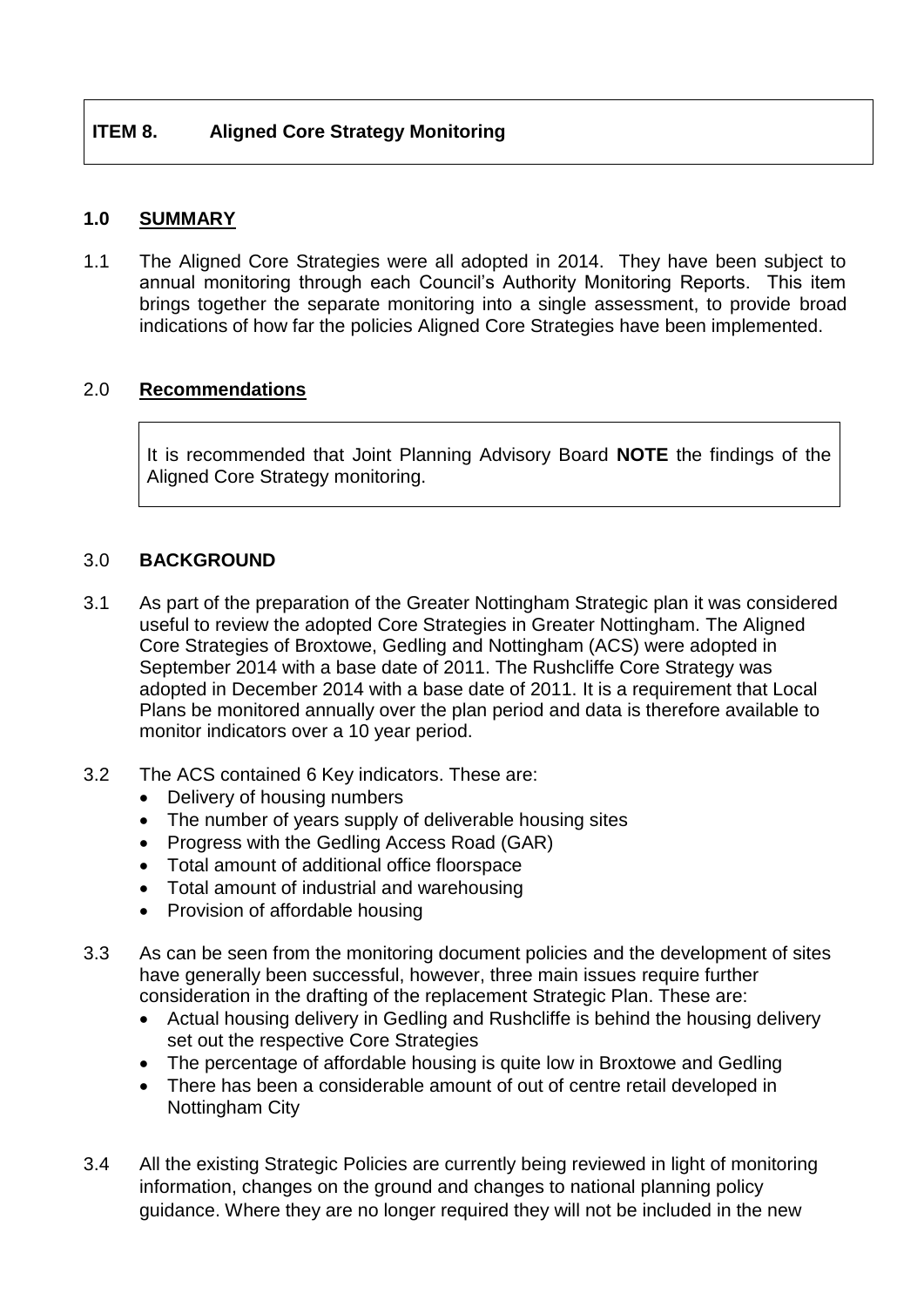**ITEM 8. Aligned Core Strategy Monitoring**

## 1.0 SUMMARY

1.1 The Aligned Core Strategies were all adopted in 2014. They have been subject to annual monitoring through each Council's Authority Monitoring Reports. This item brings together the separate monitoring into a single assessment, to provide broad indications of how far the policies Aligned Core Strategies have been implemented.

## 2.0 Recommendations

It is recommended that Joint Planning Advisory Board **NOTE** the findings of the Aligned Core Strategy monitoring.

## 3.0 BACKGROUND

3.1 As part of the preparation of the Greater Nottingham Strategic plan it was considered useful to review the adopted Core Strategies in Greater Nottingham. The Aligned Core Strategies of Broxtowe, Gedling and Nottingham (ACS) were adopted in September 2014 with a base date of 2011. The Rushcliffe Core Strategy was adopted in December 2014 with a base date of 2011. It is a requirement that Local Plans be monitored annually over the plan period and data is therefore available to monitor indicators over a 10 year period.

3.2 The ACS contained 6 Key indicators. These are:

- Delivery of housing numbers
- The number of years supply of deliverable housing sites
- Progress with the Gedling Access Road (GAR)
- Total amount of additional office floorspace
- Total amount of industrial and warehousing
- Provision of affordable housing

3.3 As can be seen from the monitoring document policies and the development of sites have generally been successful, however, three main issues require further consideration in the drafting of the replacement Strategic Plan. These are:

- Actual housing delivery in Gedling and Rushcliffe is behind the housing delivery set out the respective Core Strategies
- The percentage of affordable housing is quite low in Broxtowe and Gedling
- There has been a considerable amount of out of centre retail developed in Nottingham City

3.4 All the existing Strategic Policies are currently being reviewed in light of monitoring information, changes on the ground and changes to national planning policy guidance. Where they are no longer required they will not be included in the new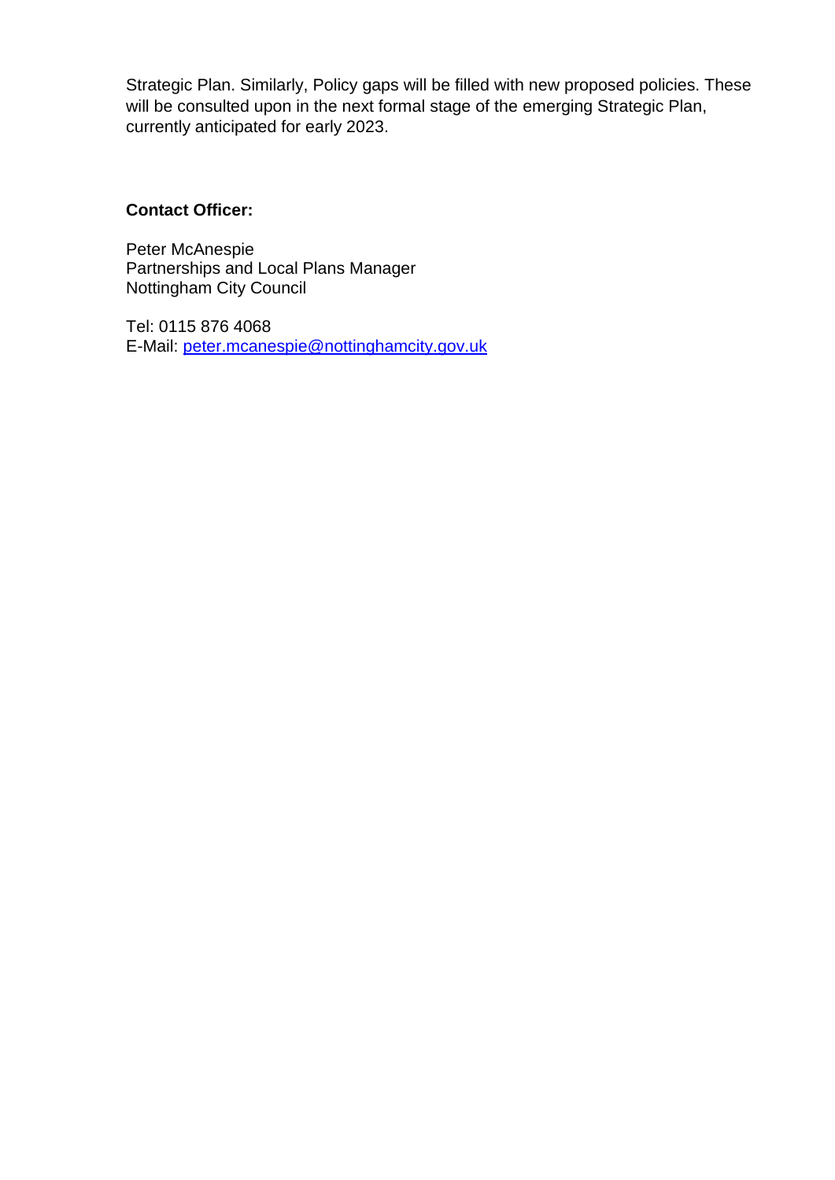Strategic Plan. Similarly, Policy gaps will be filled with new proposed policies. These will be consulted upon in the next formal stage of the emerging Strategic Plan, currently anticipated for early 2023.

**Contact Officer:**

Peter McAnespie
Partnerships and Local Plans Manager
Nottingham City Council

Tel: 0115 876 4068
E-Mail: peter.mcanespie@nottinghamcity.gov.uk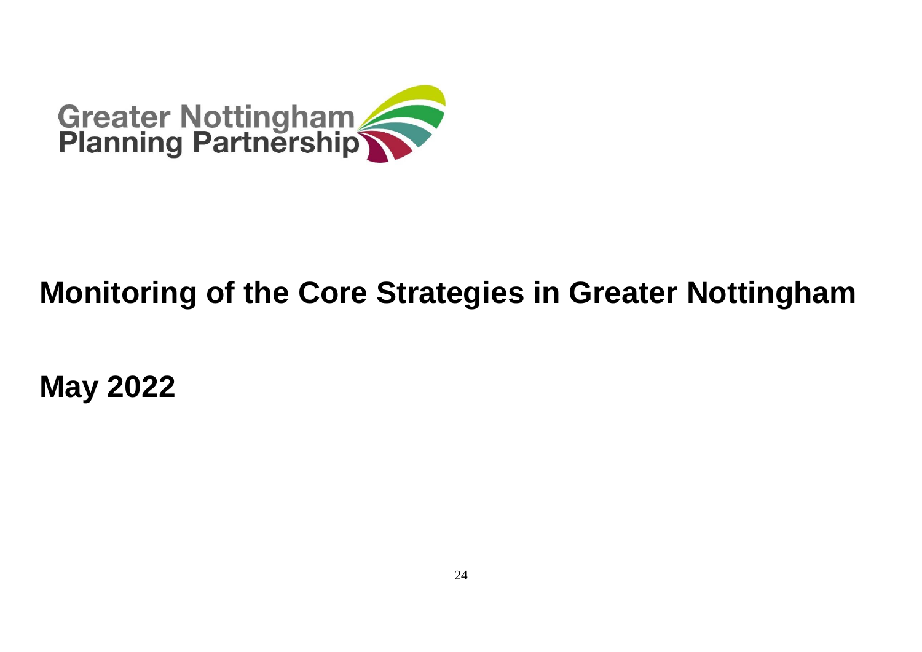Greater Nottingham Planning Partnership

# Monitoring of the Core Strategies in Greater Nottingham

# May 2022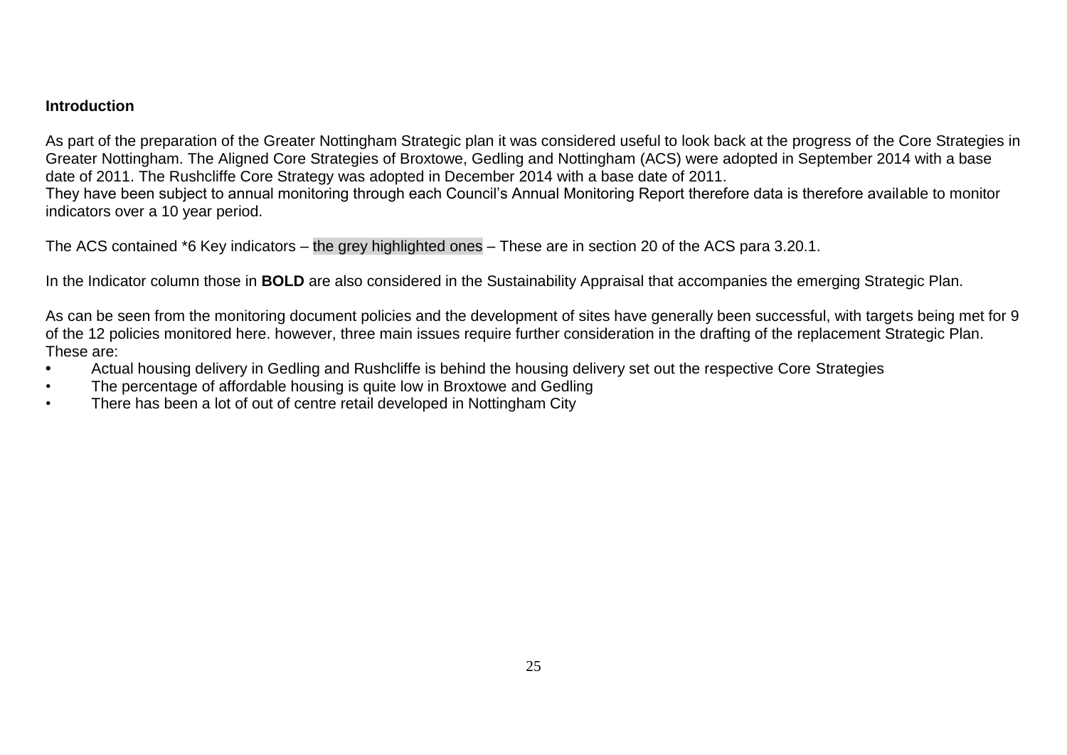**Introduction**

As part of the preparation of the Greater Nottingham Strategic plan it was considered useful to look back at the progress of the Core Strategies in Greater Nottingham. The Aligned Core Strategies of Broxtowe, Gedling and Nottingham (ACS) were adopted in September 2014 with a base date of 2011. The Rushcliffe Core Strategy was adopted in December 2014 with a base date of 2011.
They have been subject to annual monitoring through each Council's Annual Monitoring Report therefore data is therefore available to monitor indicators over a 10 year period.

The ACS contained *6 Key indicators – the grey highlighted ones – These are in section 20 of the ACS para 3.20.1.

In the Indicator column those in **BOLD** are also considered in the Sustainability Appraisal that accompanies the emerging Strategic Plan.

As can be seen from the monitoring document policies and the development of sites have generally been successful, with targets being met for 9 of the 12 policies monitored here. however, three main issues require further consideration in the drafting of the replacement Strategic Plan. These are:

- Actual housing delivery in Gedling and Rushcliffe is behind the housing delivery set out the respective Core Strategies
- The percentage of affordable housing is quite low in Broxtowe and Gedling
- There has been a lot of out of centre retail developed in Nottingham City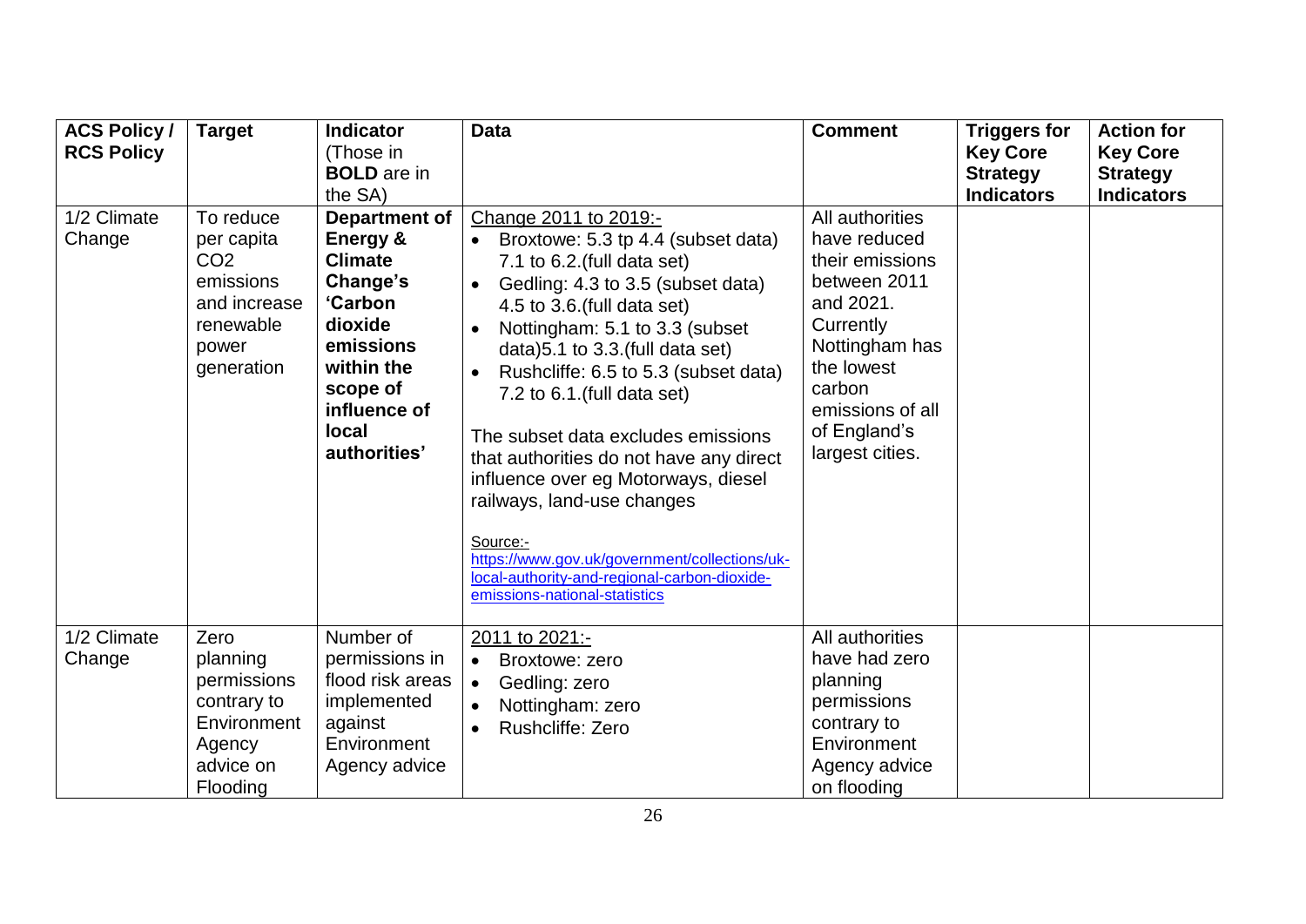| ACS Policy / RCS Policy | Target | Indicator (Those in **BOLD** are in the SA) | Data | Comment | Triggers for Key Core Strategy Indicators | Action for Key Core Strategy Indicators |
|---|---|---|---|---|---|---|
| 1/2 Climate Change | To reduce per capita $CO_2$ emissions and increase renewable power generation | **Department of Energy & Climate Change's 'Carbon dioxide emissions within the scope of influence of local authorities'** | Change 2011 to 2019:- <br>• Broxtowe: 5.3 tp 4.4 (subset data) 7.1 to 6.2.(full data set) <br>• Gedling: 4.3 to 3.5 (subset data) 4.5 to 3.6.(full data set) <br>• Nottingham: 5.1 to 3.3 (subset data)5.1 to 3.3.(full data set) <br>• Rushcliffe: 6.5 to 5.3 (subset data) 7.2 to 6.1.(full data set) <br><br>The subset data excludes emissions that authorities do not have any direct influence over eg Motorways, diesel railways, land-use changes <br><br>Source:- https://www.gov.uk/government/collections/uk-local-authority-and-regional-carbon-dioxide-emissions-national-statistics | All authorities have reduced their emissions between 2011 and 2021. Currently Nottingham has the lowest carbon emissions of all of England's largest cities. | | |
| 1/2 Climate Change | Zero planning permissions contrary to Environment Agency advice on Flooding | Number of permissions in flood risk areas implemented against Environment Agency advice | 2011 to 2021:- <br>• Broxtowe: zero <br>• Gedling: zero <br>• Nottingham: zero <br>• Rushcliffe: Zero | All authorities have had zero planning permissions contrary to Environment Agency advice on flooding | | |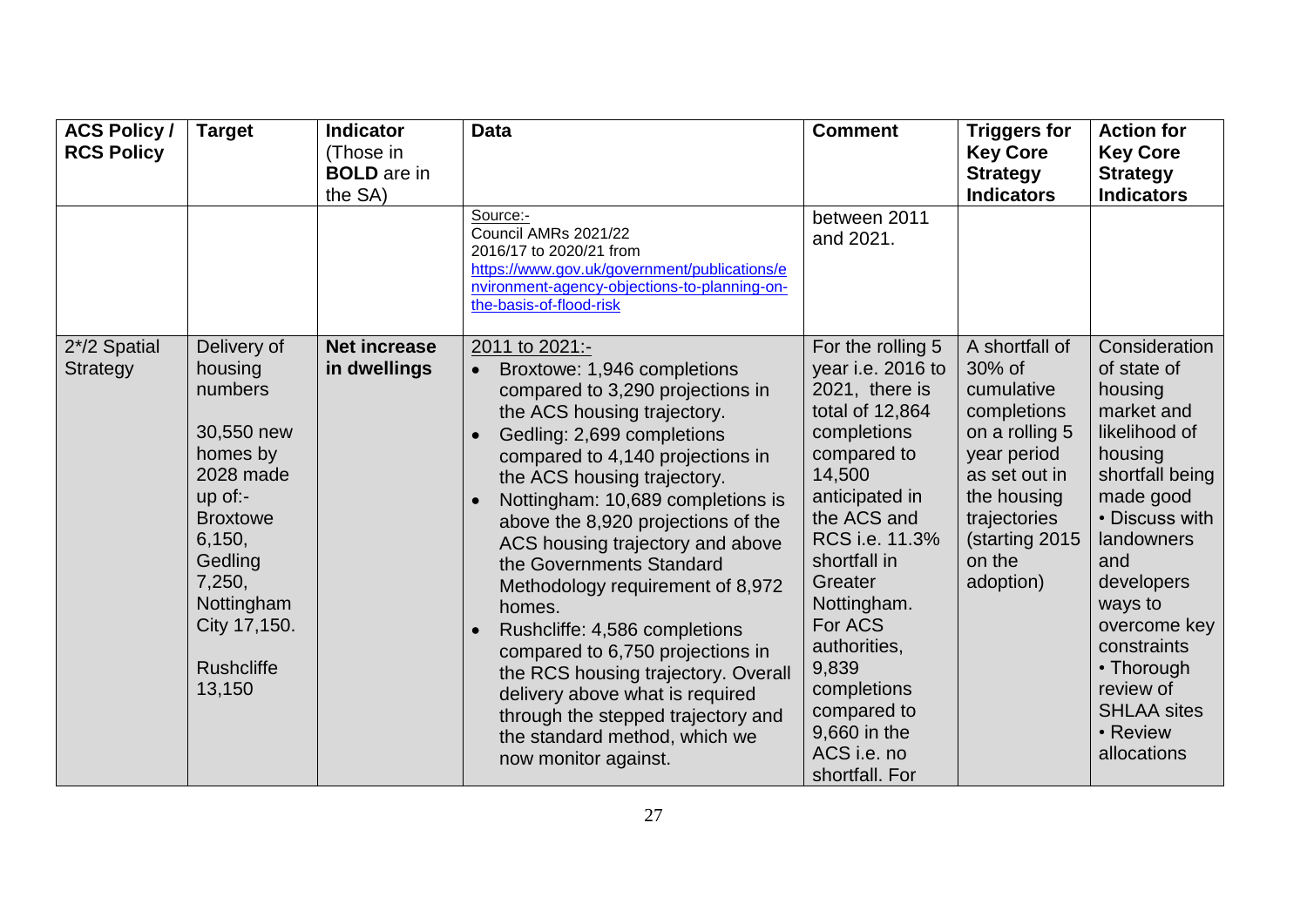| ACS Policy / RCS Policy | Target | Indicator (Those in **BOLD** are in the SA) | Data | Comment | Triggers for Key Core Strategy Indicators | Action for Key Core Strategy Indicators |
|---|---|---|---|---|---|---|
| | | | Source:- Council AMRs 2021/22 2016/17 to 2020/21 from https://www.gov.uk/government/publications/environment-agency-objections-to-planning-on-the-basis-of-flood-risk | between 2011 and 2021. | | |
| 2*/2 Spatial Strategy | Delivery of housing numbers<br><br>30,550 new homes by 2028 made up of:- Broxtowe 6,150, Gedling 7,250, Nottingham City 17,150.<br><br>Rushcliffe 13,150 | **Net increase in dwellings** | 2011 to 2021:-<br>• Broxtowe: 1,946 completions compared to 3,290 projections in the ACS housing trajectory.<br>• Gedling: 2,699 completions compared to 4,140 projections in the ACS housing trajectory.<br>• Nottingham: 10,689 completions is above the 8,920 projections of the ACS housing trajectory and above the Governments Standard Methodology requirement of 8,972 homes.<br>• Rushcliffe: 4,586 completions compared to 6,750 projections in the RCS housing trajectory. Overall delivery above what is required through the stepped trajectory and the standard method, which we now monitor against. | For the rolling 5 year i.e. 2016 to 2021, there is total of 12,864 completions compared to 14,500 anticipated in the ACS and RCS i.e. 11.3% shortfall in Greater Nottingham. For ACS authorities, 9,839 completions compared to 9,660 in the ACS i.e. no shortfall. For | A shortfall of 30% of cumulative completions on a rolling 5 year period as set out in the housing trajectories (starting 2015 on the adoption) | Consideration of state of housing market and likelihood of housing shortfall being made good<br>• Discuss with landowners and developers ways to overcome key constraints<br>• Thorough review of SHLAA sites<br>• Review allocations |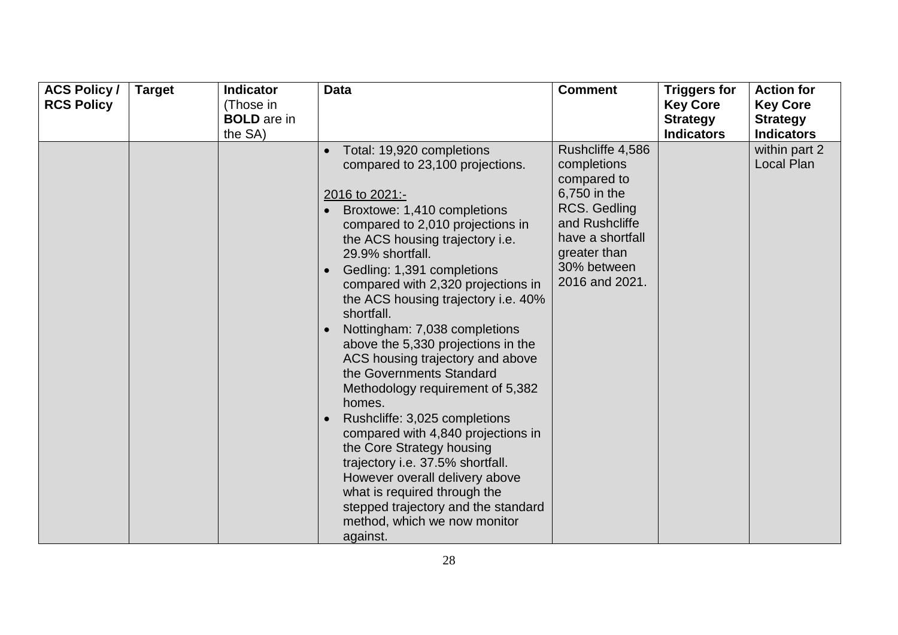| ACS Policy / RCS Policy | Target | Indicator (Those in **BOLD** are in the SA) | Data | Comment | Triggers for Key Core Strategy Indicators | Action for Key Core Strategy Indicators |
|---|---|---|---|---|---|---|
| | | | • Total: 19,920 completions compared to 23,100 projections.<br><br>2016 to 2021:-<br>• Broxtowe: 1,410 completions compared to 2,010 projections in the ACS housing trajectory i.e. 29.9% shortfall.<br>• Gedling: 1,391 completions compared with 2,320 projections in the ACS housing trajectory i.e. 40% shortfall.<br>• Nottingham: 7,038 completions above the 5,330 projections in the ACS housing trajectory and above the Governments Standard Methodology requirement of 5,382 homes.<br>• Rushcliffe: 3,025 completions compared with 4,840 projections in the Core Strategy housing trajectory i.e. 37.5% shortfall. However overall delivery above what is required through the stepped trajectory and the standard method, which we now monitor against. | Rushcliffe 4,586 completions compared to 6,750 in the RCS. Gedling and Rushcliffe have a shortfall greater than 30% between 2016 and 2021. | | within part 2 Local Plan |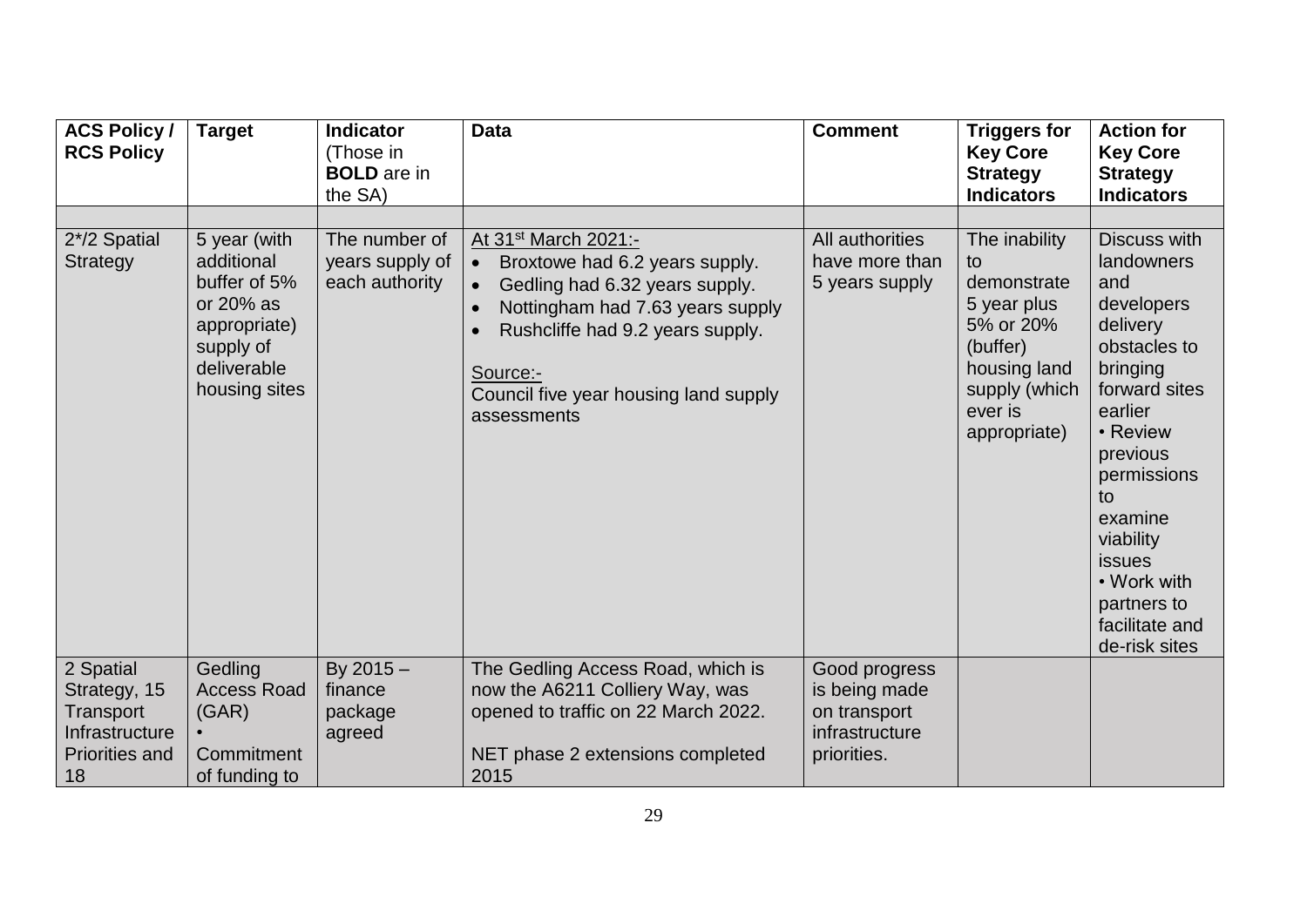| ACS Policy / RCS Policy | Target | Indicator (Those in **BOLD** are in the SA) | Data | Comment | Triggers for Key Core Strategy Indicators | Action for Key Core Strategy Indicators |
|---|---|---|---|---|---|---|
| | | | | | | |
| 2*/2 Spatial Strategy | 5 year (with additional buffer of 5% or 20% as appropriate) supply of deliverable housing sites | The number of years supply of each authority | At 31st March 2021:- <br>• Broxtowe had 6.2 years supply. <br>• Gedling had 6.32 years supply. <br>• Nottingham had 7.63 years supply <br>• Rushcliffe had 9.2 years supply. <br><br>Source:- <br>Council five year housing land supply assessments | All authorities have more than 5 years supply | The inability to demonstrate 5 year plus 5% or 20% (buffer) housing land supply (which ever is appropriate) | Discuss with landowners and developers delivery obstacles to bringing forward sites earlier <br>• Review previous permissions to examine viability issues <br>• Work with partners to facilitate and de-risk sites |
| 2 Spatial Strategy, 15 Transport Infrastructure Priorities and 18 | Gedling Access Road (GAR) <br>• <br>Commitment of funding to | By 2015 – finance package agreed | The Gedling Access Road, which is now the A6211 Colliery Way, was opened to traffic on 22 March 2022. <br><br>NET phase 2 extensions completed 2015 | Good progress is being made on transport infrastructure priorities. | | |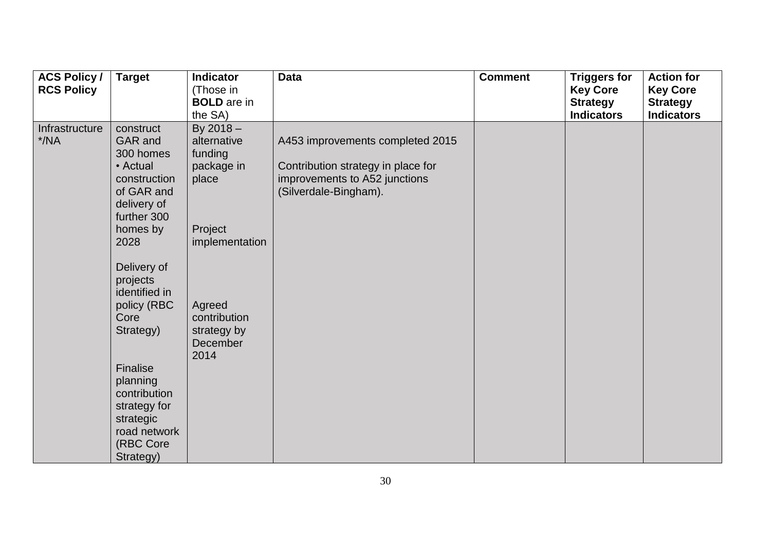| ACS Policy / RCS Policy | Target | Indicator (Those in **BOLD** are in the SA) | Data | Comment | Triggers for Key Core Strategy Indicators | Action for Key Core Strategy Indicators |
|---|---|---|---|---|---|---|
| Infrastructure */NA | construct GAR and 300 homes<br>• Actual construction of GAR and delivery of further 300 homes by 2028<br><br>Delivery of projects identified in policy (RBC Core Strategy)<br><br>Finalise planning contribution strategy for strategic road network (RBC Core Strategy) | By 2018 – alternative funding package in place<br><br>Project implementation<br><br>Agreed contribution strategy by December 2014 | A453 improvements completed 2015<br><br>Contribution strategy in place for improvements to A52 junctions (Silverdale-Bingham). | | | |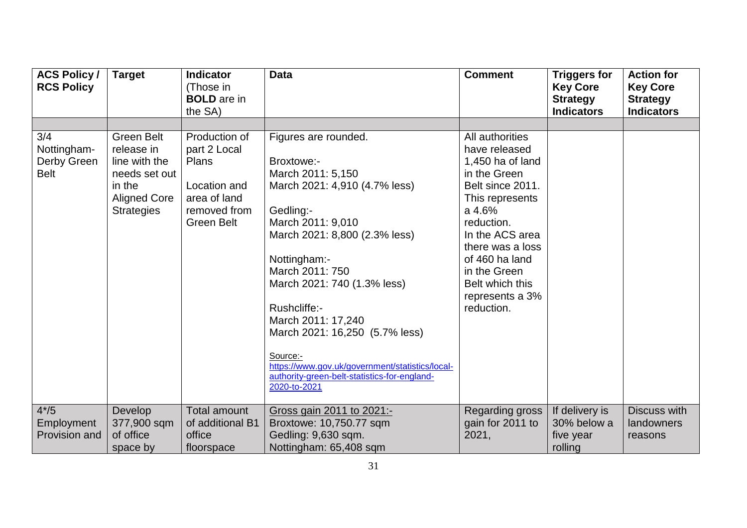| ACS Policy / RCS Policy | Target | Indicator (Those in **BOLD** are in the SA) | Data | Comment | Triggers for Key Core Strategy Indicators | Action for Key Core Strategy Indicators |
|---|---|---|---|---|---|---|
| | | | | | | |
| 3/4 Nottingham-Derby Green Belt | Green Belt release in line with the needs set out in the Aligned Core Strategies | Production of part 2 Local Plans<br><br>Location and area of land removed from Green Belt | Figures are rounded.<br><br>Broxtowe:-<br>March 2011: 5,150<br>March 2021: 4,910 (4.7% less)<br><br>Gedling:-<br>March 2011: 9,010<br>March 2021: 8,800 (2.3% less)<br><br>Nottingham:-<br>March 2011: 750<br>March 2021: 740 (1.3% less)<br><br>Rushcliffe:-<br>March 2011: 17,240<br>March 2021: 16,250 (5.7% less)<br><br>Source:-<br>https://www.gov.uk/government/statistics/local-authority-green-belt-statistics-for-england-2020-to-2021 | All authorities have released 1,450 ha of land in the Green Belt since 2011. This represents a 4.6% reduction.<br>In the ACS area there was a loss of 460 ha land in the Green Belt which this represents a 3% reduction. | | |
| 4*/5 Employment Provision and | Develop 377,900 sqm of office space by | Total amount of additional B1 office floorspace | Gross gain 2011 to 2021:-<br>Broxtowe: 10,750.77 sqm<br>Gedling: 9,630 sqm.<br>Nottingham: 65,408 sqm | Regarding gross gain for 2011 to 2021, | If delivery is 30% below a five year rolling | Discuss with landowners reasons |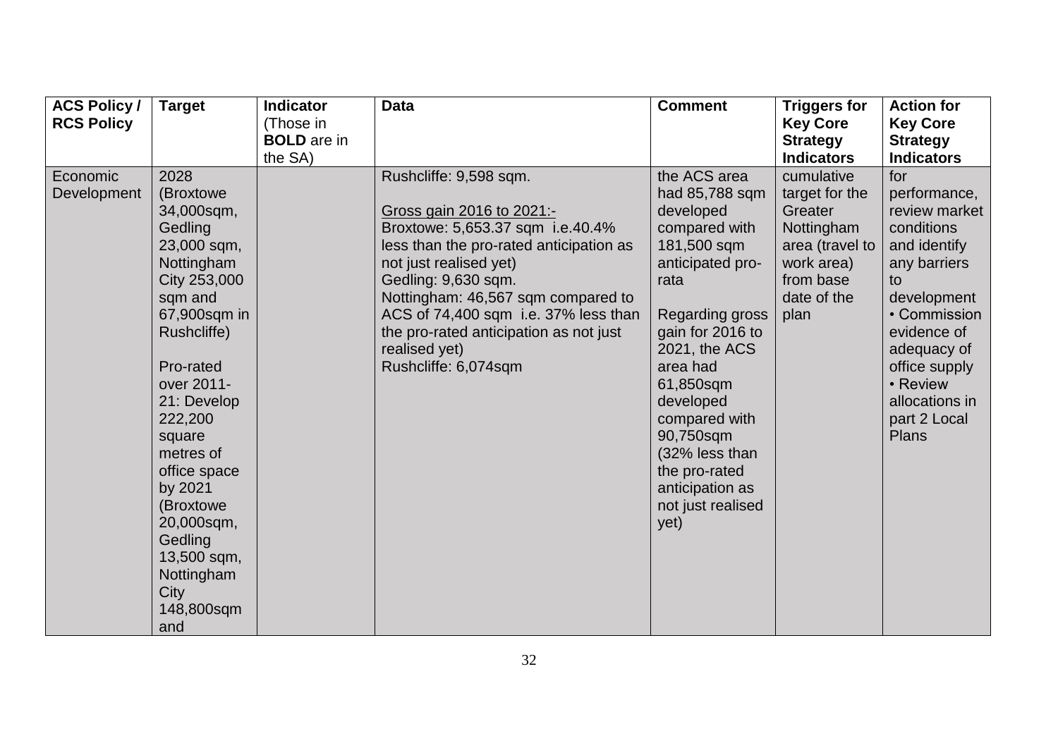| ACS Policy / RCS Policy | Target | Indicator (Those in **BOLD** are in the SA) | Data | Comment | Triggers for Key Core Strategy Indicators | Action for Key Core Strategy Indicators |
|---|---|---|---|---|---|---|
| Economic Development | 2028 (Broxtowe 34,000sqm, Gedling 23,000 sqm, Nottingham City 253,000 sqm and 67,900sqm in Rushcliffe)<br><br>Pro-rated over 2011-21: Develop 222,200 square metres of office space by 2021 (Broxtowe 20,000sqm, Gedling 13,500 sqm, Nottingham City 148,800sqm and | | Rushcliffe: 9,598 sqm.<br><br>Gross gain 2016 to 2021:-<br>Broxtowe: 5,653.37 sqm i.e.40.4% less than the pro-rated anticipation as not just realised yet)<br>Gedling: 9,630 sqm.<br>Nottingham: 46,567 sqm compared to ACS of 74,400 sqm i.e. 37% less than the pro-rated anticipation as not just realised yet)<br>Rushcliffe: 6,074sqm | the ACS area had 85,788 sqm developed compared with 181,500 sqm anticipated pro-rata<br><br>Regarding gross gain for 2016 to 2021, the ACS area had 61,850sqm developed compared with 90,750sqm (32% less than the pro-rated anticipation as not just realised yet) | cumulative target for the Greater Nottingham area (travel to work area) from base date of the plan | for performance, review market conditions and identify any barriers to development<br>• Commission evidence of adequacy of office supply<br>• Review allocations in part 2 Local Plans |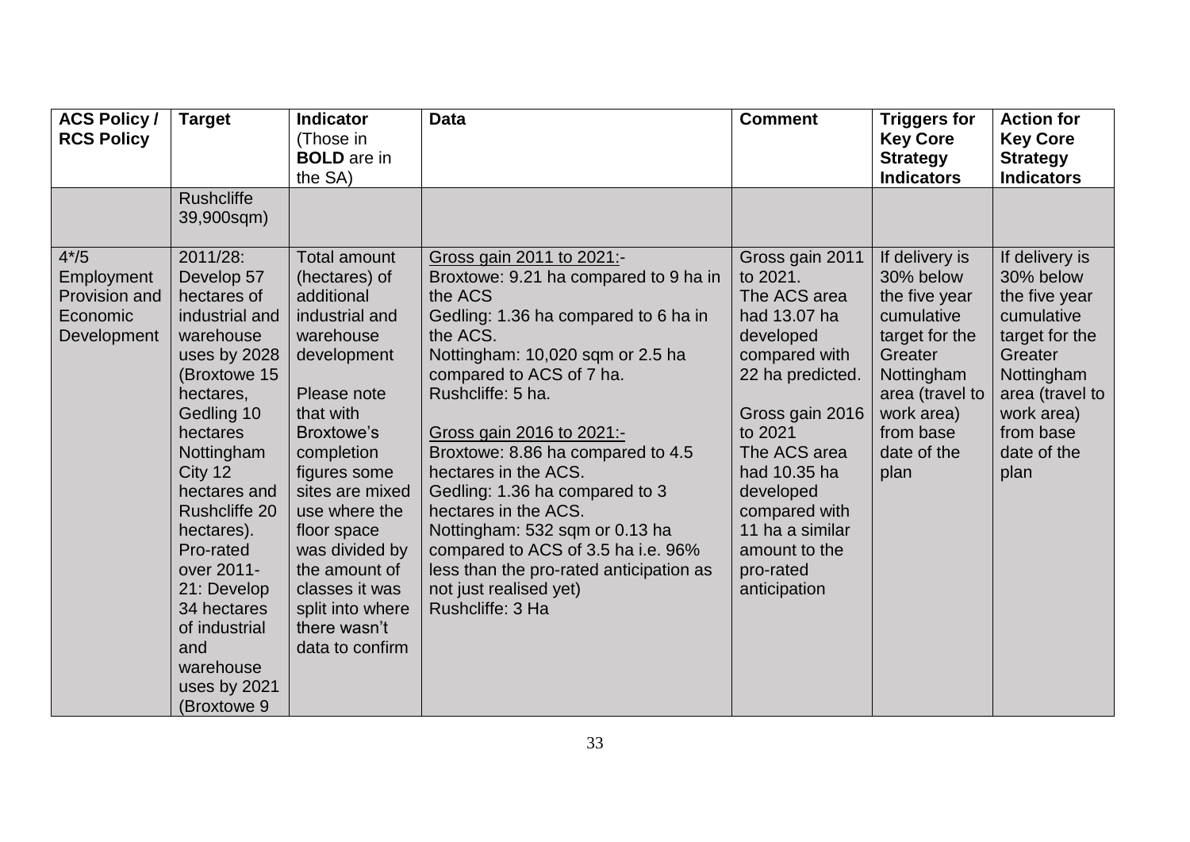| ACS Policy / RCS Policy | Target | Indicator (Those in **BOLD** are in the SA) | Data | Comment | Triggers for Key Core Strategy Indicators | Action for Key Core Strategy Indicators |
|---|---|---|---|---|---|---|
| | Rushcliffe 39,900sqm) | | | | | |
| 4*/5 Employment Provision and Economic Development | 2011/28: Develop 57 hectares of industrial and warehouse uses by 2028 (Broxtowe 15 hectares, Gedling 10 hectares Nottingham City 12 hectares and Rushcliffe 20 hectares). Pro-rated over 2011-21: Develop 34 hectares of industrial and warehouse uses by 2021 (Broxtowe 9 | Total amount (hectares) of additional industrial and warehouse development<br><br>Please note that with Broxtowe's completion figures some sites are mixed use where the floor space was divided by the amount of classes it was split into where there wasn't data to confirm | <u>Gross gain 2011 to 2021:-</u><br>Broxtowe: 9.21 ha compared to 9 ha in the ACS<br>Gedling: 1.36 ha compared to 6 ha in the ACS.<br>Nottingham: 10,020 sqm or 2.5 ha compared to ACS of 7 ha.<br>Rushcliffe: 5 ha.<br><br><u>Gross gain 2016 to 2021:-</u><br>Broxtowe: 8.86 ha compared to 4.5 hectares in the ACS.<br>Gedling: 1.36 ha compared to 3 hectares in the ACS.<br>Nottingham: 532 sqm or 0.13 ha compared to ACS of 3.5 ha i.e. 96% less than the pro-rated anticipation as not just realised yet)<br>Rushcliffe: 3 Ha | Gross gain 2011 to 2021.<br>The ACS area had 13.07 ha developed compared with 22 ha predicted.<br><br>Gross gain 2016 to 2021<br>The ACS area had 10.35 ha developed compared with 11 ha a similar amount to the pro-rated anticipation | If delivery is 30% below the five year cumulative target for the Greater Nottingham area (travel to work area) from base date of the plan | If delivery is 30% below the five year cumulative target for the Greater Nottingham area (travel to work area) from base date of the plan |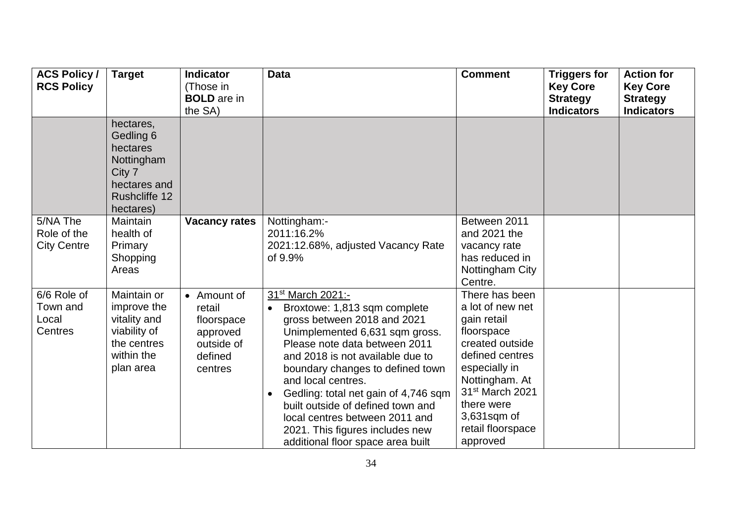| ACS Policy / RCS Policy | Target | Indicator (Those in **BOLD** are in the SA) | Data | Comment | Triggers for Key Core Strategy Indicators | Action for Key Core Strategy Indicators |
|---|---|---|---|---|---|---|
| | hectares, Gedling 6 hectares Nottingham City 7 hectares and Rushcliffe 12 hectares) | | | | | |
| 5/NA The Role of the City Centre | Maintain health of Primary Shopping Areas | **Vacancy rates** | Nottingham:-<br>2011:16.2%<br>2021:12.68%, adjusted Vacancy Rate of 9.9% | Between 2011 and 2021 the vacancy rate has reduced in Nottingham City Centre. | | |
| 6/6 Role of Town and Local Centres | Maintain or improve the vitality and viability of the centres within the plan area | • Amount of retail floorspace approved outside of defined centres | 31st March 2021:-<br>• Broxtowe: 1,813 sqm complete gross between 2018 and 2021 Unimplemented 6,631 sqm gross. Please note data between 2011 and 2018 is not available due to boundary changes to defined town and local centres.<br>• Gedling: total net gain of 4,746 sqm built outside of defined town and local centres between 2011 and 2021. This figures includes new additional floor space area built | There has been a lot of new net gain retail floorspace created outside defined centres especially in Nottingham. At 31st March 2021 there were 3,631sqm of retail floorspace approved | | |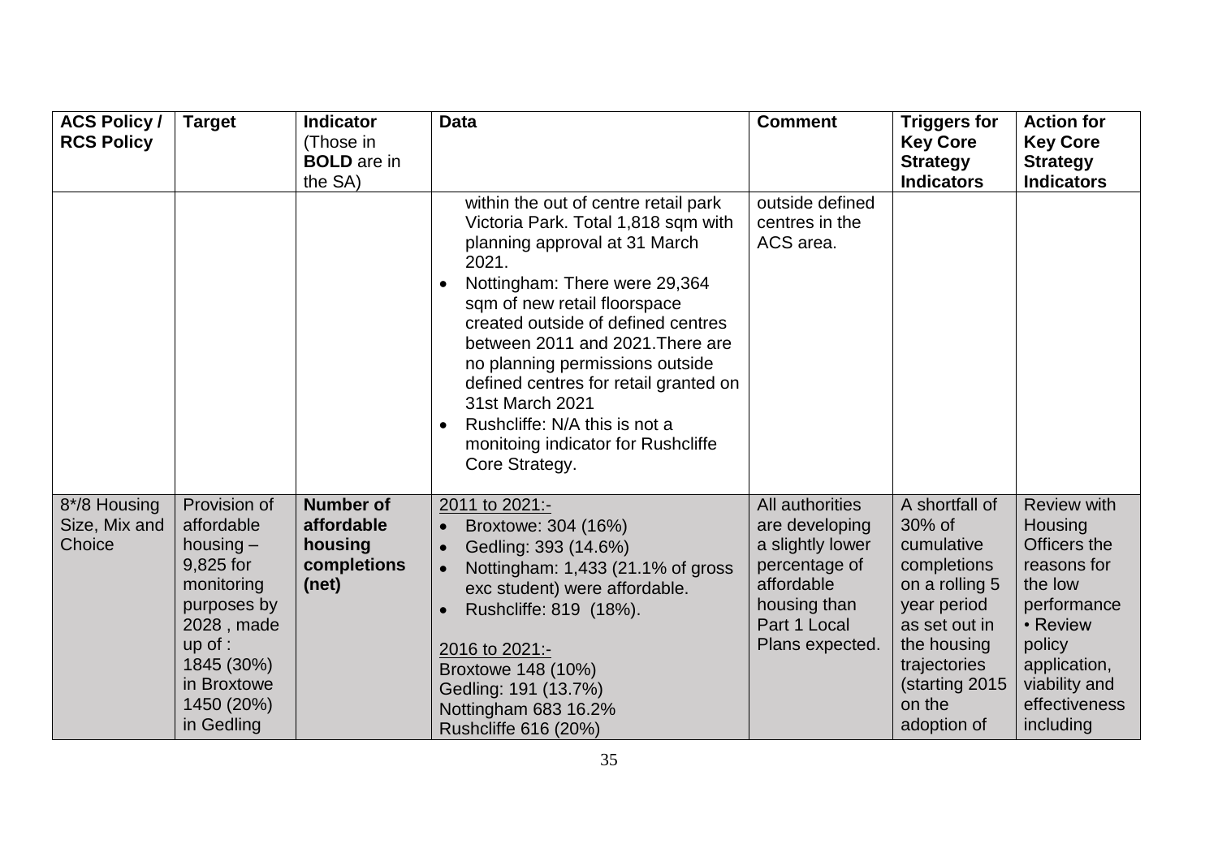| ACS Policy / RCS Policy | Target | Indicator (Those in **BOLD** are in the SA) | Data | Comment | Triggers for Key Core Strategy Indicators | Action for Key Core Strategy Indicators |
|---|---|---|---|---|---|---|
| | | | within the out of centre retail park Victoria Park. Total 1,818 sqm with planning approval at 31 March 2021.<br>• Nottingham: There were 29,364 sqm of new retail floorspace created outside of defined centres between 2011 and 2021.There are no planning permissions outside defined centres for retail granted on 31st March 2021<br>• Rushcliffe: N/A this is not a monitoing indicator for Rushcliffe Core Strategy. | outside defined centres in the ACS area. | | |
| 8*/8 Housing Size, Mix and Choice | Provision of affordable housing – 9,825 for monitoring purposes by 2028 , made up of : 1845 (30%) in Broxtowe 1450 (20%) in Gedling | **Number of affordable housing completions (net)** | 2011 to 2021:-<br>• Broxtowe: 304 (16%)<br>• Gedling: 393 (14.6%)<br>• Nottingham: 1,433 (21.1% of gross exc student) were affordable.<br>• Rushcliffe: 819 (18%).<br><br>2016 to 2021:-<br>Broxtowe 148 (10%)<br>Gedling: 191 (13.7%)<br>Nottingham 683 16.2%<br>Rushcliffe 616 (20%) | All authorities are developing a slightly lower percentage of affordable housing than Part 1 Local Plans expected. | A shortfall of 30% of cumulative completions on a rolling 5 year period as set out in the housing trajectories (starting 2015 on the adoption of | Review with Housing Officers the reasons for the low performance<br>• Review policy application, viability and effectiveness including |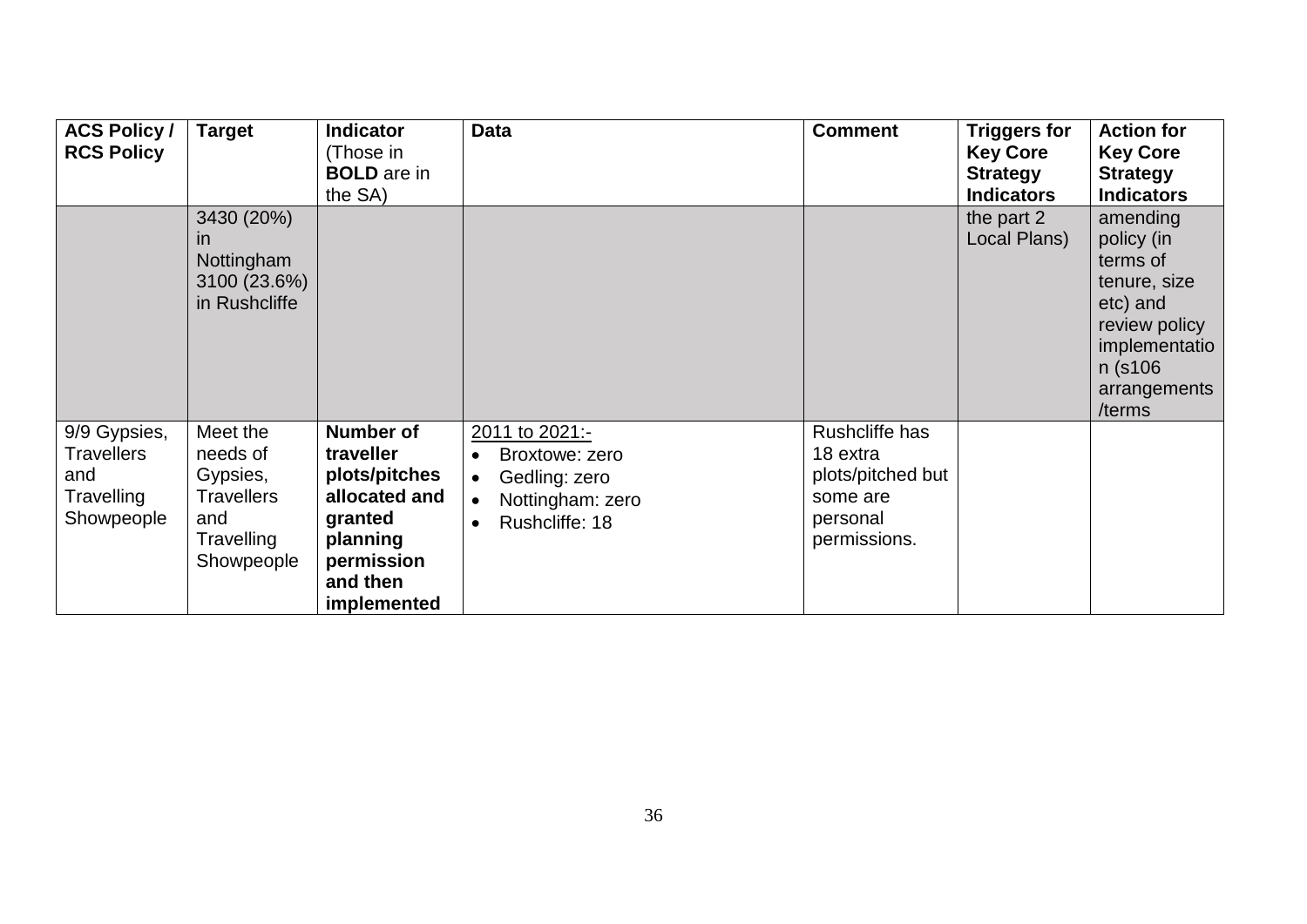| ACS Policy / RCS Policy | Target | Indicator (Those in **BOLD** are in the SA) | Data | Comment | Triggers for Key Core Strategy Indicators | Action for Key Core Strategy Indicators |
|---|---|---|---|---|---|---|
| | 3430 (20%) in Nottingham 3100 (23.6%) in Rushcliffe | | | | the part 2 Local Plans) | amending policy (in terms of tenure, size etc) and review policy implementation (s106 arrangements /terms |
| 9/9 Gypsies, Travellers and Travelling Showpeople | Meet the needs of Gypsies, Travellers and Travelling Showpeople | **Number of traveller plots/pitches allocated and granted planning permission and then implemented** | 2011 to 2021:- <br>• Broxtowe: zero <br>• Gedling: zero <br>• Nottingham: zero <br>• Rushcliffe: 18 | Rushcliffe has 18 extra plots/pitched but some are personal permissions. | | |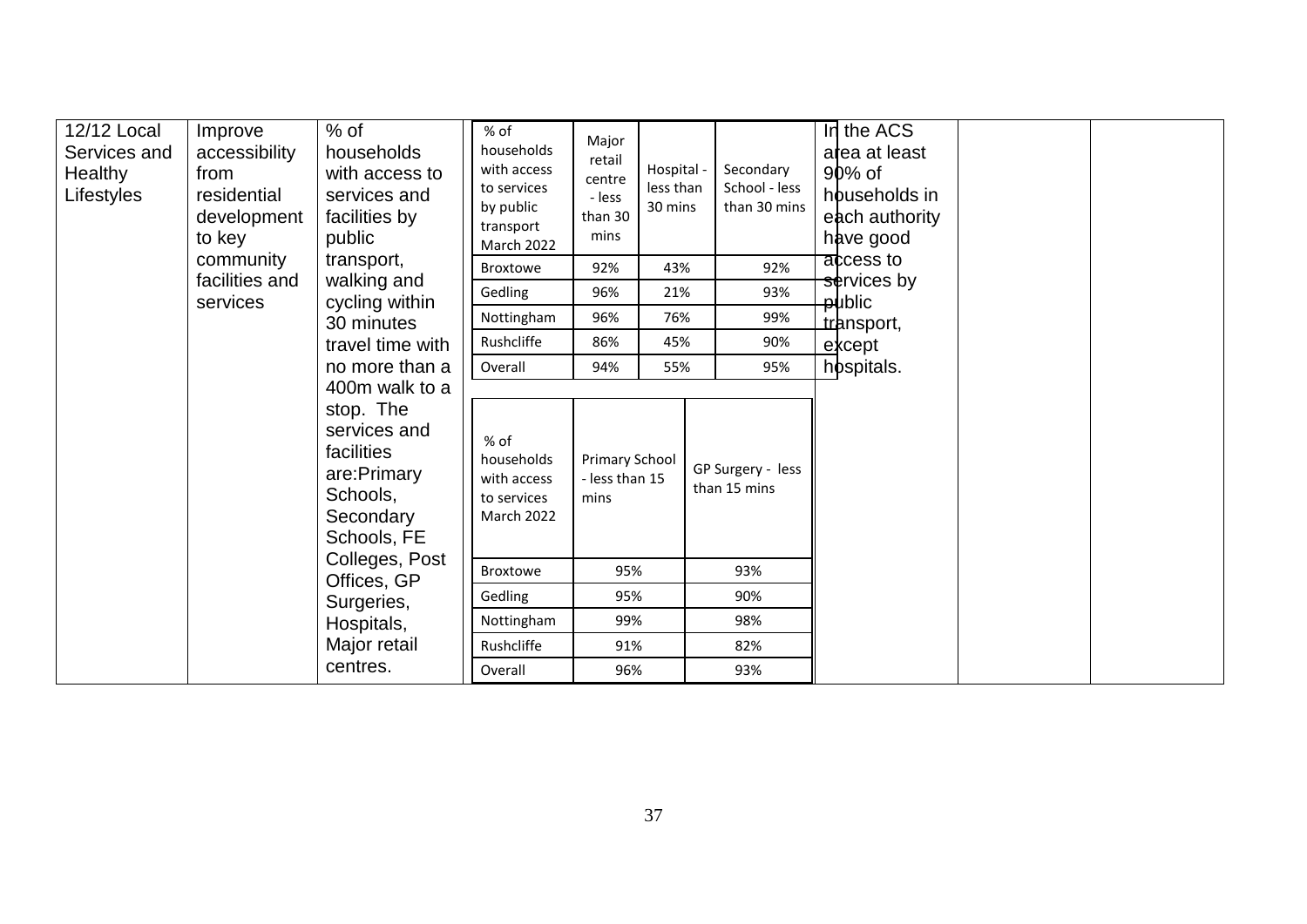| | | | | | | |
|---|---|---|---|---|---|---|
| 12/12 Local Services and Healthy Lifestyles | Improve accessibility from residential development to key community facilities and services | % of households with access to services and facilities by public transport, walking and cycling within 30 minutes travel time with no more than a 400m walk to a stop. The services and facilities are:Primary Schools, Secondary Schools, FE Colleges, Post Offices, GP Surgeries, Hospitals, Major retail centres. | (see tables below) | In the ACS area at least 90% of households in each authority have good access to services by public transport, except hospitals. | | |

| % of households with access to services by public transport March 2022 | Major retail centre - less than 30 mins | Hospital - less than 30 mins | Secondary School - less than 30 mins |
|---|---|---|---|
| Broxtowe | 92% | 43% | 92% |
| Gedling | 96% | 21% | 93% |
| Nottingham | 96% | 76% | 99% |
| Rushcliffe | 86% | 45% | 90% |
| Overall | 94% | 55% | 95% |

| % of households with access to services March 2022 | Primary School - less than 15 mins | GP Surgery - less than 15 mins |
|---|---|---|
| Broxtowe | 95% | 93% |
| Gedling | 95% | 90% |
| Nottingham | 99% | 98% |
| Rushcliffe | 91% | 82% |
| Overall | 96% | 93% |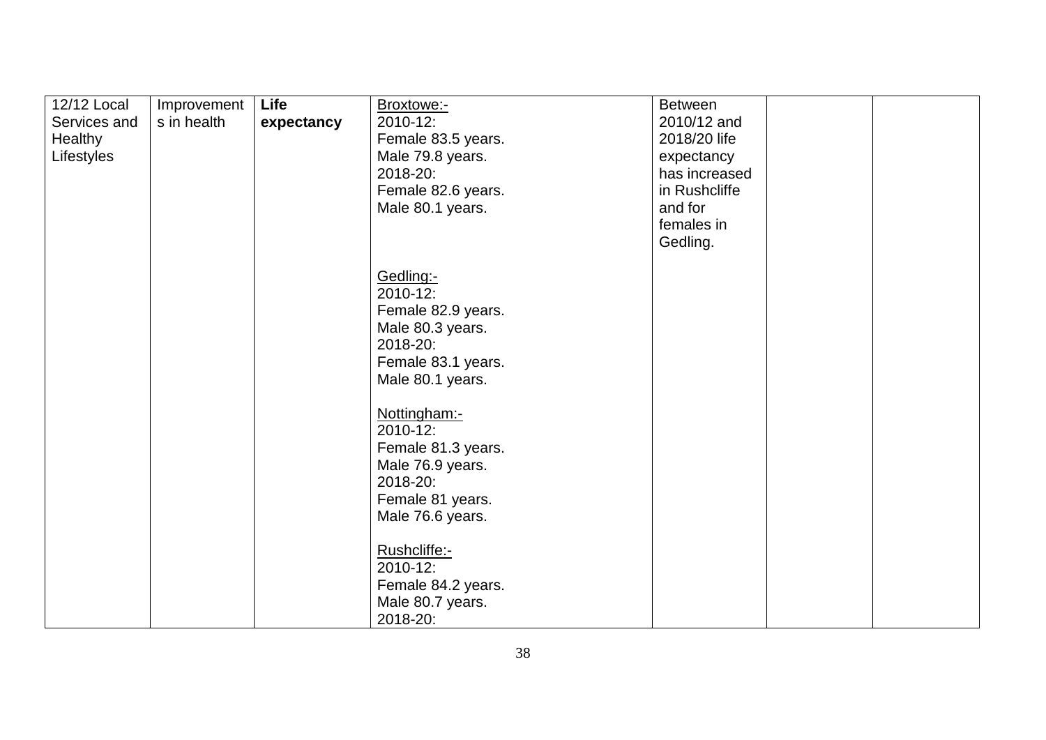| 12/12 Local Services and Healthy Lifestyles | Improvements in health | **Life expectancy** | Broxtowe:-<br>2010-12:<br>Female 83.5 years.<br>Male 79.8 years.<br>2018-20:<br>Female 82.6 years.<br>Male 80.1 years.<br><br>Gedling:-<br>2010-12:<br>Female 82.9 years.<br>Male 80.3 years.<br>2018-20:<br>Female 83.1 years.<br>Male 80.1 years.<br><br>Nottingham:-<br>2010-12:<br>Female 81.3 years.<br>Male 76.9 years.<br>2018-20:<br>Female 81 years.<br>Male 76.6 years.<br><br>Rushcliffe:-<br>2010-12:<br>Female 84.2 years.<br>Male 80.7 years.<br>2018-20: | Between 2010/12 and 2018/20 life expectancy has increased in Rushcliffe and for females in Gedling. | | |
|---|---|---|---|---|---|---|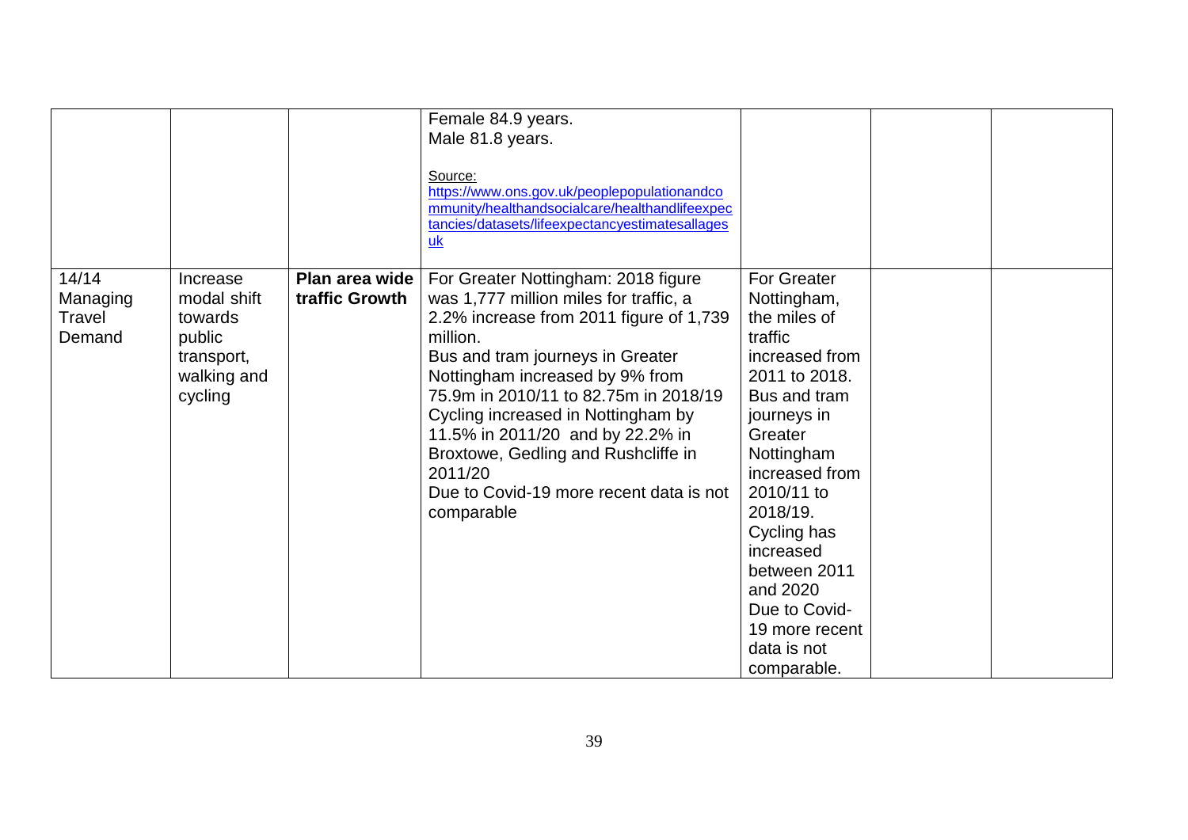| | | | | | | |
|---|---|---|---|---|---|---|
| | | | Female 84.9 years.<br>Male 81.8 years.<br><br>Source:<br>https://www.ons.gov.uk/peoplepopulationandcommunity/healthandsocialcare/healthandlifeexpectancies/datasets/lifeexpectancyestimatesallagesuk | | | |
| 14/14 Managing Travel Demand | Increase modal shift towards public transport, walking and cycling | **Plan area wide traffic Growth** | For Greater Nottingham: 2018 figure was 1,777 million miles for traffic, a 2.2% increase from 2011 figure of 1,739 million.<br>Bus and tram journeys in Greater Nottingham increased by 9% from 75.9m in 2010/11 to 82.75m in 2018/19<br>Cycling increased in Nottingham by 11.5% in 2011/20 and by 22.2% in Broxtowe, Gedling and Rushcliffe in 2011/20<br>Due to Covid-19 more recent data is not comparable | For Greater Nottingham, the miles of traffic increased from 2011 to 2018. Bus and tram journeys in Greater Nottingham increased from 2010/11 to 2018/19. Cycling has increased between 2011 and 2020 Due to Covid-19 more recent data is not comparable. | | |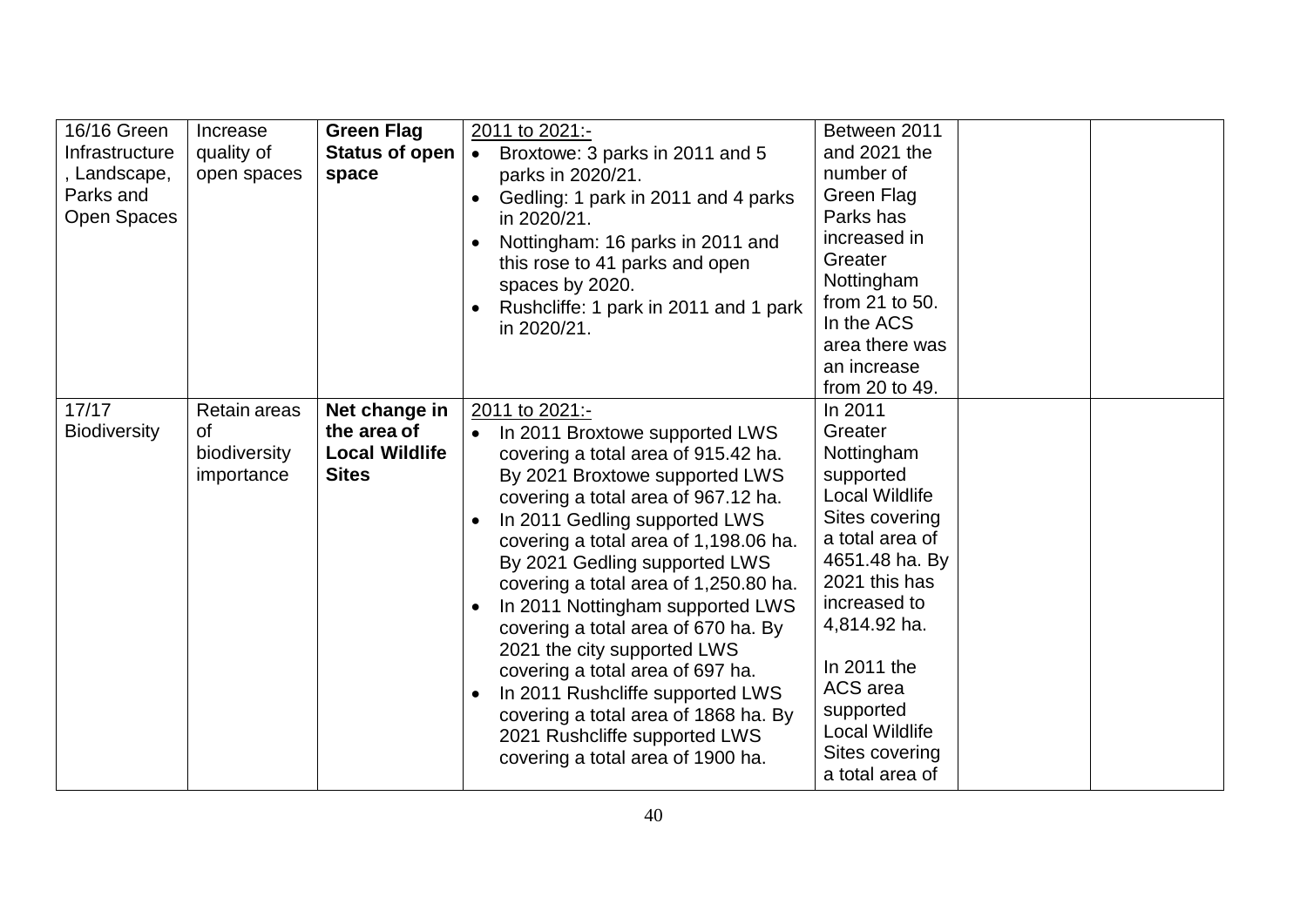| 16/16 Green Infrastructure, Landscape, Parks and Open Spaces | Increase quality of open spaces | **Green Flag Status of open space** | 2011 to 2021:-<br>• Broxtowe: 3 parks in 2011 and 5 parks in 2020/21.<br>• Gedling: 1 park in 2011 and 4 parks in 2020/21.<br>• Nottingham: 16 parks in 2011 and this rose to 41 parks and open spaces by 2020.<br>• Rushcliffe: 1 park in 2011 and 1 park in 2020/21. | Between 2011 and 2021 the number of Green Flag Parks has increased in Greater Nottingham from 21 to 50. In the ACS area there was an increase from 20 to 49. | | |
|---|---|---|---|---|---|---|
| 17/17 Biodiversity | Retain areas of biodiversity importance | **Net change in the area of Local Wildlife Sites** | 2011 to 2021:-<br>• In 2011 Broxtowe supported LWS covering a total area of 915.42 ha. By 2021 Broxtowe supported LWS covering a total area of 967.12 ha.<br>• In 2011 Gedling supported LWS covering a total area of 1,198.06 ha. By 2021 Gedling supported LWS covering a total area of 1,250.80 ha.<br>• In 2011 Nottingham supported LWS covering a total area of 670 ha. By 2021 the city supported LWS covering a total area of 697 ha.<br>• In 2011 Rushcliffe supported LWS covering a total area of 1868 ha. By 2021 Rushcliffe supported LWS covering a total area of 1900 ha. | In 2011 Greater Nottingham supported Local Wildlife Sites covering a total area of 4651.48 ha. By 2021 this has increased to 4,814.92 ha.<br><br>In 2011 the ACS area supported Local Wildlife Sites covering a total area of | | |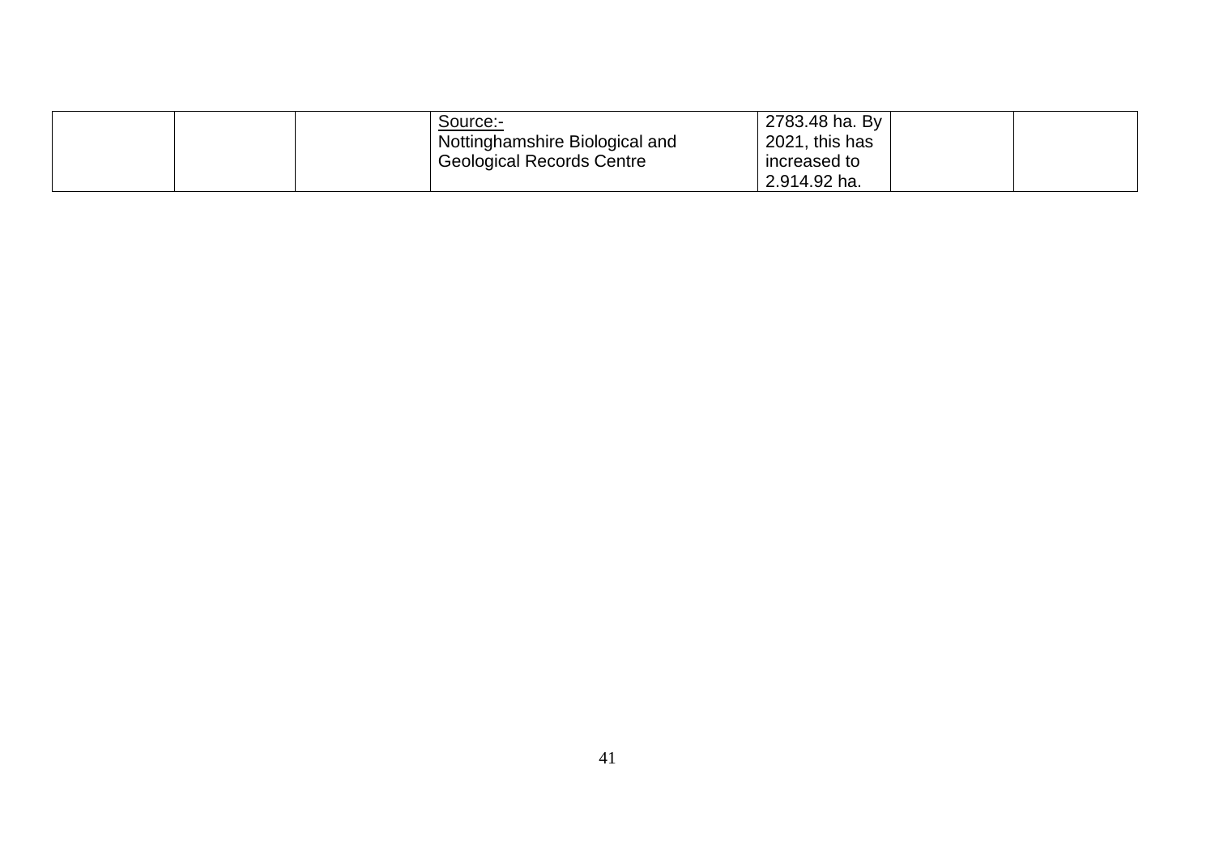| | | | Source:-<br>Nottinghamshire Biological and Geological Records Centre | 2783.48 ha. By 2021, this has increased to 2.914.92 ha. | | |
|---|---|---|---|---|---|---|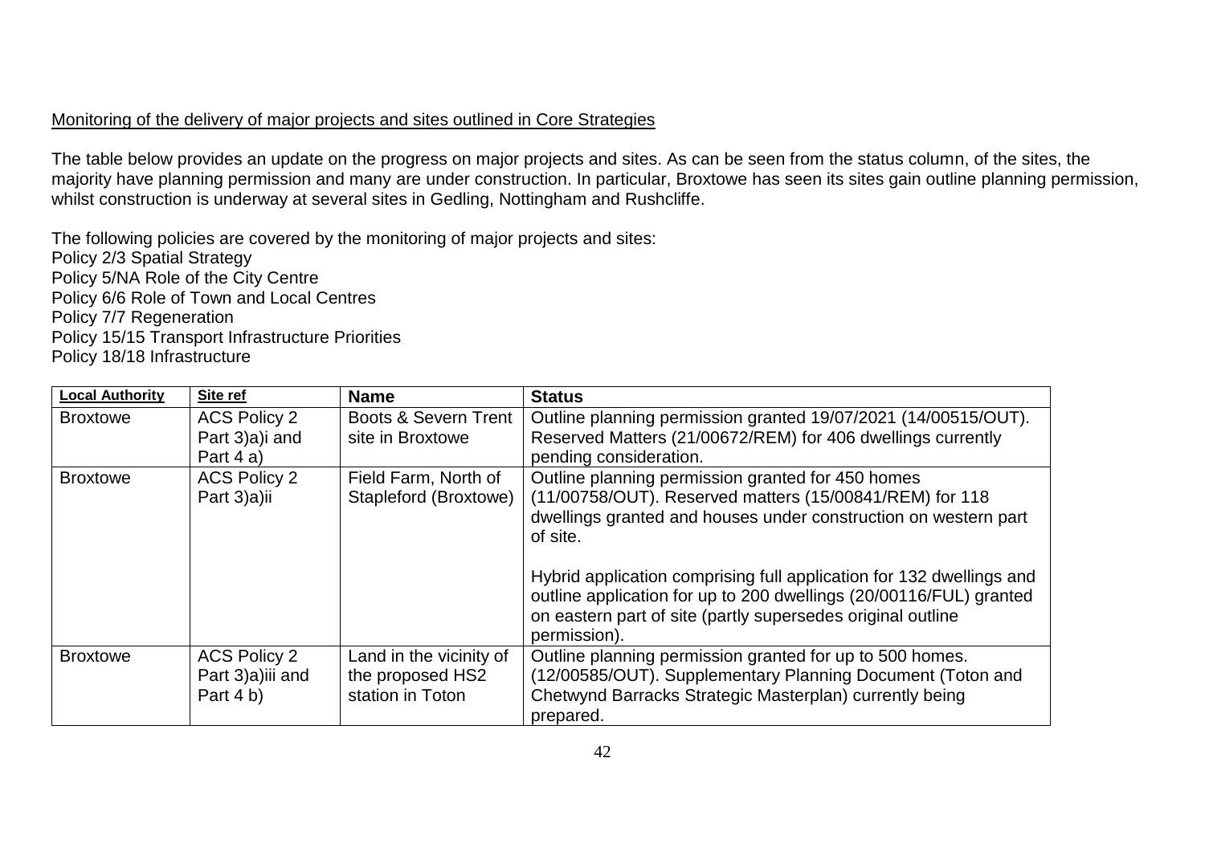Monitoring of the delivery of major projects and sites outlined in Core Strategies

The table below provides an update on the progress on major projects and sites. As can be seen from the status column, of the sites, the majority have planning permission and many are under construction. In particular, Broxtowe has seen its sites gain outline planning permission, whilst construction is underway at several sites in Gedling, Nottingham and Rushcliffe.

The following policies are covered by the monitoring of major projects and sites:
Policy 2/3 Spatial Strategy
Policy 5/NA Role of the City Centre
Policy 6/6 Role of Town and Local Centres
Policy 7/7 Regeneration
Policy 15/15 Transport Infrastructure Priorities
Policy 18/18 Infrastructure

| Local Authority | Site ref | Name | Status |
|---|---|---|---|
| Broxtowe | ACS Policy 2 Part 3)a)i and Part 4 a) | Boots & Severn Trent site in Broxtowe | Outline planning permission granted 19/07/2021 (14/00515/OUT). Reserved Matters (21/00672/REM) for 406 dwellings currently pending consideration. |
| Broxtowe | ACS Policy 2 Part 3)a)ii | Field Farm, North of Stapleford (Broxtowe) | Outline planning permission granted for 450 homes (11/00758/OUT). Reserved matters (15/00841/REM) for 118 dwellings granted and houses under construction on western part of site.<br><br>Hybrid application comprising full application for 132 dwellings and outline application for up to 200 dwellings (20/00116/FUL) granted on eastern part of site (partly supersedes original outline permission). |
| Broxtowe | ACS Policy 2 Part 3)a)iii and Part 4 b) | Land in the vicinity of the proposed HS2 station in Toton | Outline planning permission granted for up to 500 homes. (12/00585/OUT). Supplementary Planning Document (Toton and Chetwynd Barracks Strategic Masterplan) currently being prepared. |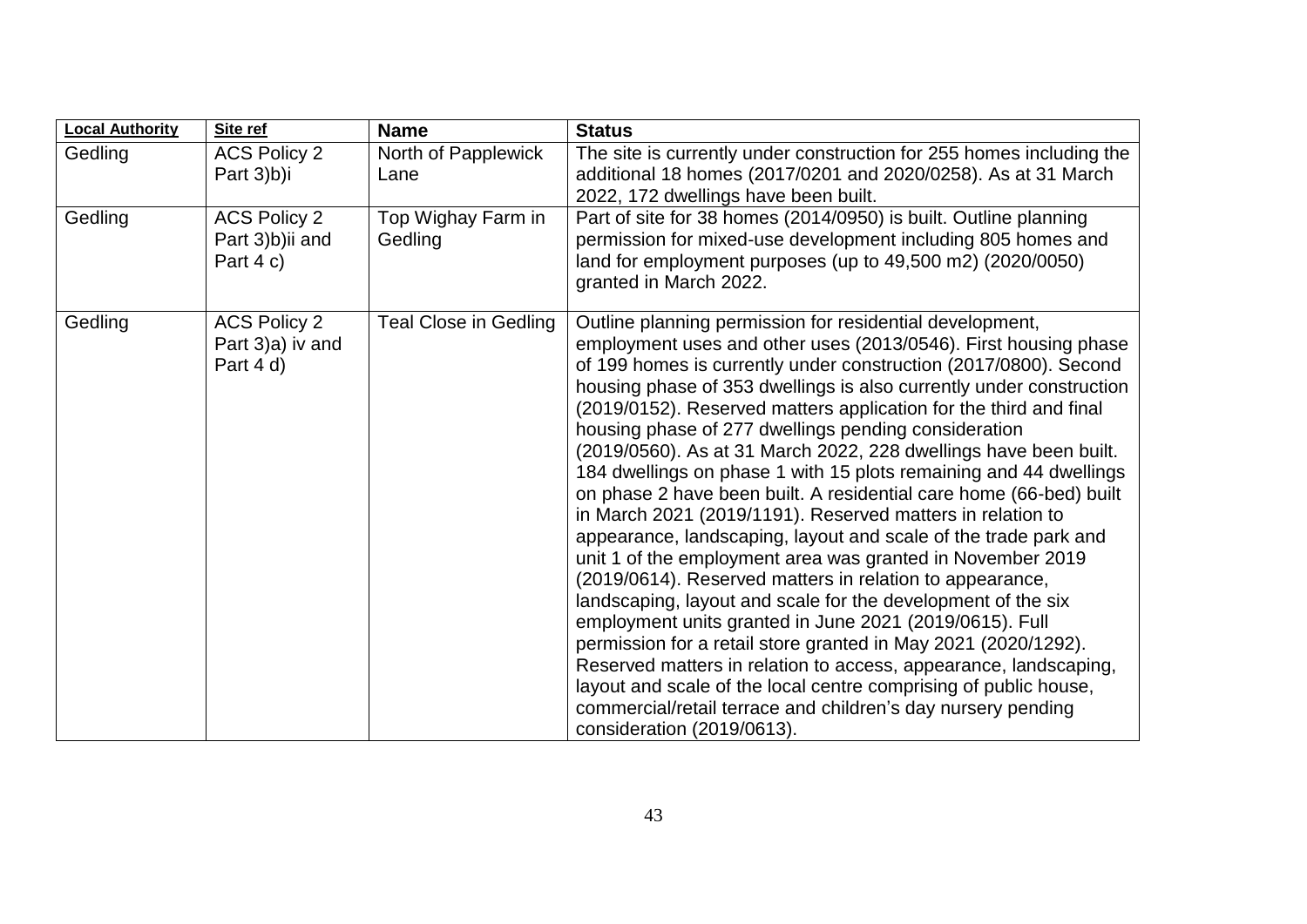| Local Authority | Site ref | Name | Status |
|---|---|---|---|
| Gedling | ACS Policy 2 Part 3)b)i | North of Papplewick Lane | The site is currently under construction for 255 homes including the additional 18 homes (2017/0201 and 2020/0258). As at 31 March 2022, 172 dwellings have been built. |
| Gedling | ACS Policy 2 Part 3)b)ii and Part 4 c) | Top Wighay Farm in Gedling | Part of site for 38 homes (2014/0950) is built. Outline planning permission for mixed-use development including 805 homes and land for employment purposes (up to 49,500 m2) (2020/0050) granted in March 2022. |
| Gedling | ACS Policy 2 Part 3)a) iv and Part 4 d) | Teal Close in Gedling | Outline planning permission for residential development, employment uses and other uses (2013/0546). First housing phase of 199 homes is currently under construction (2017/0800). Second housing phase of 353 dwellings is also currently under construction (2019/0152). Reserved matters application for the third and final housing phase of 277 dwellings pending consideration (2019/0560). As at 31 March 2022, 228 dwellings have been built. 184 dwellings on phase 1 with 15 plots remaining and 44 dwellings on phase 2 have been built. A residential care home (66-bed) built in March 2021 (2019/1191). Reserved matters in relation to appearance, landscaping, layout and scale of the trade park and unit 1 of the employment area was granted in November 2019 (2019/0614). Reserved matters in relation to appearance, landscaping, layout and scale for the development of the six employment units granted in June 2021 (2019/0615). Full permission for a retail store granted in May 2021 (2020/1292). Reserved matters in relation to access, appearance, landscaping, layout and scale of the local centre comprising of public house, commercial/retail terrace and children's day nursery pending consideration (2019/0613). |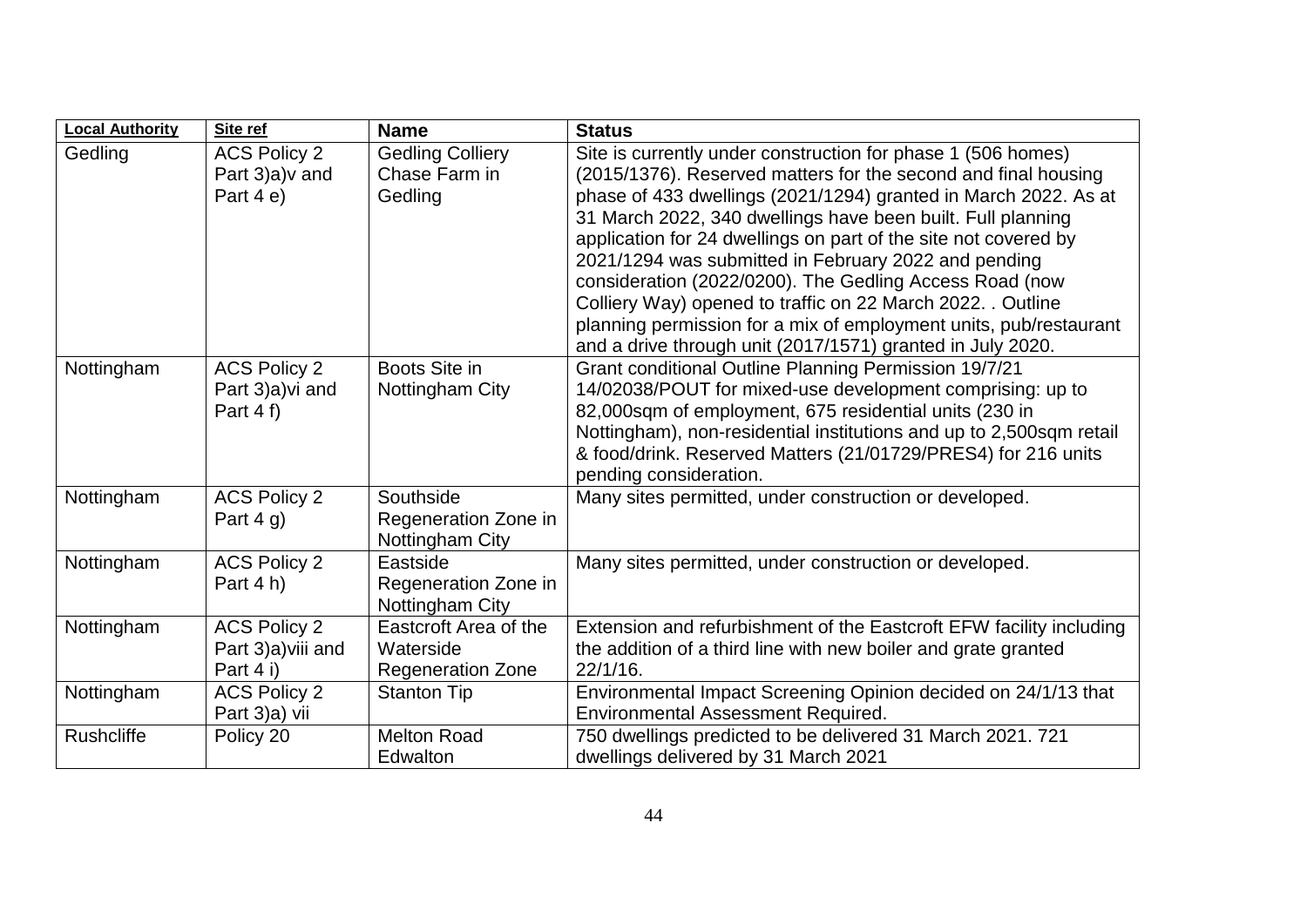| Local Authority | Site ref | Name | Status |
|---|---|---|---|
| Gedling | ACS Policy 2 Part 3)a)v and Part 4 e) | Gedling Colliery Chase Farm in Gedling | Site is currently under construction for phase 1 (506 homes) (2015/1376). Reserved matters for the second and final housing phase of 433 dwellings (2021/1294) granted in March 2022. As at 31 March 2022, 340 dwellings have been built. Full planning application for 24 dwellings on part of the site not covered by 2021/1294 was submitted in February 2022 and pending consideration (2022/0200). The Gedling Access Road (now Colliery Way) opened to traffic on 22 March 2022. . Outline planning permission for a mix of employment units, pub/restaurant and a drive through unit (2017/1571) granted in July 2020. |
| Nottingham | ACS Policy 2 Part 3)a)vi and Part 4 f) | Boots Site in Nottingham City | Grant conditional Outline Planning Permission 19/7/21 14/02038/POUT for mixed-use development comprising: up to 82,000sqm of employment, 675 residential units (230 in Nottingham), non-residential institutions and up to 2,500sqm retail & food/drink. Reserved Matters (21/01729/PRES4) for 216 units pending consideration. |
| Nottingham | ACS Policy 2 Part 4 g) | Southside Regeneration Zone in Nottingham City | Many sites permitted, under construction or developed. |
| Nottingham | ACS Policy 2 Part 4 h) | Eastside Regeneration Zone in Nottingham City | Many sites permitted, under construction or developed. |
| Nottingham | ACS Policy 2 Part 3)a)viii and Part 4 i) | Eastcroft Area of the Waterside Regeneration Zone | Extension and refurbishment of the Eastcroft EFW facility including the addition of a third line with new boiler and grate granted 22/1/16. |
| Nottingham | ACS Policy 2 Part 3)a) vii | Stanton Tip | Environmental Impact Screening Opinion decided on 24/1/13 that Environmental Assessment Required. |
| Rushcliffe | Policy 20 | Melton Road Edwalton | 750 dwellings predicted to be delivered 31 March 2021. 721 dwellings delivered by 31 March 2021 |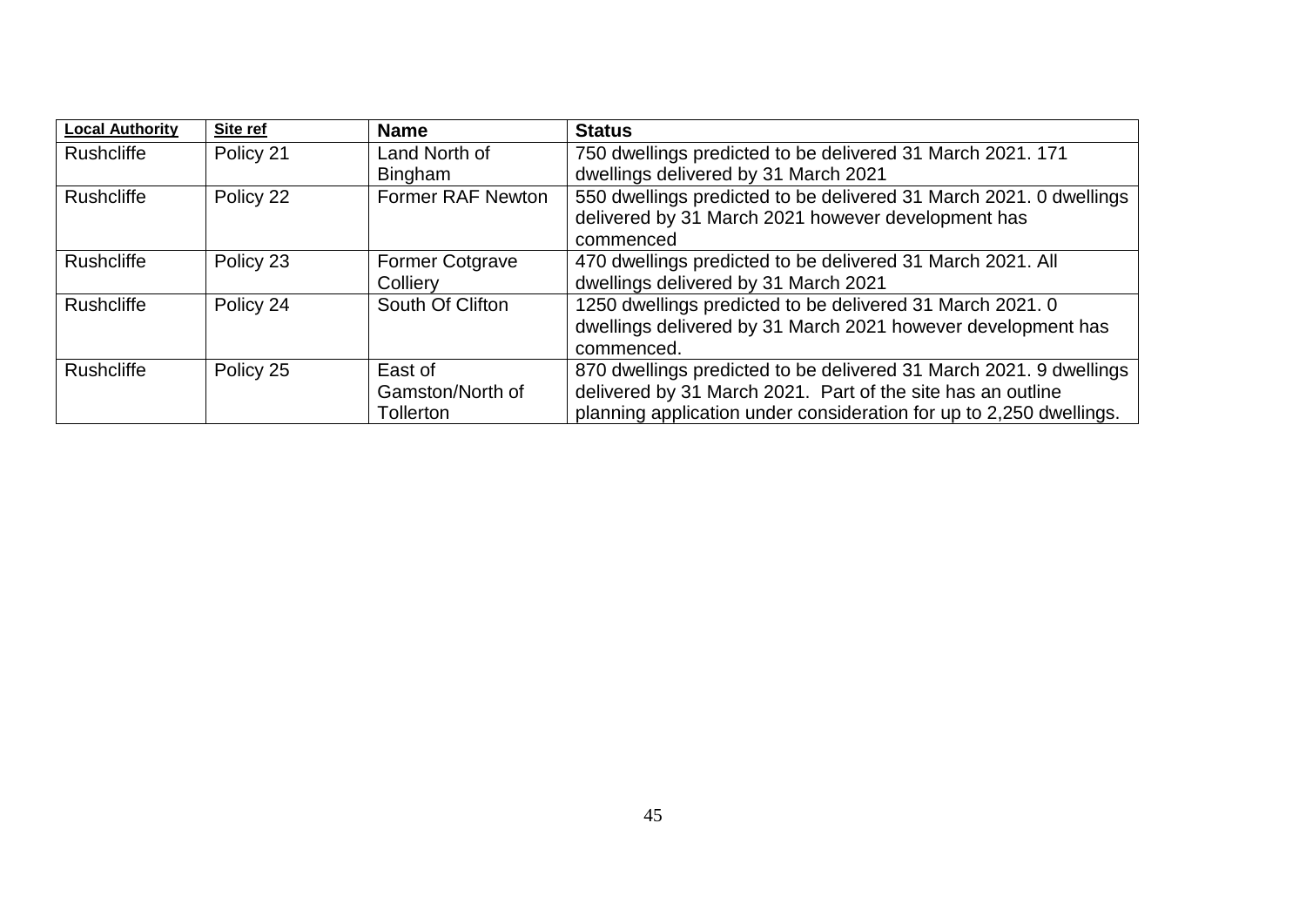| Local Authority | Site ref | Name | Status |
|---|---|---|---|
| Rushcliffe | Policy 21 | Land North of Bingham | 750 dwellings predicted to be delivered 31 March 2021. 171 dwellings delivered by 31 March 2021 |
| Rushcliffe | Policy 22 | Former RAF Newton | 550 dwellings predicted to be delivered 31 March 2021. 0 dwellings delivered by 31 March 2021 however development has commenced |
| Rushcliffe | Policy 23 | Former Cotgrave Colliery | 470 dwellings predicted to be delivered 31 March 2021. All dwellings delivered by 31 March 2021 |
| Rushcliffe | Policy 24 | South Of Clifton | 1250 dwellings predicted to be delivered 31 March 2021. 0 dwellings delivered by 31 March 2021 however development has commenced. |
| Rushcliffe | Policy 25 | East of Gamston/North of Tollerton | 870 dwellings predicted to be delivered 31 March 2021. 9 dwellings delivered by 31 March 2021. Part of the site has an outline planning application under consideration for up to 2,250 dwellings. |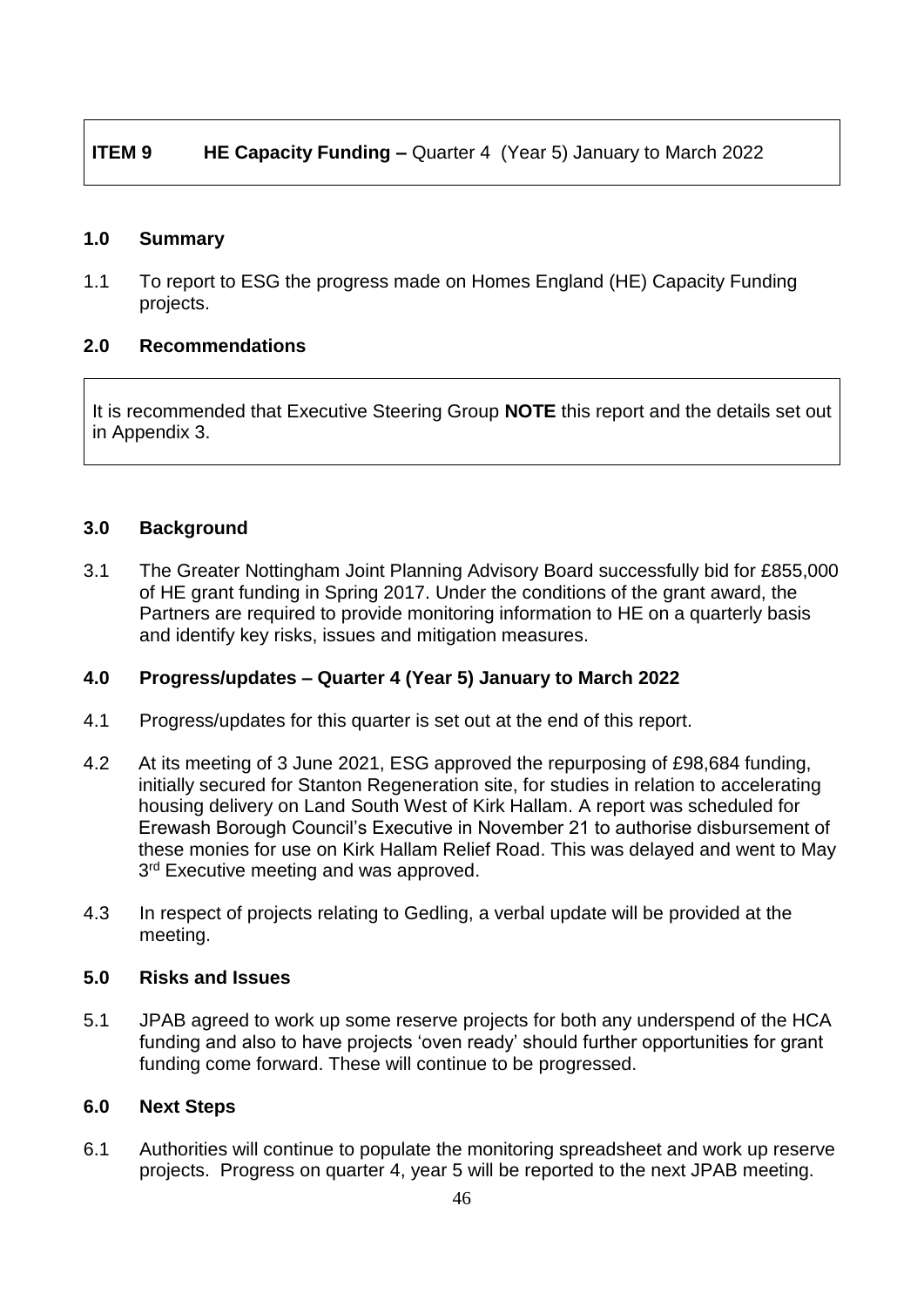**ITEM 9 HE Capacity Funding –** Quarter 4 (Year 5) January to March 2022

## 1.0 Summary

1.1 To report to ESG the progress made on Homes England (HE) Capacity Funding projects.

## 2.0 Recommendations

It is recommended that Executive Steering Group **NOTE** this report and the details set out in Appendix 3.

## 3.0 Background

3.1 The Greater Nottingham Joint Planning Advisory Board successfully bid for £855,000 of HE grant funding in Spring 2017. Under the conditions of the grant award, the Partners are required to provide monitoring information to HE on a quarterly basis and identify key risks, issues and mitigation measures.

## 4.0 Progress/updates – Quarter 4 (Year 5) January to March 2022

4.1 Progress/updates for this quarter is set out at the end of this report.

4.2 At its meeting of 3 June 2021, ESG approved the repurposing of £98,684 funding, initially secured for Stanton Regeneration site, for studies in relation to accelerating housing delivery on Land South West of Kirk Hallam. A report was scheduled for Erewash Borough Council's Executive in November 21 to authorise disbursement of these monies for use on Kirk Hallam Relief Road. This was delayed and went to May 3rd Executive meeting and was approved.

4.3 In respect of projects relating to Gedling, a verbal update will be provided at the meeting.

## 5.0 Risks and Issues

5.1 JPAB agreed to work up some reserve projects for both any underspend of the HCA funding and also to have projects 'oven ready' should further opportunities for grant funding come forward. These will continue to be progressed.

## 6.0 Next Steps

6.1 Authorities will continue to populate the monitoring spreadsheet and work up reserve projects. Progress on quarter 4, year 5 will be reported to the next JPAB meeting.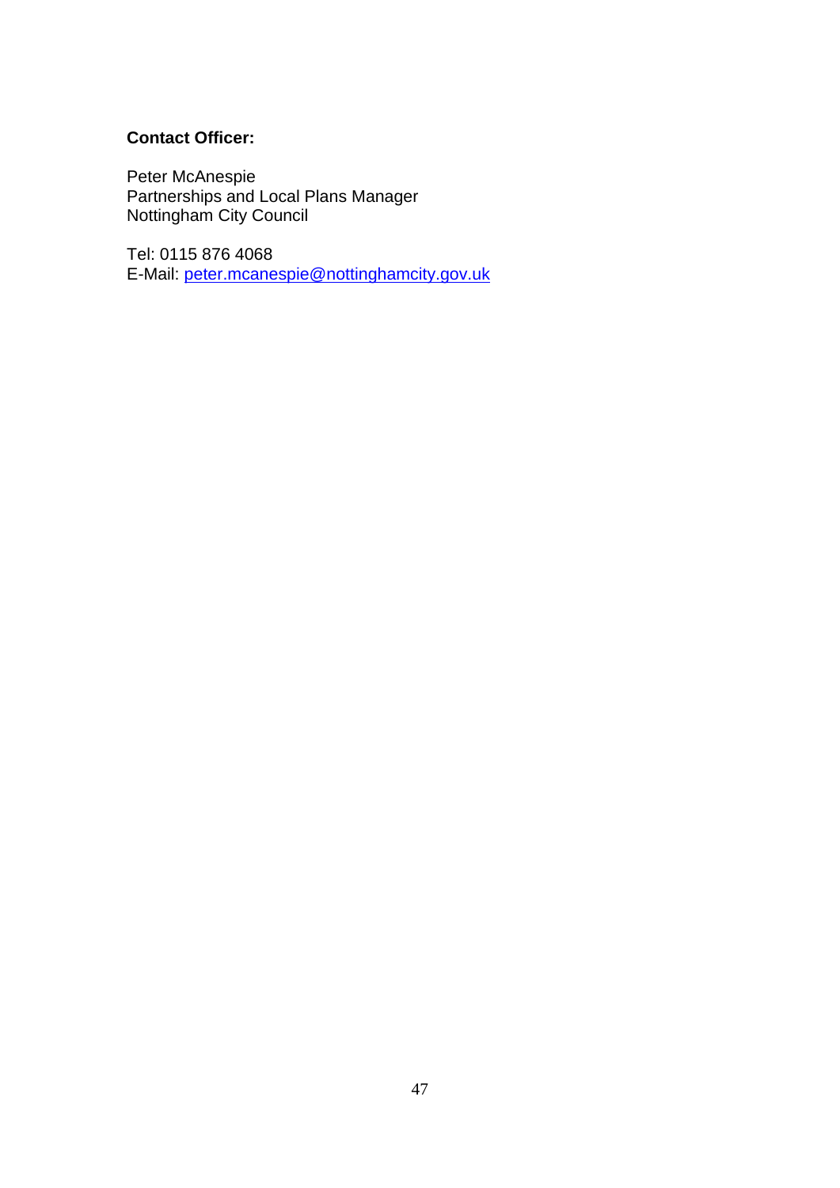**Contact Officer:**

Peter McAnespie
Partnerships and Local Plans Manager
Nottingham City Council

Tel: 0115 876 4068
E-Mail: peter.mcanespie@nottinghamcity.gov.uk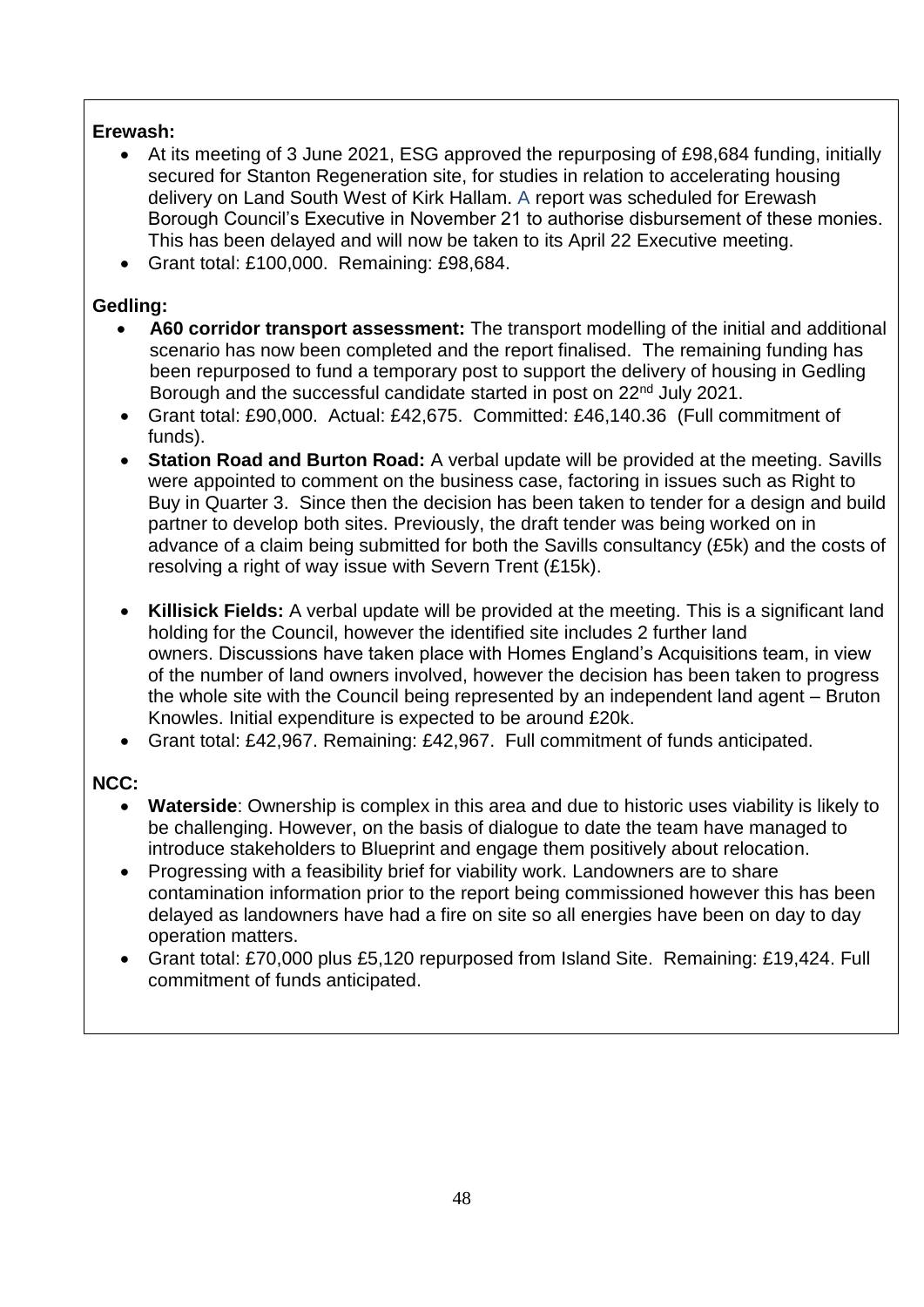**Erewash:**

- At its meeting of 3 June 2021, ESG approved the repurposing of £98,684 funding, initially secured for Stanton Regeneration site, for studies in relation to accelerating housing delivery on Land South West of Kirk Hallam. A report was scheduled for Erewash Borough Council's Executive in November 21 to authorise disbursement of these monies. This has been delayed and will now be taken to its April 22 Executive meeting.
- Grant total: £100,000. Remaining: £98,684.

**Gedling:**

- **A60 corridor transport assessment:** The transport modelling of the initial and additional scenario has now been completed and the report finalised. The remaining funding has been repurposed to fund a temporary post to support the delivery of housing in Gedling Borough and the successful candidate started in post on 22nd July 2021.
- Grant total: £90,000. Actual: £42,675. Committed: £46,140.36 (Full commitment of funds).
- **Station Road and Burton Road:** A verbal update will be provided at the meeting. Savills were appointed to comment on the business case, factoring in issues such as Right to Buy in Quarter 3. Since then the decision has been taken to tender for a design and build partner to develop both sites. Previously, the draft tender was being worked on in advance of a claim being submitted for both the Savills consultancy (£5k) and the costs of resolving a right of way issue with Severn Trent (£15k).
- **Killisick Fields:** A verbal update will be provided at the meeting. This is a significant land holding for the Council, however the identified site includes 2 further land owners. Discussions have taken place with Homes England's Acquisitions team, in view of the number of land owners involved, however the decision has been taken to progress the whole site with the Council being represented by an independent land agent – Bruton Knowles. Initial expenditure is expected to be around £20k.
- Grant total: £42,967. Remaining: £42,967. Full commitment of funds anticipated.

**NCC:**

- **Waterside**: Ownership is complex in this area and due to historic uses viability is likely to be challenging. However, on the basis of dialogue to date the team have managed to introduce stakeholders to Blueprint and engage them positively about relocation.
- Progressing with a feasibility brief for viability work. Landowners are to share contamination information prior to the report being commissioned however this has been delayed as landowners have had a fire on site so all energies have been on day to day operation matters.
- Grant total: £70,000 plus £5,120 repurposed from Island Site. Remaining: £19,424. Full commitment of funds anticipated.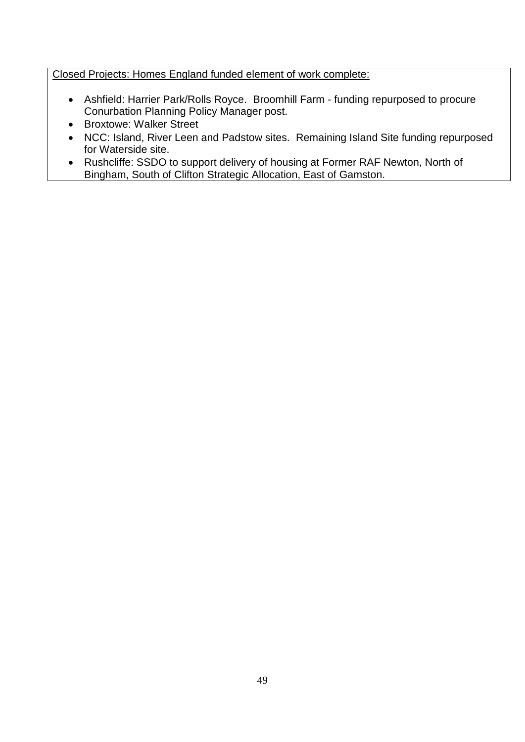Closed Projects: Homes England funded element of work complete:

- Ashfield: Harrier Park/Rolls Royce. Broomhill Farm - funding repurposed to procure Conurbation Planning Policy Manager post.
- Broxtowe: Walker Street
- NCC: Island, River Leen and Padstow sites. Remaining Island Site funding repurposed for Waterside site.
- Rushcliffe: SSDO to support delivery of housing at Former RAF Newton, North of Bingham, South of Clifton Strategic Allocation, East of Gamston.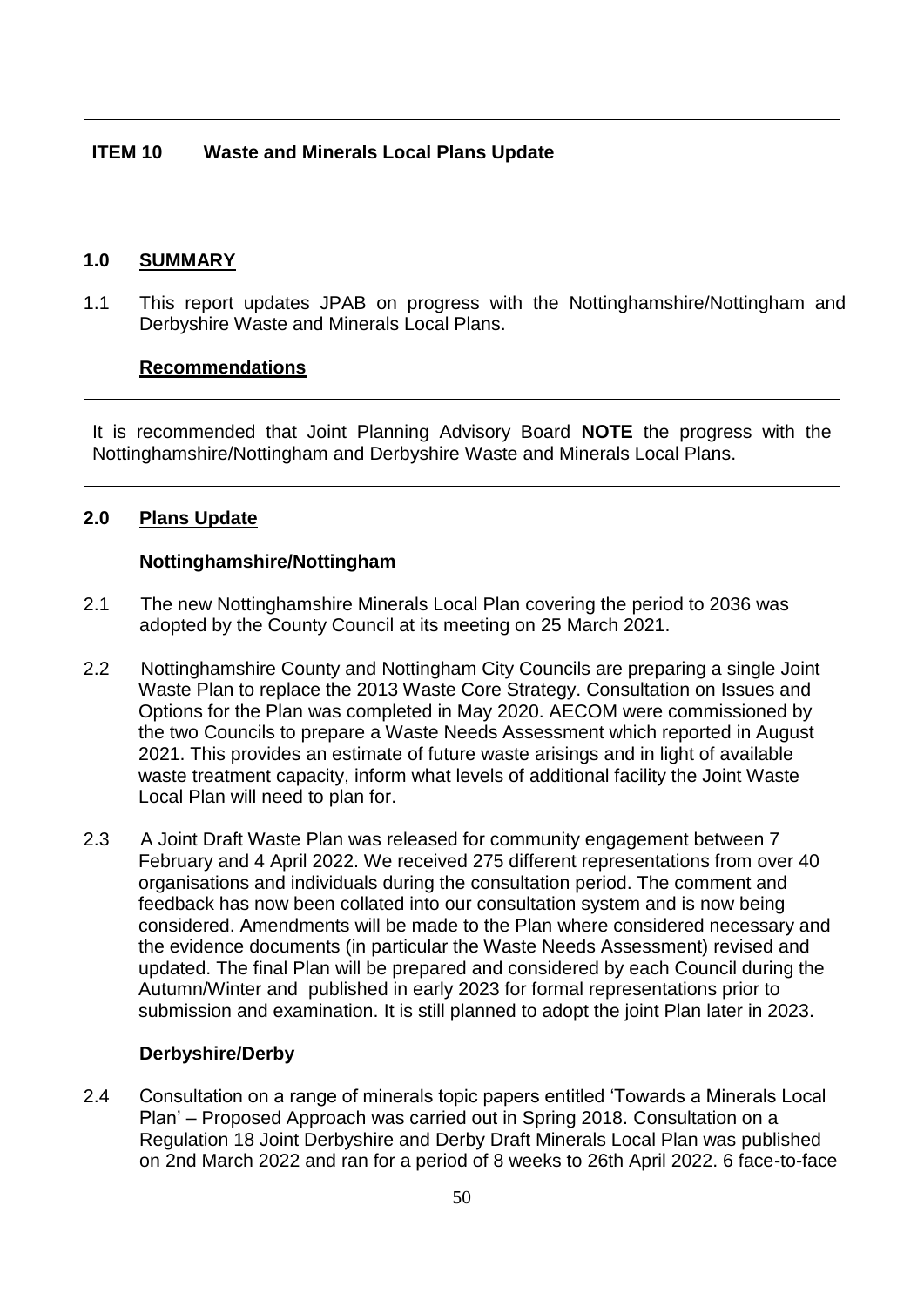**ITEM 10 Waste and Minerals Local Plans Update**

## 1.0 SUMMARY

1.1 This report updates JPAB on progress with the Nottinghamshire/Nottingham and Derbyshire Waste and Minerals Local Plans.

### Recommendations

It is recommended that Joint Planning Advisory Board **NOTE** the progress with the Nottinghamshire/Nottingham and Derbyshire Waste and Minerals Local Plans.

## 2.0 Plans Update

### Nottinghamshire/Nottingham

2.1 The new Nottinghamshire Minerals Local Plan covering the period to 2036 was adopted by the County Council at its meeting on 25 March 2021.

2.2 Nottinghamshire County and Nottingham City Councils are preparing a single Joint Waste Plan to replace the 2013 Waste Core Strategy. Consultation on Issues and Options for the Plan was completed in May 2020. AECOM were commissioned by the two Councils to prepare a Waste Needs Assessment which reported in August 2021. This provides an estimate of future waste arisings and in light of available waste treatment capacity, inform what levels of additional facility the Joint Waste Local Plan will need to plan for.

2.3 A Joint Draft Waste Plan was released for community engagement between 7 February and 4 April 2022. We received 275 different representations from over 40 organisations and individuals during the consultation period. The comment and feedback has now been collated into our consultation system and is now being considered. Amendments will be made to the Plan where considered necessary and the evidence documents (in particular the Waste Needs Assessment) revised and updated. The final Plan will be prepared and considered by each Council during the Autumn/Winter and published in early 2023 for formal representations prior to submission and examination. It is still planned to adopt the joint Plan later in 2023.

### Derbyshire/Derby

2.4 Consultation on a range of minerals topic papers entitled 'Towards a Minerals Local Plan' – Proposed Approach was carried out in Spring 2018. Consultation on a Regulation 18 Joint Derbyshire and Derby Draft Minerals Local Plan was published on 2nd March 2022 and ran for a period of 8 weeks to 26th April 2022. 6 face-to-face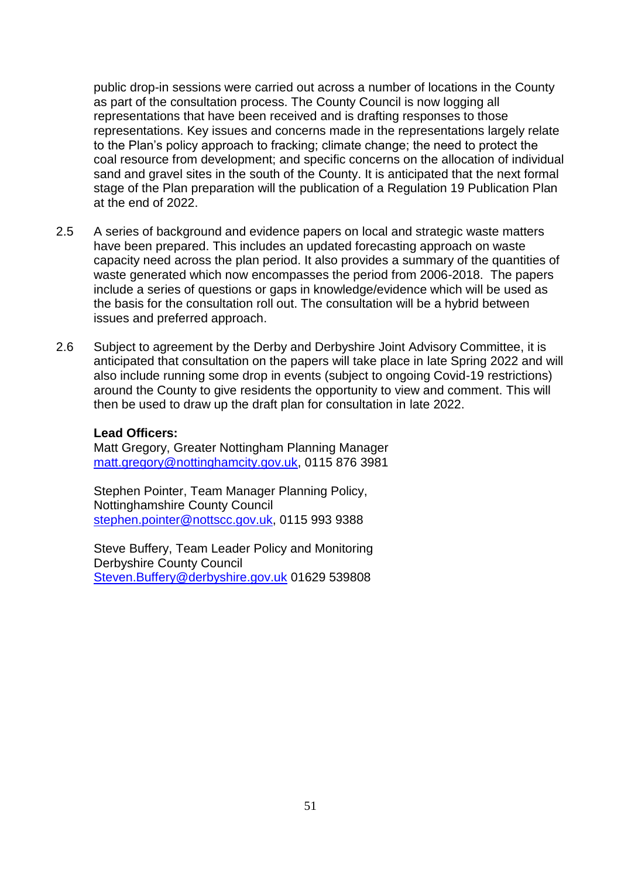public drop-in sessions were carried out across a number of locations in the County as part of the consultation process. The County Council is now logging all representations that have been received and is drafting responses to those representations. Key issues and concerns made in the representations largely relate to the Plan's policy approach to fracking; climate change; the need to protect the coal resource from development; and specific concerns on the allocation of individual sand and gravel sites in the south of the County. It is anticipated that the next formal stage of the Plan preparation will the publication of a Regulation 19 Publication Plan at the end of 2022.

2.5 A series of background and evidence papers on local and strategic waste matters have been prepared. This includes an updated forecasting approach on waste capacity need across the plan period. It also provides a summary of the quantities of waste generated which now encompasses the period from 2006-2018. The papers include a series of questions or gaps in knowledge/evidence which will be used as the basis for the consultation roll out. The consultation will be a hybrid between issues and preferred approach.

2.6 Subject to agreement by the Derby and Derbyshire Joint Advisory Committee, it is anticipated that consultation on the papers will take place in late Spring 2022 and will also include running some drop in events (subject to ongoing Covid-19 restrictions) around the County to give residents the opportunity to view and comment. This will then be used to draw up the draft plan for consultation in late 2022.

**Lead Officers:**

Matt Gregory, Greater Nottingham Planning Manager
matt.gregory@nottinghamcity.gov.uk, 0115 876 3981

Stephen Pointer, Team Manager Planning Policy,
Nottinghamshire County Council
stephen.pointer@nottscc.gov.uk, 0115 993 9388

Steve Buffery, Team Leader Policy and Monitoring
Derbyshire County Council
Steven.Buffery@derbyshire.gov.uk 01629 539808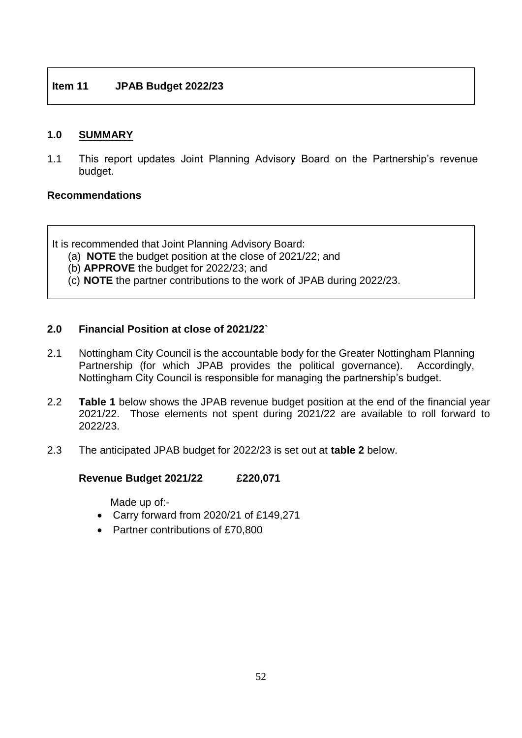**Item 11 JPAB Budget 2022/23**

## 1.0 SUMMARY

1.1 This report updates Joint Planning Advisory Board on the Partnership's revenue budget.

**Recommendations**

It is recommended that Joint Planning Advisory Board:

(a) **NOTE** the budget position at the close of 2021/22; and
(b) **APPROVE** the budget for 2022/23; and
(c) **NOTE** the partner contributions to the work of JPAB during 2022/23.

## 2.0 Financial Position at close of 2021/22`

2.1 Nottingham City Council is the accountable body for the Greater Nottingham Planning Partnership (for which JPAB provides the political governance). Accordingly, Nottingham City Council is responsible for managing the partnership's budget.

2.2 **Table 1** below shows the JPAB revenue budget position at the end of the financial year 2021/22. Those elements not spent during 2021/22 are available to roll forward to 2022/23.

2.3 The anticipated JPAB budget for 2022/23 is set out at **table 2** below.

**Revenue Budget 2021/22 £220,071**

Made up of:-

- Carry forward from 2020/21 of £149,271
- Partner contributions of £70,800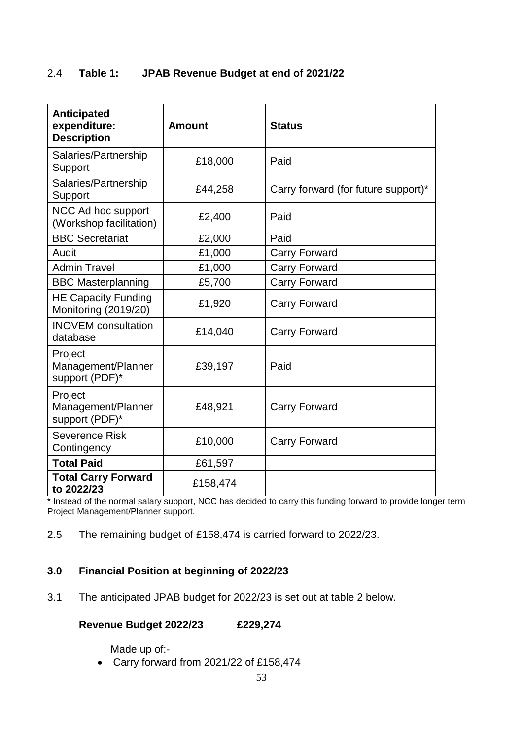2.4 **Table 1: JPAB Revenue Budget at end of 2021/22**

| **Anticipated expenditure: Description** | **Amount** | **Status** |
|---|---|---|
| Salaries/Partnership Support | £18,000 | Paid |
| Salaries/Partnership Support | £44,258 | Carry forward (for future support)* |
| NCC Ad hoc support (Workshop facilitation) | £2,400 | Paid |
| BBC Secretariat | £2,000 | Paid |
| Audit | £1,000 | Carry Forward |
| Admin Travel | £1,000 | Carry Forward |
| BBC Masterplanning | £5,700 | Carry Forward |
| HE Capacity Funding Monitoring (2019/20) | £1,920 | Carry Forward |
| INOVEM consultation database | £14,040 | Carry Forward |
| Project Management/Planner support (PDF)* | £39,197 | Paid |
| Project Management/Planner support (PDF)* | £48,921 | Carry Forward |
| Severence Risk Contingency | £10,000 | Carry Forward |
| **Total Paid** | £61,597 | |
| **Total Carry Forward to 2022/23** | £158,474 | |

* Instead of the normal salary support, NCC has decided to carry this funding forward to provide longer term Project Management/Planner support.

2.5 The remaining budget of £158,474 is carried forward to 2022/23.

## 3.0 Financial Position at beginning of 2022/23

3.1 The anticipated JPAB budget for 2022/23 is set out at table 2 below.

**Revenue Budget 2022/23 £229,274**

Made up of:-

- Carry forward from 2021/22 of £158,474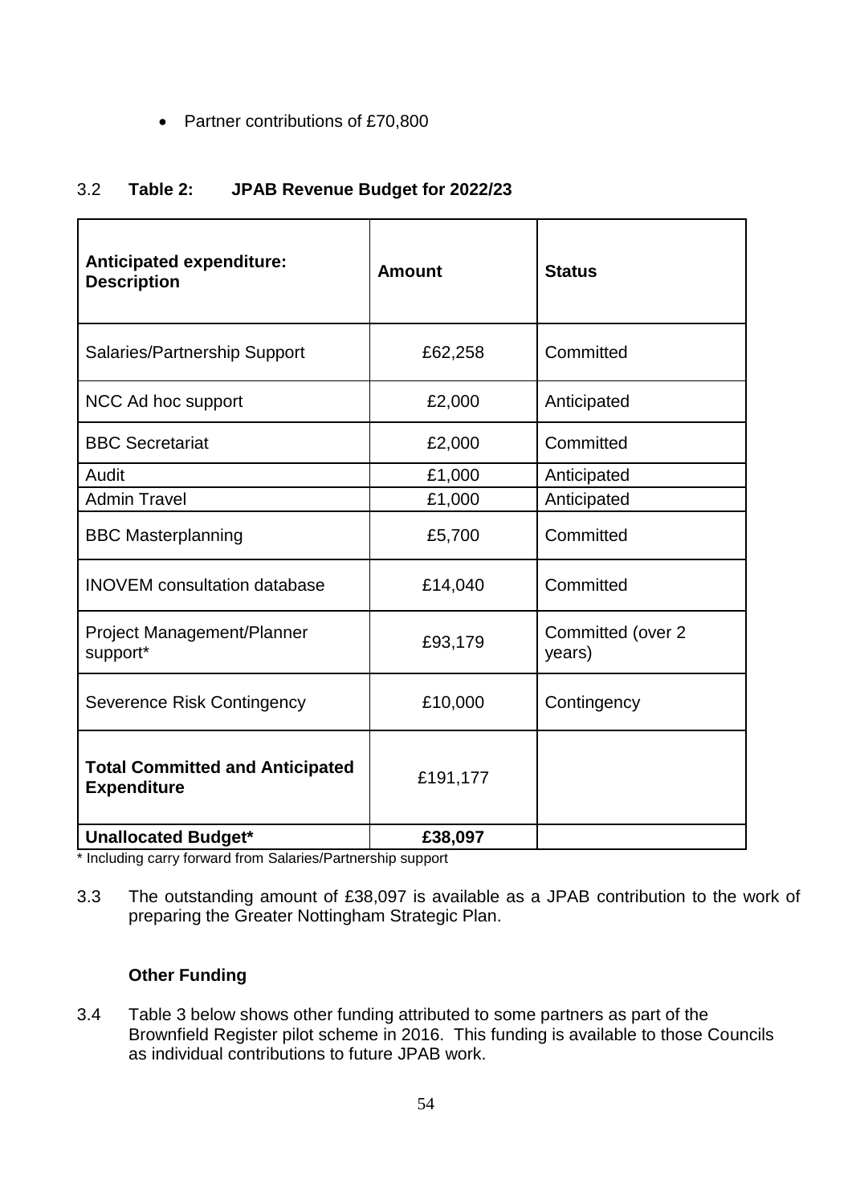- Partner contributions of £70,800

3.2 **Table 2: JPAB Revenue Budget for 2022/23**

| **Anticipated expenditure: Description** | **Amount** | **Status** |
|---|---|---|
| Salaries/Partnership Support | £62,258 | Committed |
| NCC Ad hoc support | £2,000 | Anticipated |
| BBC Secretariat | £2,000 | Committed |
| Audit | £1,000 | Anticipated |
| Admin Travel | £1,000 | Anticipated |
| BBC Masterplanning | £5,700 | Committed |
| INOVEM consultation database | £14,040 | Committed |
| Project Management/Planner support* | £93,179 | Committed (over 2 years) |
| Severence Risk Contingency | £10,000 | Contingency |
| **Total Committed and Anticipated Expenditure** | £191,177 | |
| **Unallocated Budget*** | **£38,097** | |

* Including carry forward from Salaries/Partnership support

3.3 The outstanding amount of £38,097 is available as a JPAB contribution to the work of preparing the Greater Nottingham Strategic Plan.

**Other Funding**

3.4 Table 3 below shows other funding attributed to some partners as part of the Brownfield Register pilot scheme in 2016. This funding is available to those Councils as individual contributions to future JPAB work.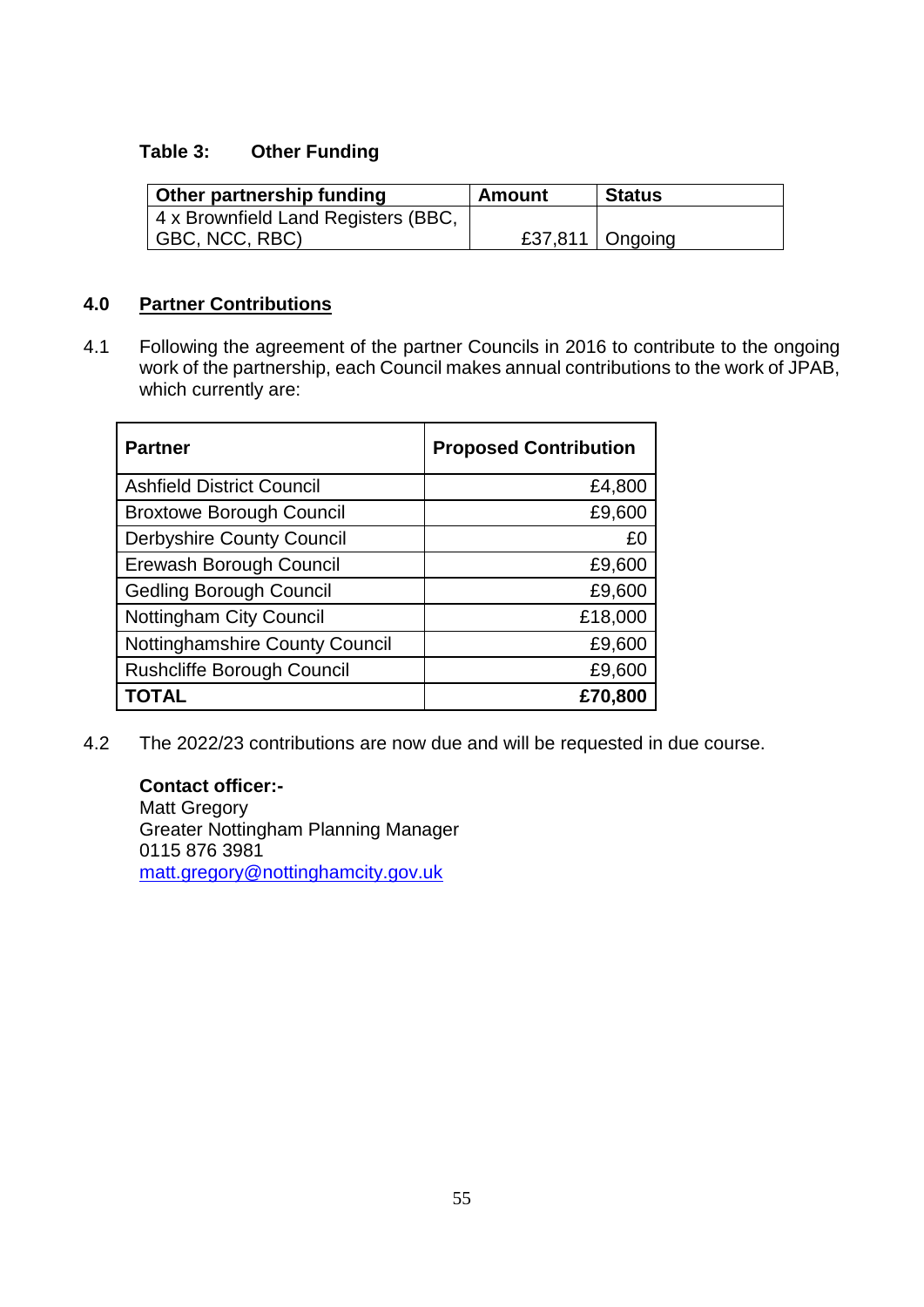**Table 3: Other Funding**

| Other partnership funding | Amount | Status |
|---|---|---|
| 4 x Brownfield Land Registers (BBC, GBC, NCC, RBC) | £37,811 | Ongoing |

## 4.0 Partner Contributions

4.1 Following the agreement of the partner Councils in 2016 to contribute to the ongoing work of the partnership, each Council makes annual contributions to the work of JPAB, which currently are:

| Partner | Proposed Contribution |
|---|---|
| Ashfield District Council | £4,800 |
| Broxtowe Borough Council | £9,600 |
| Derbyshire County Council | £0 |
| Erewash Borough Council | £9,600 |
| Gedling Borough Council | £9,600 |
| Nottingham City Council | £18,000 |
| Nottinghamshire County Council | £9,600 |
| Rushcliffe Borough Council | £9,600 |
| **TOTAL** | **£70,800** |

4.2 The 2022/23 contributions are now due and will be requested in due course.

**Contact officer:-**
Matt Gregory
Greater Nottingham Planning Manager
0115 876 3981
matt.gregory@nottinghamcity.gov.uk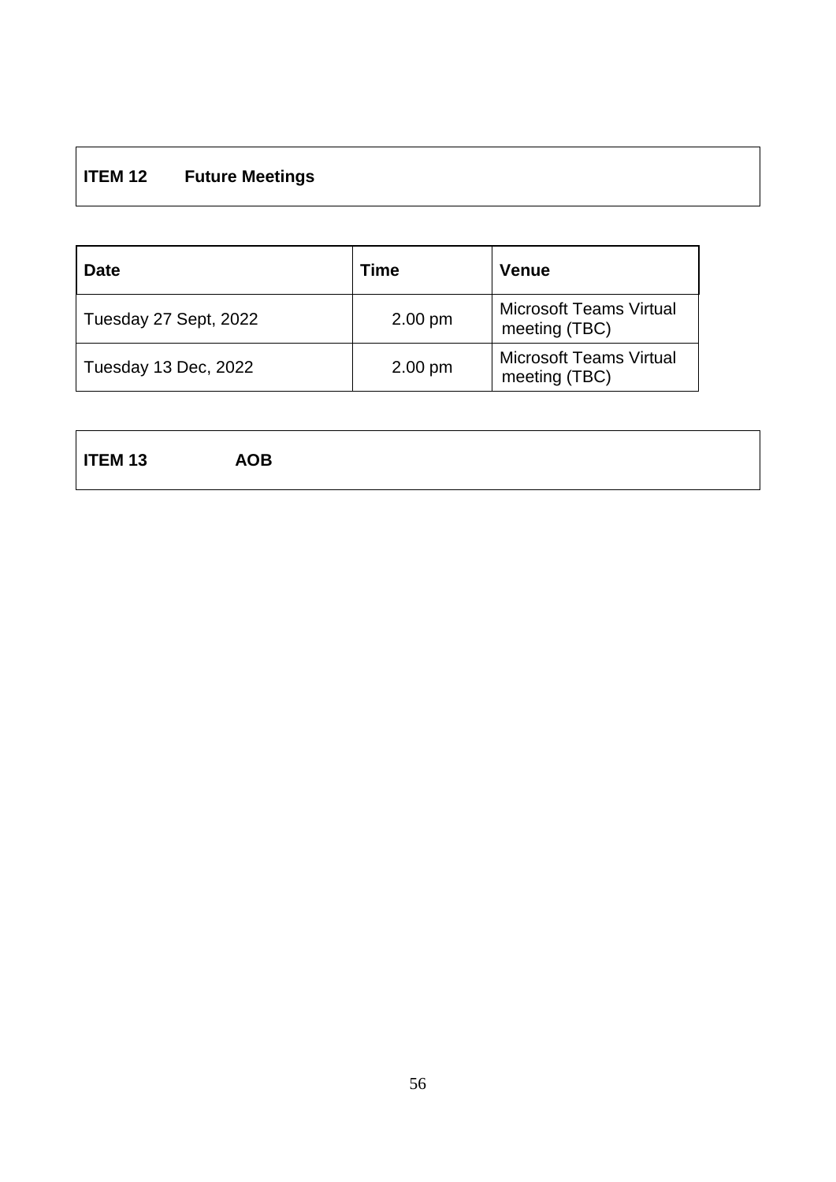**ITEM 12 Future Meetings**

| Date | Time | Venue |
|---|---|---|
| Tuesday 27 Sept, 2022 | 2.00 pm | Microsoft Teams Virtual meeting (TBC) |
| Tuesday 13 Dec, 2022 | 2.00 pm | Microsoft Teams Virtual meeting (TBC) |

**ITEM 13 AOB**